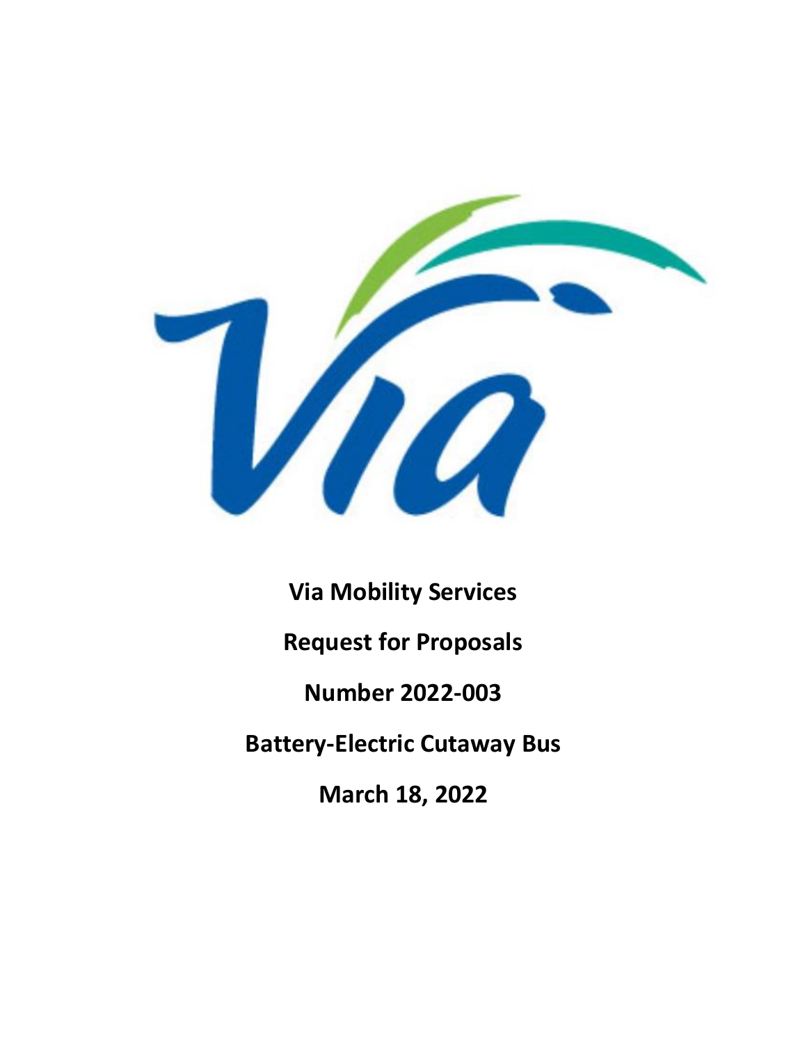**Via Mobility Services**

**Request for Proposals**

**Number 2022-003**

**Battery-Electric Cutaway Bus**

**March 18, 2022**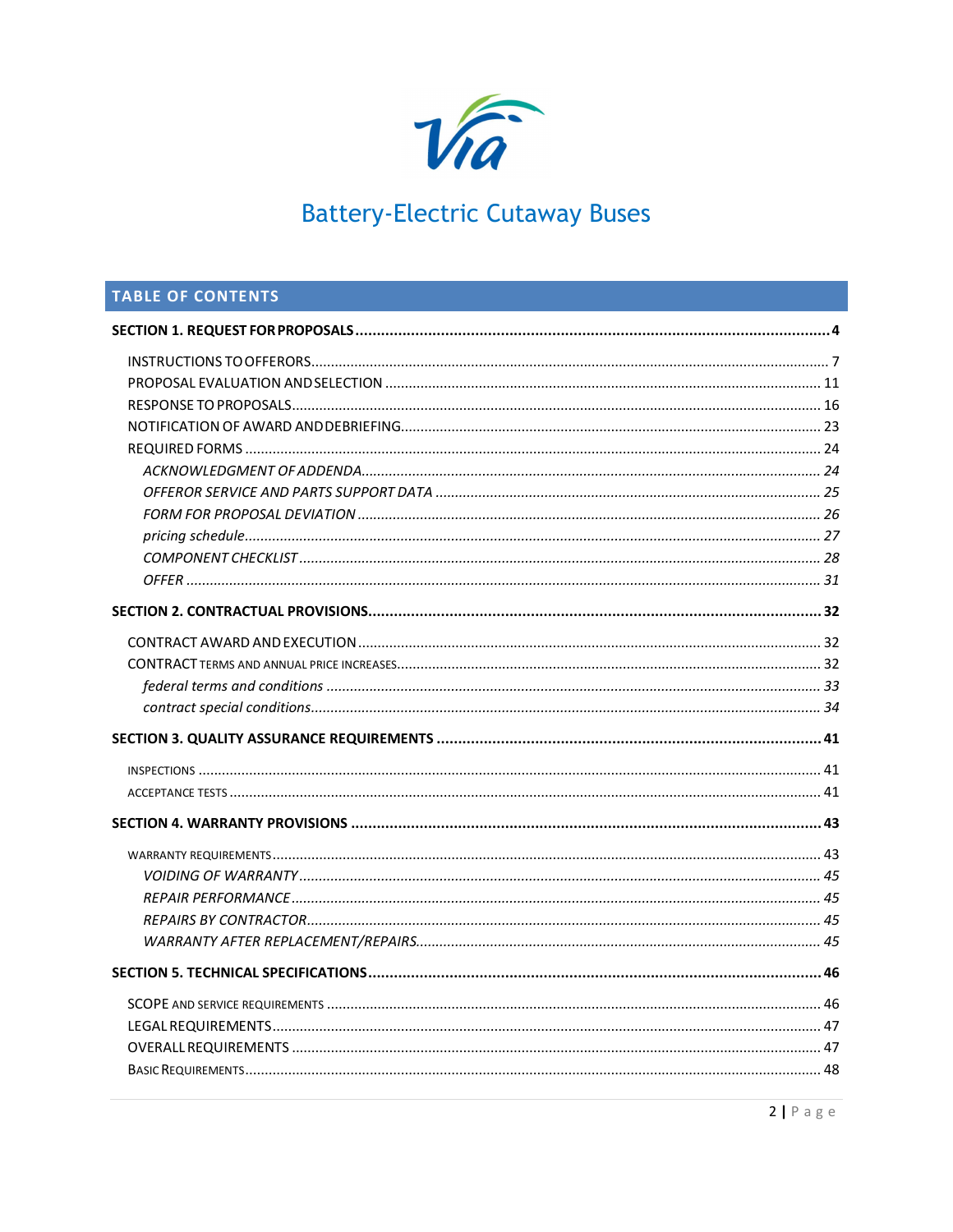# Battery-Electric Cutaway Buses

## TABLE OF CONTENTS

**SECTION 1. REQUEST FOR PROPOSALS ........................................................... 4**

- INSTRUCTIONS TO OFFERORS ........................................................... 7
- PROPOSAL EVALUATION AND SELECTION ........................................................... 11
- RESPONSE TO PROPOSALS ........................................................... 16
- NOTIFICATION OF AWARD AND DEBRIEFING ........................................................... 23
- REQUIRED FORMS ........................................................... 24
  - *ACKNOWLEDGMENT OF ADDENDA ........................................................... 24*
  - *OFFEROR SERVICE AND PARTS SUPPORT DATA ........................................................... 25*
  - *FORM FOR PROPOSAL DEVIATION ........................................................... 26*
  - *pricing schedule ........................................................... 27*
  - *COMPONENT CHECKLIST ........................................................... 28*
  - *OFFER ........................................................... 31*

**SECTION 2. CONTRACTUAL PROVISIONS ........................................................... 32**

- CONTRACT AWARD AND EXECUTION ........................................................... 32
- CONTRACT TERMS AND ANNUAL PRICE INCREASES ........................................................... 32
  - *federal terms and conditions ........................................................... 33*
  - *contract special conditions ........................................................... 34*

**SECTION 3. QUALITY ASSURANCE REQUIREMENTS ........................................................... 41**

- INSPECTIONS ........................................................... 41
- ACCEPTANCE TESTS ........................................................... 41

**SECTION 4. WARRANTY PROVISIONS ........................................................... 43**

- WARRANTY REQUIREMENTS ........................................................... 43
  - *VOIDING OF WARRANTY ........................................................... 45*
  - *REPAIR PERFORMANCE ........................................................... 45*
  - *REPAIRS BY CONTRACTOR ........................................................... 45*
  - *WARRANTY AFTER REPLACEMENT/REPAIRS ........................................................... 45*

**SECTION 5. TECHNICAL SPECIFICATIONS ........................................................... 46**

- SCOPE AND SERVICE REQUIREMENTS ........................................................... 46
- LEGAL REQUIREMENTS ........................................................... 47
- OVERALL REQUIREMENTS ........................................................... 47
- BASIC REQUIREMENTS ........................................................... 48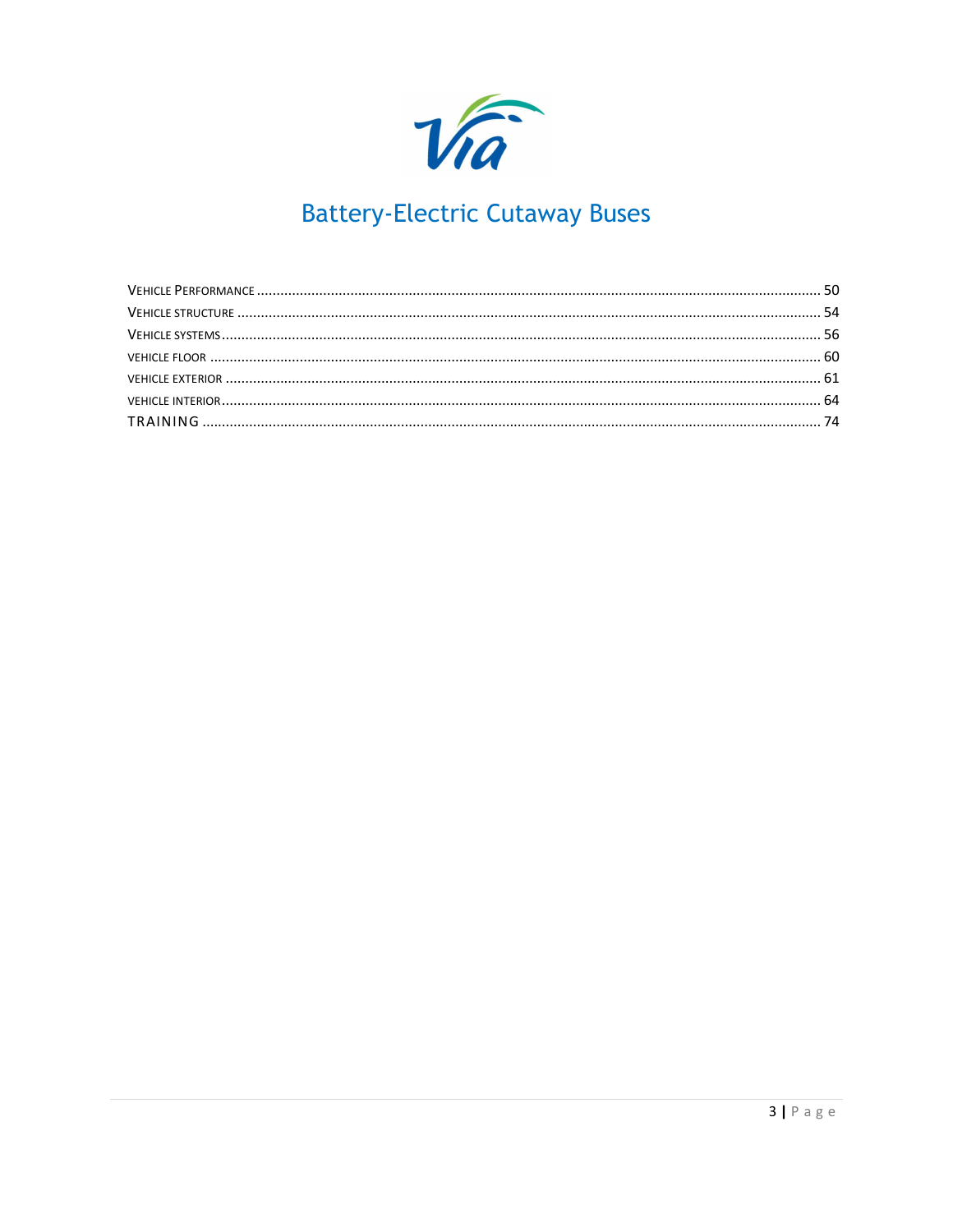# Battery-Electric Cutaway Buses

VEHICLE PERFORMANCE ........................................................................................................................................ 50
VEHICLE STRUCTURE ........................................................................................................................................... 54
VEHICLE SYSTEMS ............................................................................................................................................... 56
VEHICLE FLOOR ................................................................................................................................................... 60
VEHICLE EXTERIOR .............................................................................................................................................. 61
VEHICLE INTERIOR ............................................................................................................................................... 64
TRAINING ............................................................................................................................................................ 74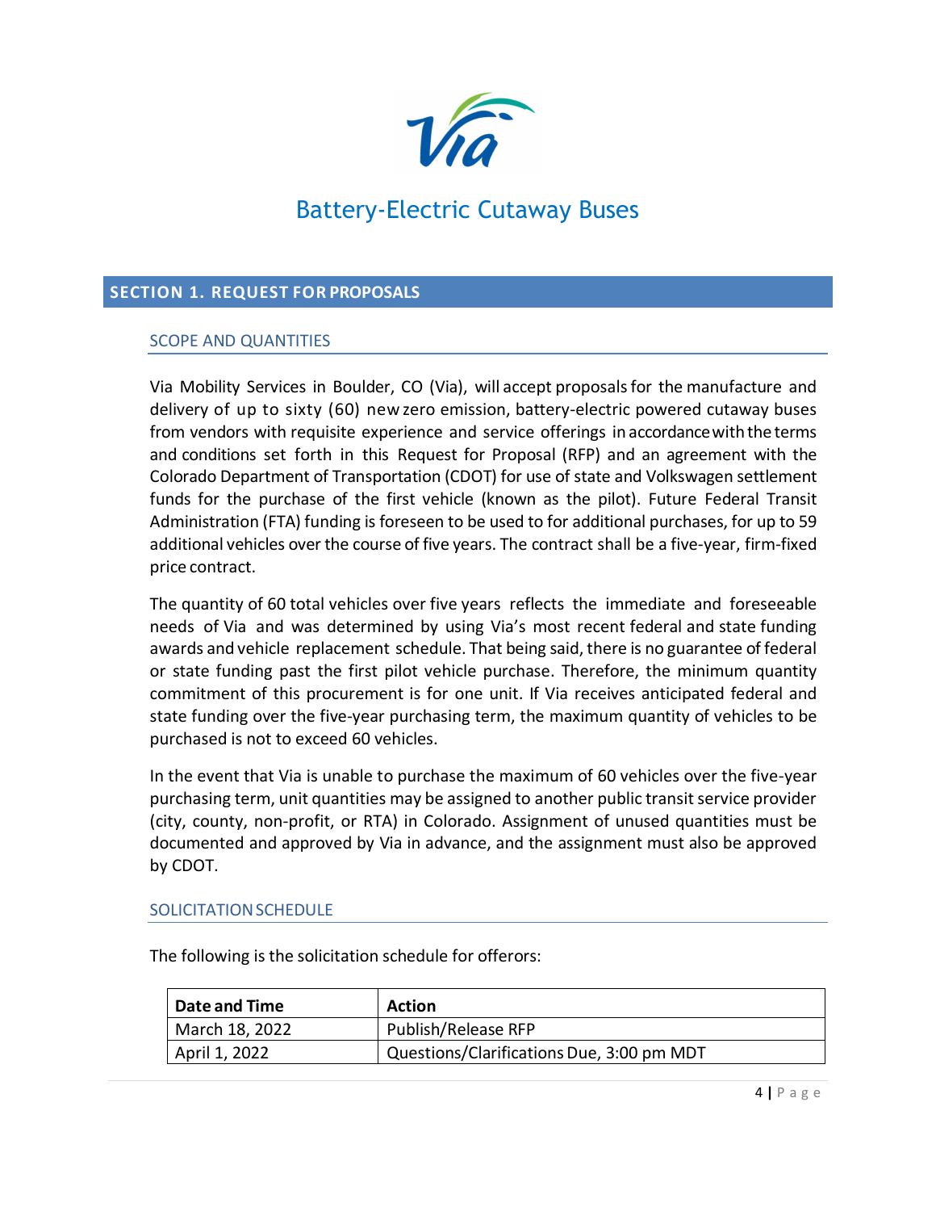Via

# Battery-Electric Cutaway Buses

## SECTION 1. REQUEST FOR PROPOSALS

### SCOPE AND QUANTITIES

Via Mobility Services in Boulder, CO (Via), will accept proposals for the manufacture and delivery of up to sixty (60) new zero emission, battery-electric powered cutaway buses from vendors with requisite experience and service offerings in accordance with the terms and conditions set forth in this Request for Proposal (RFP) and an agreement with the Colorado Department of Transportation (CDOT) for use of state and Volkswagen settlement funds for the purchase of the first vehicle (known as the pilot). Future Federal Transit Administration (FTA) funding is foreseen to be used to for additional purchases, for up to 59 additional vehicles over the course of five years. The contract shall be a five-year, firm-fixed price contract.

The quantity of 60 total vehicles over five years reflects the immediate and foreseeable needs of Via and was determined by using Via's most recent federal and state funding awards and vehicle replacement schedule. That being said, there is no guarantee of federal or state funding past the first pilot vehicle purchase. Therefore, the minimum quantity commitment of this procurement is for one unit. If Via receives anticipated federal and state funding over the five-year purchasing term, the maximum quantity of vehicles to be purchased is not to exceed 60 vehicles.

In the event that Via is unable to purchase the maximum of 60 vehicles over the five-year purchasing term, unit quantities may be assigned to another public transit service provider (city, county, non-profit, or RTA) in Colorado. Assignment of unused quantities must be documented and approved by Via in advance, and the assignment must also be approved by CDOT.

### SOLICITATION SCHEDULE

The following is the solicitation schedule for offerors:

| Date and Time | Action |
| --- | --- |
| March 18, 2022 | Publish/Release RFP |
| April 1, 2022 | Questions/Clarifications Due, 3:00 pm MDT |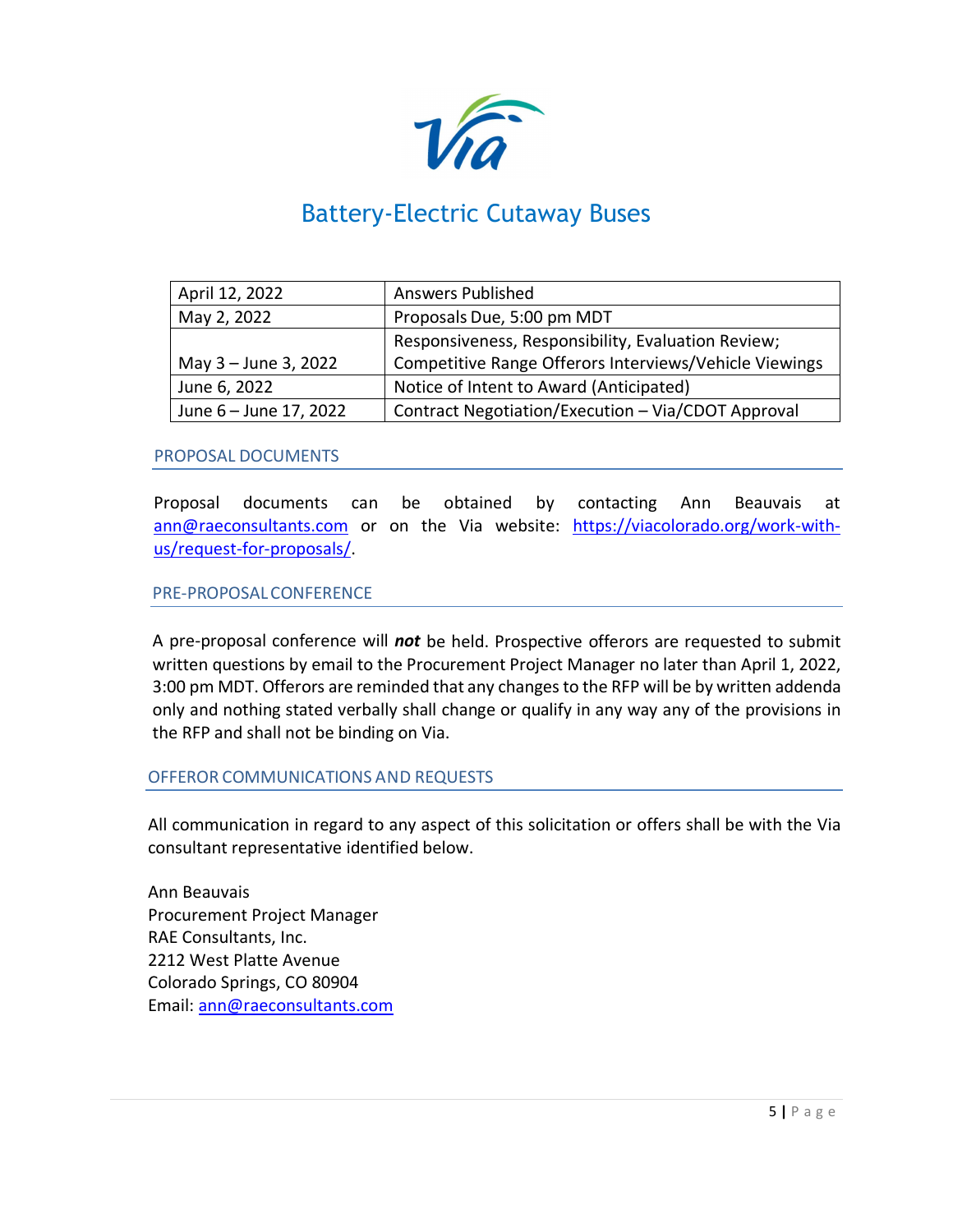# Battery-Electric Cutaway Buses

| | |
|---|---|
| April 12, 2022 | Answers Published |
| May 2, 2022 | Proposals Due, 5:00 pm MDT |
| May 3 – June 3, 2022 | Responsiveness, Responsibility, Evaluation Review; Competitive Range Offerors Interviews/Vehicle Viewings |
| June 6, 2022 | Notice of Intent to Award (Anticipated) |
| June 6 – June 17, 2022 | Contract Negotiation/Execution – Via/CDOT Approval |

## PROPOSAL DOCUMENTS

Proposal documents can be obtained by contacting Ann Beauvais at ann@raeconsultants.com or on the Via website: https://viacolorado.org/work-with-us/request-for-proposals/.

## PRE-PROPOSAL CONFERENCE

A pre-proposal conference will ***not*** be held. Prospective offerors are requested to submit written questions by email to the Procurement Project Manager no later than April 1, 2022, 3:00 pm MDT. Offerors are reminded that any changes to the RFP will be by written addenda only and nothing stated verbally shall change or qualify in any way any of the provisions in the RFP and shall not be binding on Via.

## OFFEROR COMMUNICATIONS AND REQUESTS

All communication in regard to any aspect of this solicitation or offers shall be with the Via consultant representative identified below.

Ann Beauvais
Procurement Project Manager
RAE Consultants, Inc.
2212 West Platte Avenue
Colorado Springs, CO 80904
Email: ann@raeconsultants.com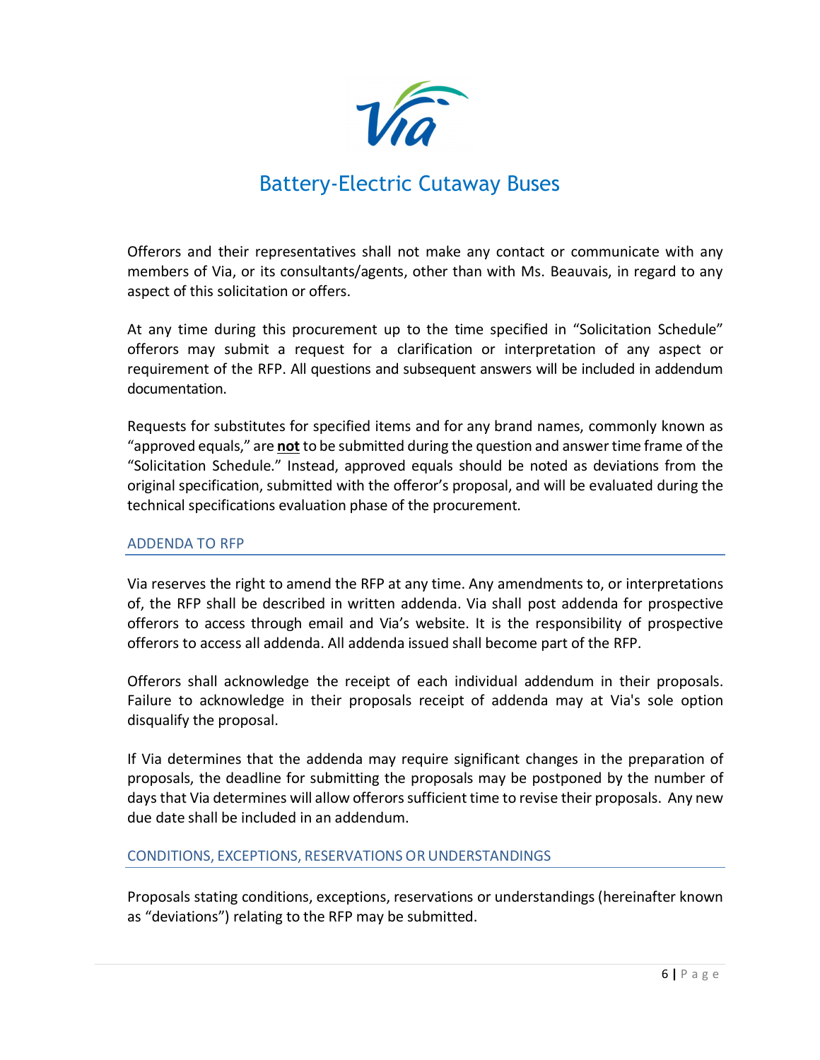Offerors and their representatives shall not make any contact or communicate with any members of Via, or its consultants/agents, other than with Ms. Beauvais, in regard to any aspect of this solicitation or offers.

At any time during this procurement up to the time specified in "Solicitation Schedule" offerors may submit a request for a clarification or interpretation of any aspect or requirement of the RFP. All questions and subsequent answers will be included in addendum documentation.

Requests for substitutes for specified items and for any brand names, commonly known as "approved equals," are **not** to be submitted during the question and answer time frame of the "Solicitation Schedule." Instead, approved equals should be noted as deviations from the original specification, submitted with the offeror's proposal, and will be evaluated during the technical specifications evaluation phase of the procurement.

## ADDENDA TO RFP

Via reserves the right to amend the RFP at any time. Any amendments to, or interpretations of, the RFP shall be described in written addenda. Via shall post addenda for prospective offerors to access through email and Via's website. It is the responsibility of prospective offerors to access all addenda. All addenda issued shall become part of the RFP.

Offerors shall acknowledge the receipt of each individual addendum in their proposals. Failure to acknowledge in their proposals receipt of addenda may at Via's sole option disqualify the proposal.

If Via determines that the addenda may require significant changes in the preparation of proposals, the deadline for submitting the proposals may be postponed by the number of days that Via determines will allow offerors sufficient time to revise their proposals. Any new due date shall be included in an addendum.

## CONDITIONS, EXCEPTIONS, RESERVATIONS OR UNDERSTANDINGS

Proposals stating conditions, exceptions, reservations or understandings (hereinafter known as "deviations") relating to the RFP may be submitted.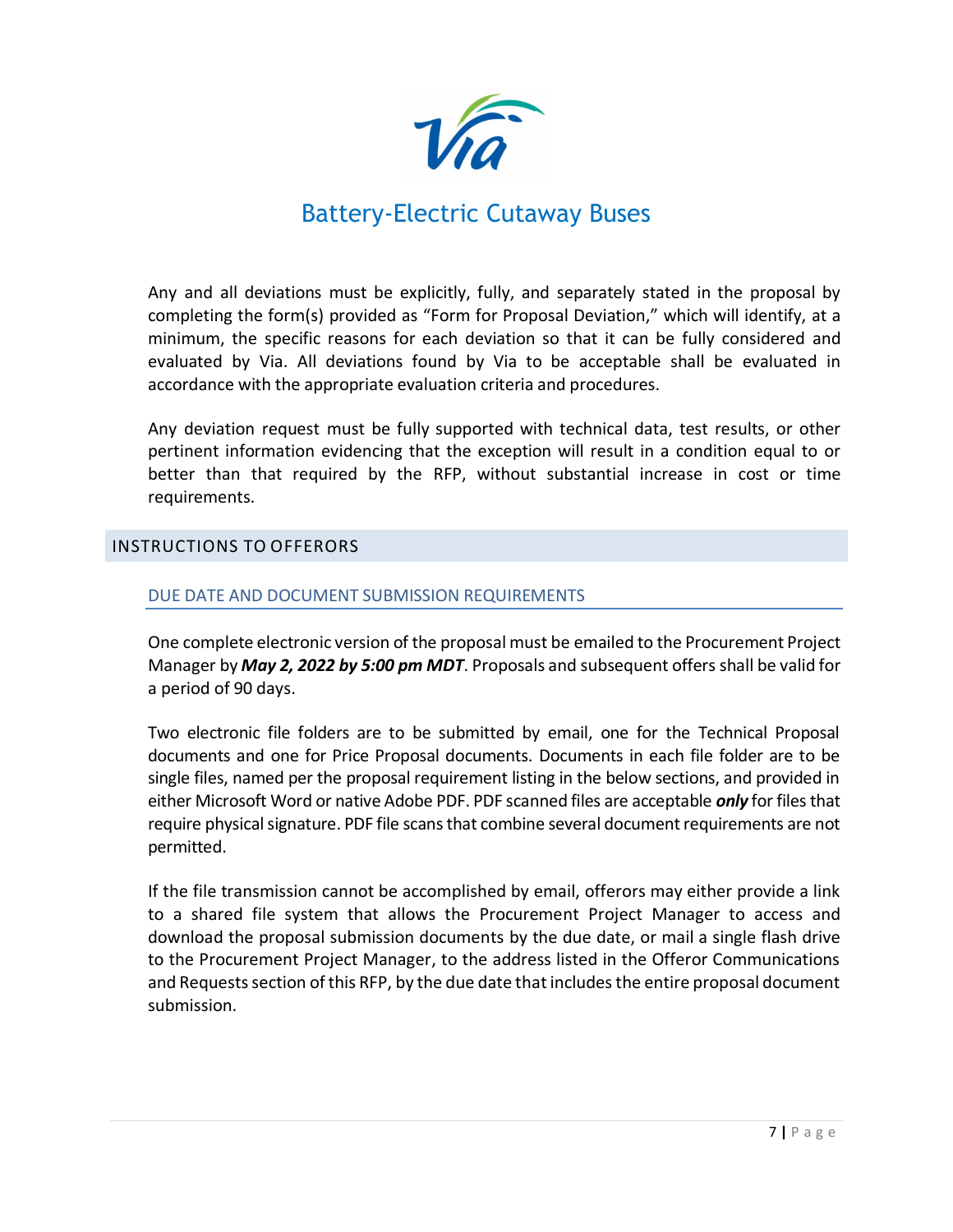Any and all deviations must be explicitly, fully, and separately stated in the proposal by completing the form(s) provided as "Form for Proposal Deviation," which will identify, at a minimum, the specific reasons for each deviation so that it can be fully considered and evaluated by Via. All deviations found by Via to be acceptable shall be evaluated in accordance with the appropriate evaluation criteria and procedures.

Any deviation request must be fully supported with technical data, test results, or other pertinent information evidencing that the exception will result in a condition equal to or better than that required by the RFP, without substantial increase in cost or time requirements.

## INSTRUCTIONS TO OFFERORS

### DUE DATE AND DOCUMENT SUBMISSION REQUIREMENTS

One complete electronic version of the proposal must be emailed to the Procurement Project Manager by ***May 2, 2022 by 5:00 pm MDT***. Proposals and subsequent offers shall be valid for a period of 90 days.

Two electronic file folders are to be submitted by email, one for the Technical Proposal documents and one for Price Proposal documents. Documents in each file folder are to be single files, named per the proposal requirement listing in the below sections, and provided in either Microsoft Word or native Adobe PDF. PDF scanned files are acceptable ***only*** for files that require physical signature. PDF file scans that combine several document requirements are not permitted.

If the file transmission cannot be accomplished by email, offerors may either provide a link to a shared file system that allows the Procurement Project Manager to access and download the proposal submission documents by the due date, or mail a single flash drive to the Procurement Project Manager, to the address listed in the Offeror Communications and Requests section of this RFP, by the due date that includes the entire proposal document submission.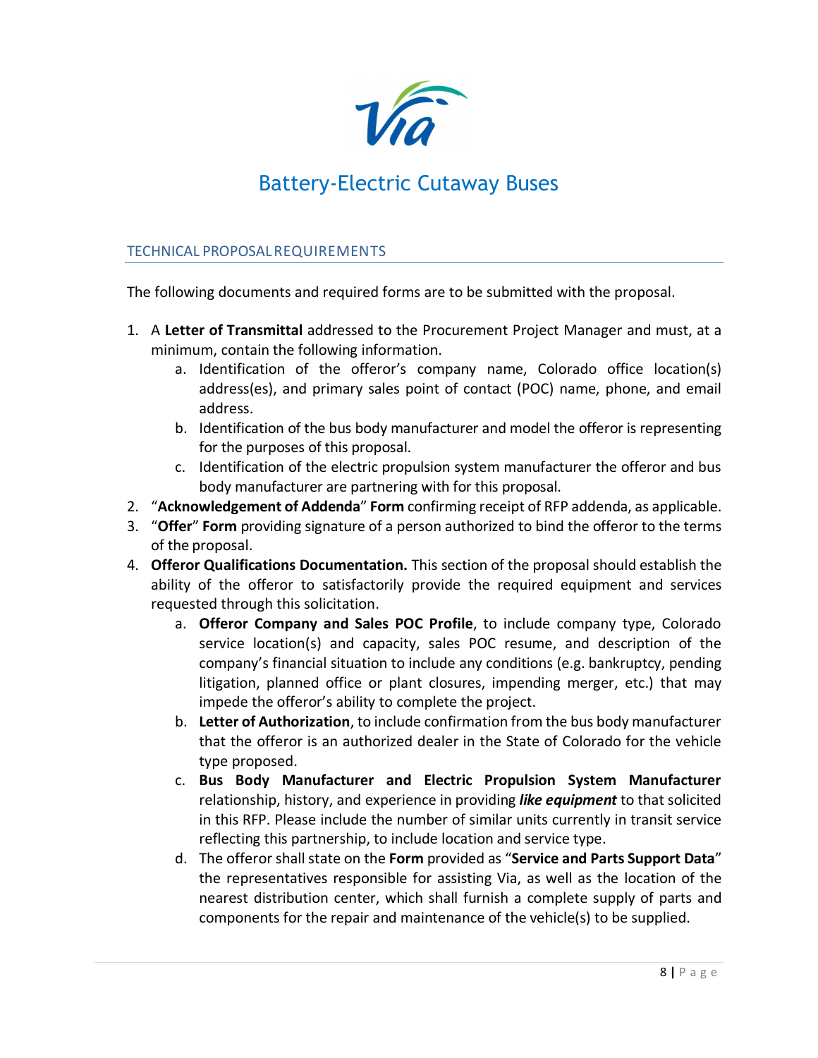# Battery-Electric Cutaway Buses

## TECHNICAL PROPOSAL REQUIREMENTS

The following documents and required forms are to be submitted with the proposal.

1. A **Letter of Transmittal** addressed to the Procurement Project Manager and must, at a minimum, contain the following information.
    a. Identification of the offeror's company name, Colorado office location(s) address(es), and primary sales point of contact (POC) name, phone, and email address.
    b. Identification of the bus body manufacturer and model the offeror is representing for the purposes of this proposal.
    c. Identification of the electric propulsion system manufacturer the offeror and bus body manufacturer are partnering with for this proposal.
2. "**Acknowledgement of Addenda**" **Form** confirming receipt of RFP addenda, as applicable.
3. "**Offer**" **Form** providing signature of a person authorized to bind the offeror to the terms of the proposal.
4. **Offeror Qualifications Documentation.** This section of the proposal should establish the ability of the offeror to satisfactorily provide the required equipment and services requested through this solicitation.
    a. **Offeror Company and Sales POC Profile**, to include company type, Colorado service location(s) and capacity, sales POC resume, and description of the company's financial situation to include any conditions (e.g. bankruptcy, pending litigation, planned office or plant closures, impending merger, etc.) that may impede the offeror's ability to complete the project.
    b. **Letter of Authorization**, to include confirmation from the bus body manufacturer that the offeror is an authorized dealer in the State of Colorado for the vehicle type proposed.
    c. **Bus Body Manufacturer and Electric Propulsion System Manufacturer** relationship, history, and experience in providing ***like equipment*** to that solicited in this RFP. Please include the number of similar units currently in transit service reflecting this partnership, to include location and service type.
    d. The offeror shall state on the **Form** provided as "**Service and Parts Support Data**" the representatives responsible for assisting Via, as well as the location of the nearest distribution center, which shall furnish a complete supply of parts and components for the repair and maintenance of the vehicle(s) to be supplied.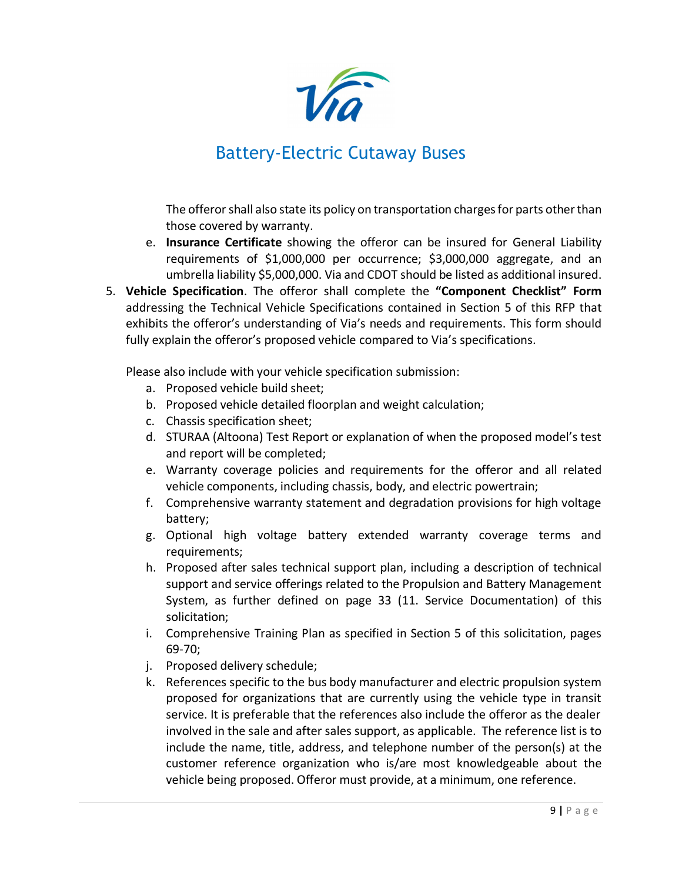The offeror shall also state its policy on transportation charges for parts other than those covered by warranty.

   e. **Insurance Certificate** showing the offeror can be insured for General Liability requirements of $1,000,000 per occurrence; $3,000,000 aggregate, and an umbrella liability $5,000,000. Via and CDOT should be listed as additional insured.

5. **Vehicle Specification**. The offeror shall complete the **"Component Checklist" Form** addressing the Technical Vehicle Specifications contained in Section 5 of this RFP that exhibits the offeror's understanding of Via's needs and requirements. This form should fully explain the offeror's proposed vehicle compared to Via's specifications.

   Please also include with your vehicle specification submission:

   a. Proposed vehicle build sheet;
   b. Proposed vehicle detailed floorplan and weight calculation;
   c. Chassis specification sheet;
   d. STURAA (Altoona) Test Report or explanation of when the proposed model's test and report will be completed;
   e. Warranty coverage policies and requirements for the offeror and all related vehicle components, including chassis, body, and electric powertrain;
   f. Comprehensive warranty statement and degradation provisions for high voltage battery;
   g. Optional high voltage battery extended warranty coverage terms and requirements;
   h. Proposed after sales technical support plan, including a description of technical support and service offerings related to the Propulsion and Battery Management System, as further defined on page 33 (11. Service Documentation) of this solicitation;
   i. Comprehensive Training Plan as specified in Section 5 of this solicitation, pages 69-70;
   j. Proposed delivery schedule;
   k. References specific to the bus body manufacturer and electric propulsion system proposed for organizations that are currently using the vehicle type in transit service. It is preferable that the references also include the offeror as the dealer involved in the sale and after sales support, as applicable. The reference list is to include the name, title, address, and telephone number of the person(s) at the customer reference organization who is/are most knowledgeable about the vehicle being proposed. Offeror must provide, at a minimum, one reference.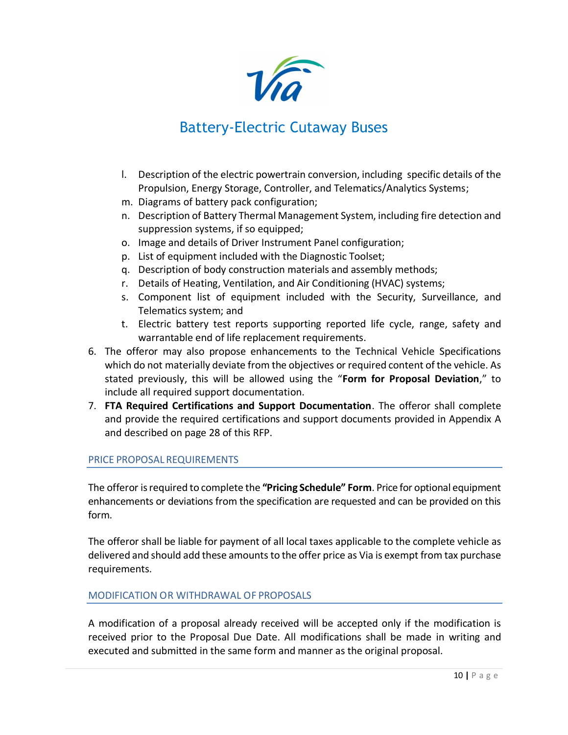l. Description of the electric powertrain conversion, including specific details of the Propulsion, Energy Storage, Controller, and Telematics/Analytics Systems;
m. Diagrams of battery pack configuration;
n. Description of Battery Thermal Management System, including fire detection and suppression systems, if so equipped;
o. Image and details of Driver Instrument Panel configuration;
p. List of equipment included with the Diagnostic Toolset;
q. Description of body construction materials and assembly methods;
r. Details of Heating, Ventilation, and Air Conditioning (HVAC) systems;
s. Component list of equipment included with the Security, Surveillance, and Telematics system; and
t. Electric battery test reports supporting reported life cycle, range, safety and warrantable end of life replacement requirements.

6. The offeror may also propose enhancements to the Technical Vehicle Specifications which do not materially deviate from the objectives or required content of the vehicle. As stated previously, this will be allowed using the "**Form for Proposal Deviation**," to include all required support documentation.
7. **FTA Required Certifications and Support Documentation**. The offeror shall complete and provide the required certifications and support documents provided in Appendix A and described on page 28 of this RFP.

## PRICE PROPOSAL REQUIREMENTS

The offeror is required to complete the **"Pricing Schedule" Form**. Price for optional equipment enhancements or deviations from the specification are requested and can be provided on this form.

The offeror shall be liable for payment of all local taxes applicable to the complete vehicle as delivered and should add these amounts to the offer price as Via is exempt from tax purchase requirements.

## MODIFICATION OR WITHDRAWAL OF PROPOSALS

A modification of a proposal already received will be accepted only if the modification is received prior to the Proposal Due Date. All modifications shall be made in writing and executed and submitted in the same form and manner as the original proposal.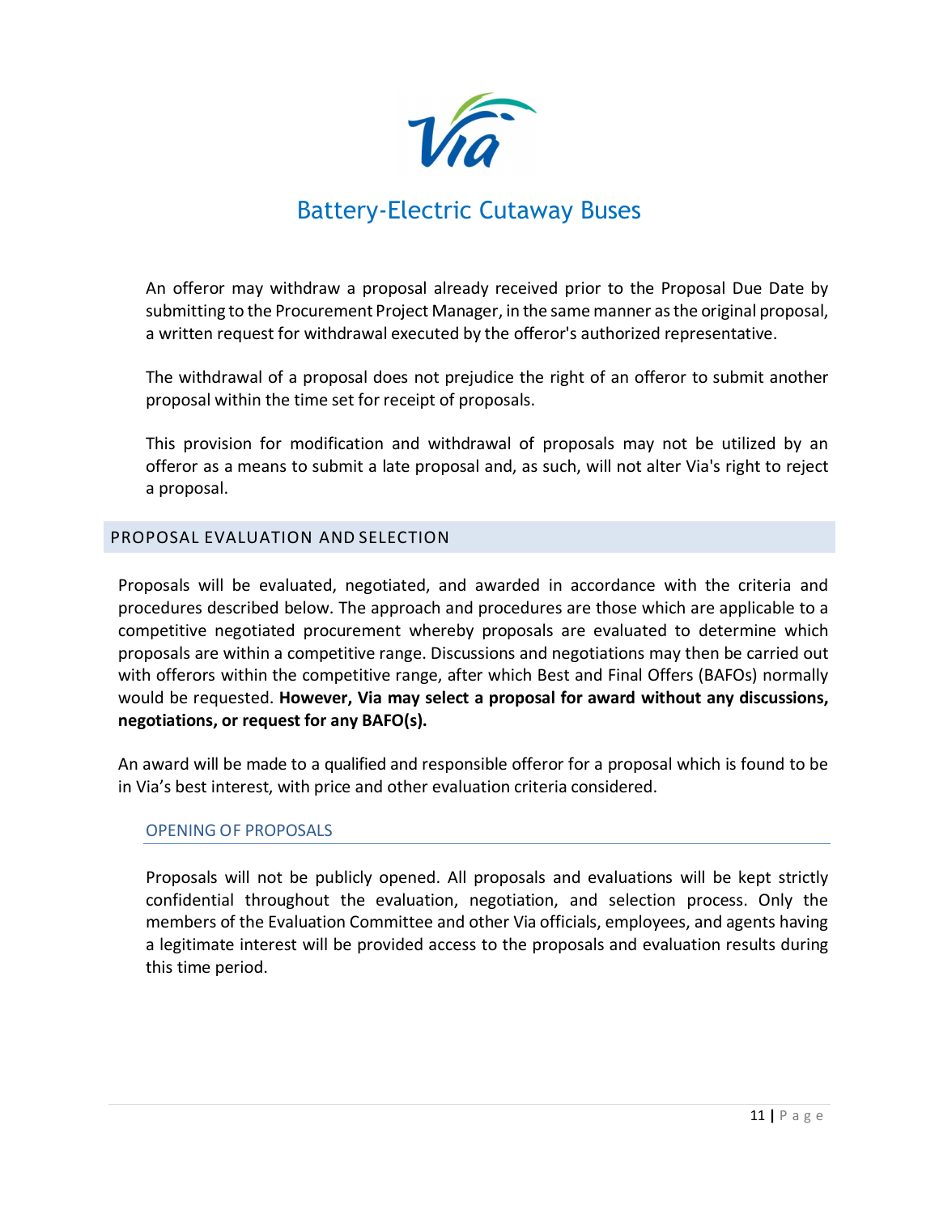An offeror may withdraw a proposal already received prior to the Proposal Due Date by submitting to the Procurement Project Manager, in the same manner as the original proposal, a written request for withdrawal executed by the offeror's authorized representative.

The withdrawal of a proposal does not prejudice the right of an offeror to submit another proposal within the time set for receipt of proposals.

This provision for modification and withdrawal of proposals may not be utilized by an offeror as a means to submit a late proposal and, as such, will not alter Via's right to reject a proposal.

## PROPOSAL EVALUATION AND SELECTION

Proposals will be evaluated, negotiated, and awarded in accordance with the criteria and procedures described below. The approach and procedures are those which are applicable to a competitive negotiated procurement whereby proposals are evaluated to determine which proposals are within a competitive range. Discussions and negotiations may then be carried out with offerors within the competitive range, after which Best and Final Offers (BAFOs) normally would be requested. **However, Via may select a proposal for award without any discussions, negotiations, or request for any BAFO(s).**

An award will be made to a qualified and responsible offeror for a proposal which is found to be in Via's best interest, with price and other evaluation criteria considered.

### OPENING OF PROPOSALS

Proposals will not be publicly opened. All proposals and evaluations will be kept strictly confidential throughout the evaluation, negotiation, and selection process. Only the members of the Evaluation Committee and other Via officials, employees, and agents having a legitimate interest will be provided access to the proposals and evaluation results during this time period.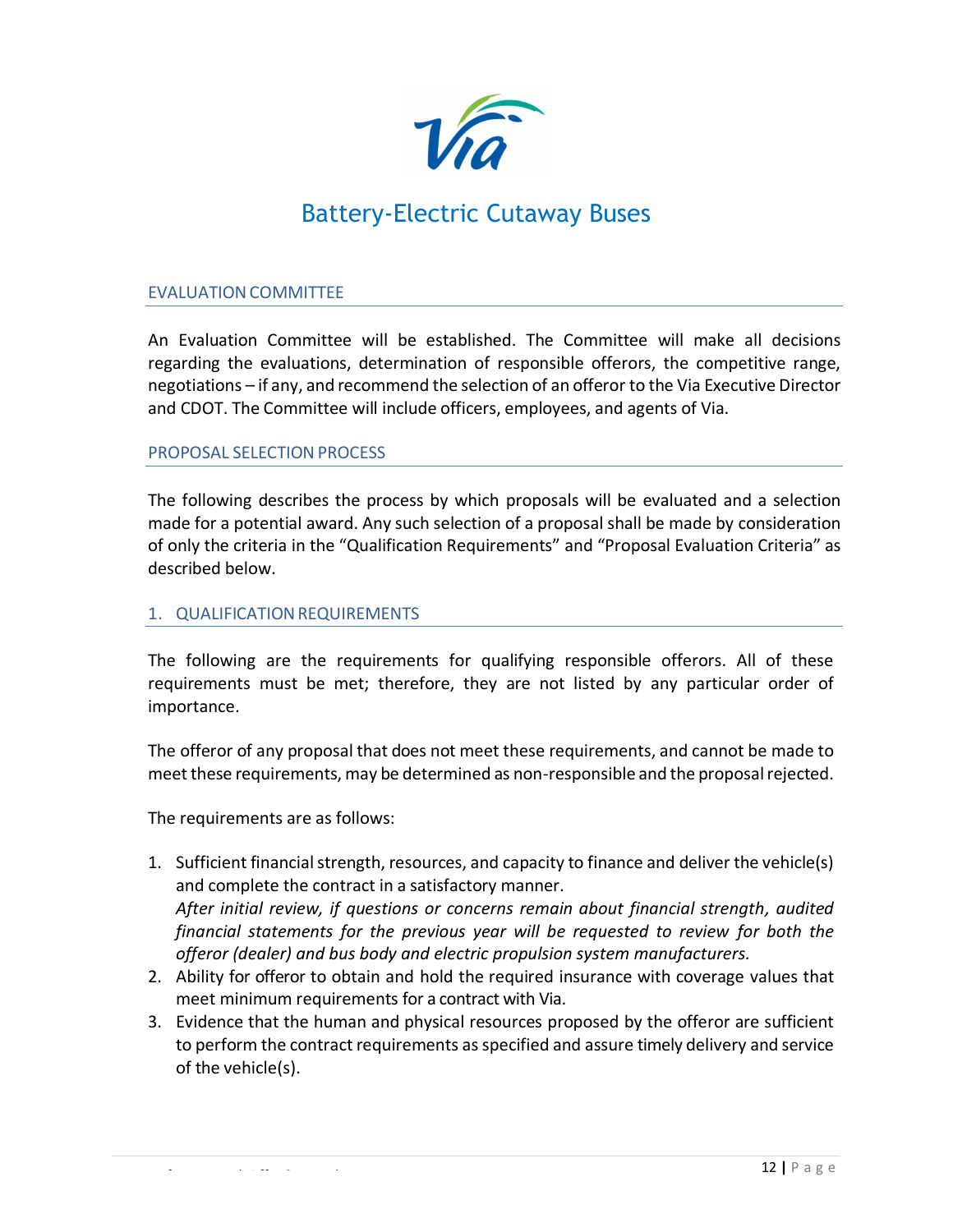# Battery-Electric Cutaway Buses

## EVALUATION COMMITTEE

An Evaluation Committee will be established. The Committee will make all decisions regarding the evaluations, determination of responsible offerors, the competitive range, negotiations – if any, and recommend the selection of an offeror to the Via Executive Director and CDOT. The Committee will include officers, employees, and agents of Via.

## PROPOSAL SELECTION PROCESS

The following describes the process by which proposals will be evaluated and a selection made for a potential award. Any such selection of a proposal shall be made by consideration of only the criteria in the “Qualification Requirements” and “Proposal Evaluation Criteria” as described below.

## 1. QUALIFICATION REQUIREMENTS

The following are the requirements for qualifying responsible offerors. All of these requirements must be met; therefore, they are not listed by any particular order of importance.

The offeror of any proposal that does not meet these requirements, and cannot be made to meet these requirements, may be determined as non-responsible and the proposal rejected.

The requirements are as follows:

1. Sufficient financial strength, resources, and capacity to finance and deliver the vehicle(s) and complete the contract in a satisfactory manner.
   *After initial review, if questions or concerns remain about financial strength, audited financial statements for the previous year will be requested to review for both the offeror (dealer) and bus body and electric propulsion system manufacturers.*
2. Ability for offeror to obtain and hold the required insurance with coverage values that meet minimum requirements for a contract with Via.
3. Evidence that the human and physical resources proposed by the offeror are sufficient to perform the contract requirements as specified and assure timely delivery and service of the vehicle(s).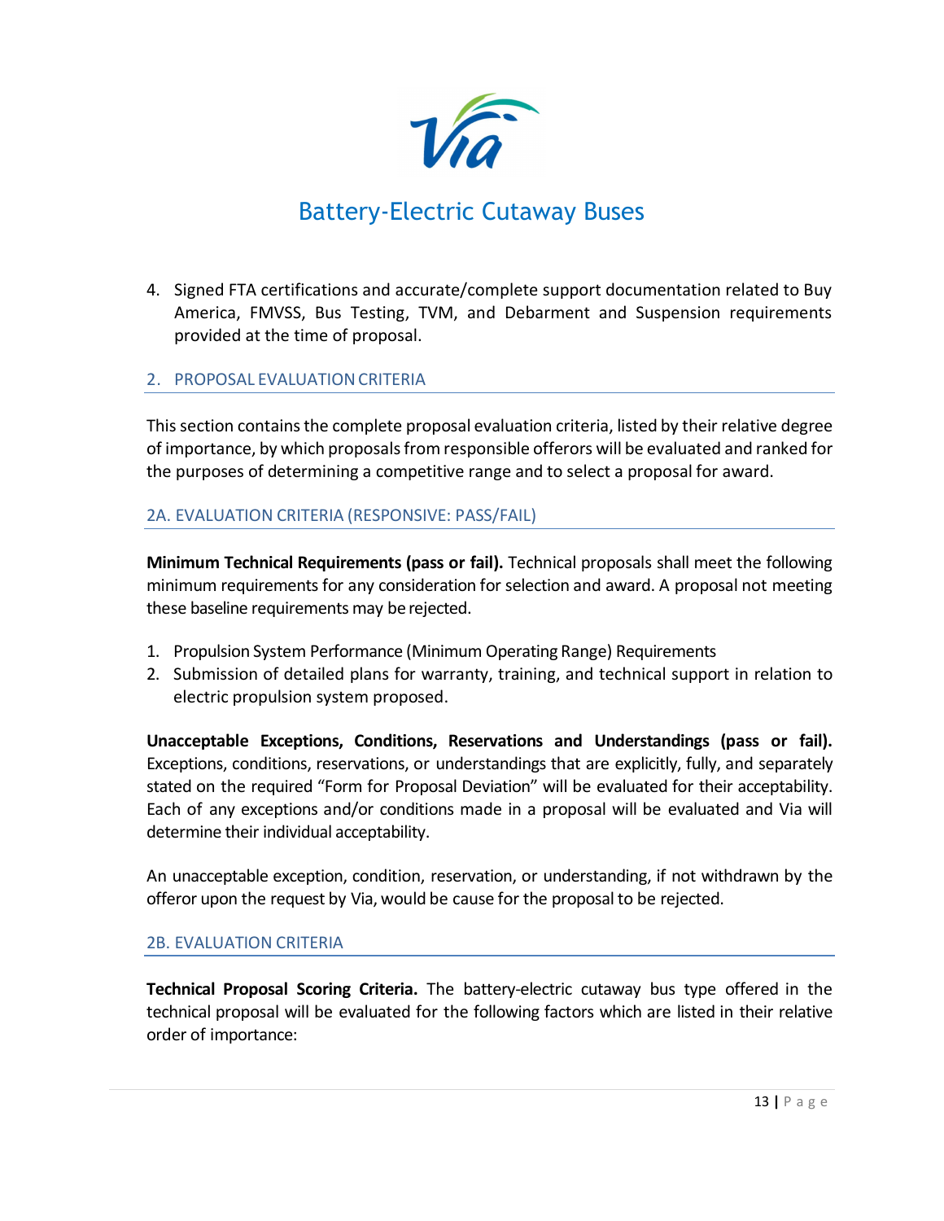4. Signed FTA certifications and accurate/complete support documentation related to Buy America, FMVSS, Bus Testing, TVM, and Debarment and Suspension requirements provided at the time of proposal.

## 2. PROPOSAL EVALUATION CRITERIA

This section contains the complete proposal evaluation criteria, listed by their relative degree of importance, by which proposals from responsible offerors will be evaluated and ranked for the purposes of determining a competitive range and to select a proposal for award.

### 2A. EVALUATION CRITERIA (RESPONSIVE: PASS/FAIL)

**Minimum Technical Requirements (pass or fail).** Technical proposals shall meet the following minimum requirements for any consideration for selection and award. A proposal not meeting these baseline requirements may be rejected.

1. Propulsion System Performance (Minimum Operating Range) Requirements
2. Submission of detailed plans for warranty, training, and technical support in relation to electric propulsion system proposed.

**Unacceptable Exceptions, Conditions, Reservations and Understandings (pass or fail).** Exceptions, conditions, reservations, or understandings that are explicitly, fully, and separately stated on the required "Form for Proposal Deviation" will be evaluated for their acceptability. Each of any exceptions and/or conditions made in a proposal will be evaluated and Via will determine their individual acceptability.

An unacceptable exception, condition, reservation, or understanding, if not withdrawn by the offeror upon the request by Via, would be cause for the proposal to be rejected.

### 2B. EVALUATION CRITERIA

**Technical Proposal Scoring Criteria.** The battery-electric cutaway bus type offered in the technical proposal will be evaluated for the following factors which are listed in their relative order of importance: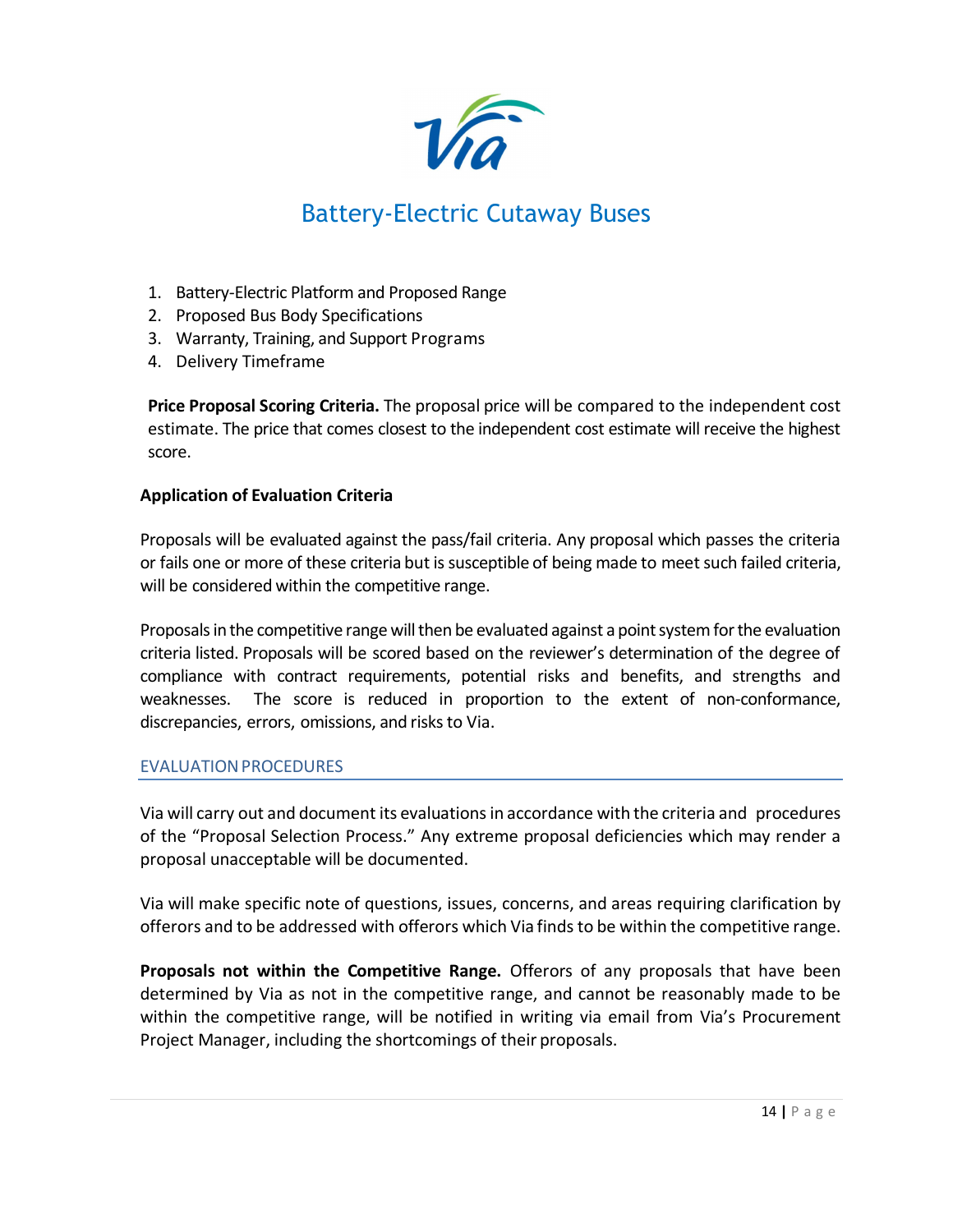1. Battery-Electric Platform and Proposed Range
2. Proposed Bus Body Specifications
3. Warranty, Training, and Support Programs
4. Delivery Timeframe

**Price Proposal Scoring Criteria.** The proposal price will be compared to the independent cost estimate. The price that comes closest to the independent cost estimate will receive the highest score.

**Application of Evaluation Criteria**

Proposals will be evaluated against the pass/fail criteria. Any proposal which passes the criteria or fails one or more of these criteria but is susceptible of being made to meet such failed criteria, will be considered within the competitive range.

Proposals in the competitive range will then be evaluated against a point system for the evaluation criteria listed. Proposals will be scored based on the reviewer's determination of the degree of compliance with contract requirements, potential risks and benefits, and strengths and weaknesses. The score is reduced in proportion to the extent of non-conformance, discrepancies, errors, omissions, and risks to Via.

## EVALUATION PROCEDURES

Via will carry out and document its evaluations in accordance with the criteria and procedures of the "Proposal Selection Process." Any extreme proposal deficiencies which may render a proposal unacceptable will be documented.

Via will make specific note of questions, issues, concerns, and areas requiring clarification by offerors and to be addressed with offerors which Via finds to be within the competitive range.

**Proposals not within the Competitive Range.** Offerors of any proposals that have been determined by Via as not in the competitive range, and cannot be reasonably made to be within the competitive range, will be notified in writing via email from Via's Procurement Project Manager, including the shortcomings of their proposals.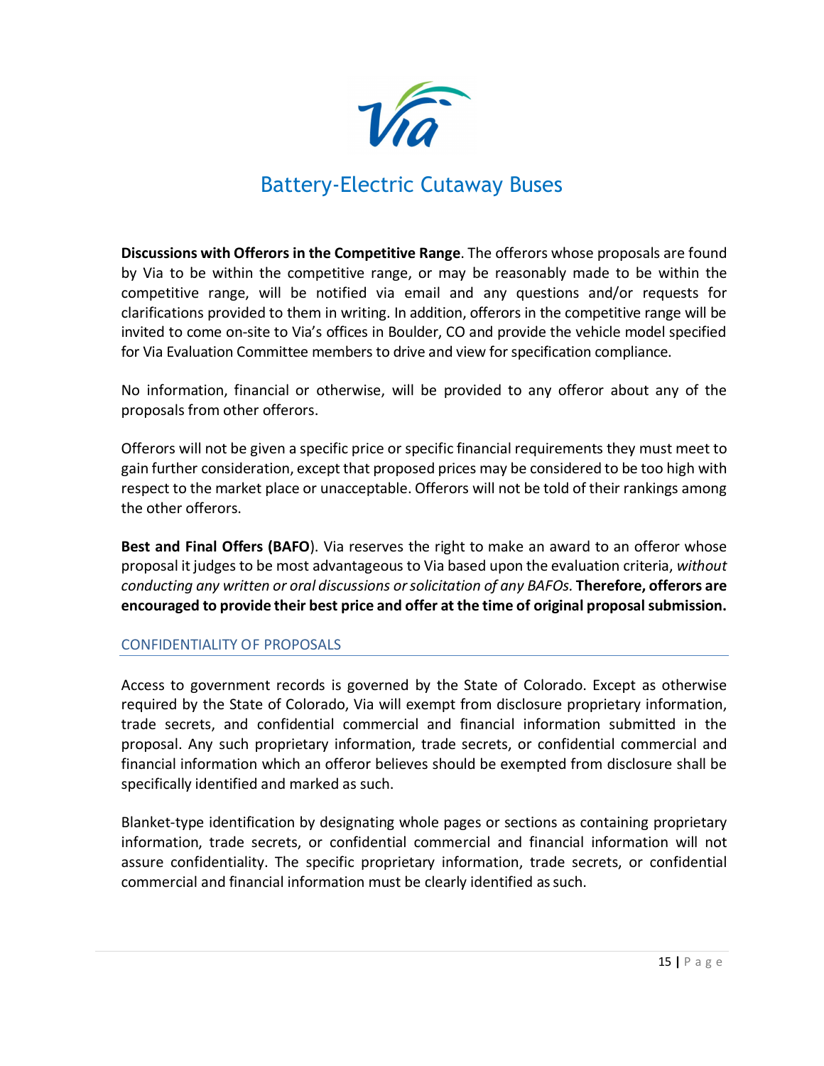**Discussions with Offerors in the Competitive Range**. The offerors whose proposals are found by Via to be within the competitive range, or may be reasonably made to be within the competitive range, will be notified via email and any questions and/or requests for clarifications provided to them in writing. In addition, offerors in the competitive range will be invited to come on-site to Via's offices in Boulder, CO and provide the vehicle model specified for Via Evaluation Committee members to drive and view for specification compliance.

No information, financial or otherwise, will be provided to any offeror about any of the proposals from other offerors.

Offerors will not be given a specific price or specific financial requirements they must meet to gain further consideration, except that proposed prices may be considered to be too high with respect to the market place or unacceptable. Offerors will not be told of their rankings among the other offerors.

**Best and Final Offers (BAFO**). Via reserves the right to make an award to an offeror whose proposal it judges to be most advantageous to Via based upon the evaluation criteria, *without conducting any written or oral discussions or solicitation of any BAFOs.* **Therefore, offerors are encouraged to provide their best price and offer at the time of original proposal submission.**

## CONFIDENTIALITY OF PROPOSALS

Access to government records is governed by the State of Colorado. Except as otherwise required by the State of Colorado, Via will exempt from disclosure proprietary information, trade secrets, and confidential commercial and financial information submitted in the proposal. Any such proprietary information, trade secrets, or confidential commercial and financial information which an offeror believes should be exempted from disclosure shall be specifically identified and marked as such.

Blanket-type identification by designating whole pages or sections as containing proprietary information, trade secrets, or confidential commercial and financial information will not assure confidentiality. The specific proprietary information, trade secrets, or confidential commercial and financial information must be clearly identified as such.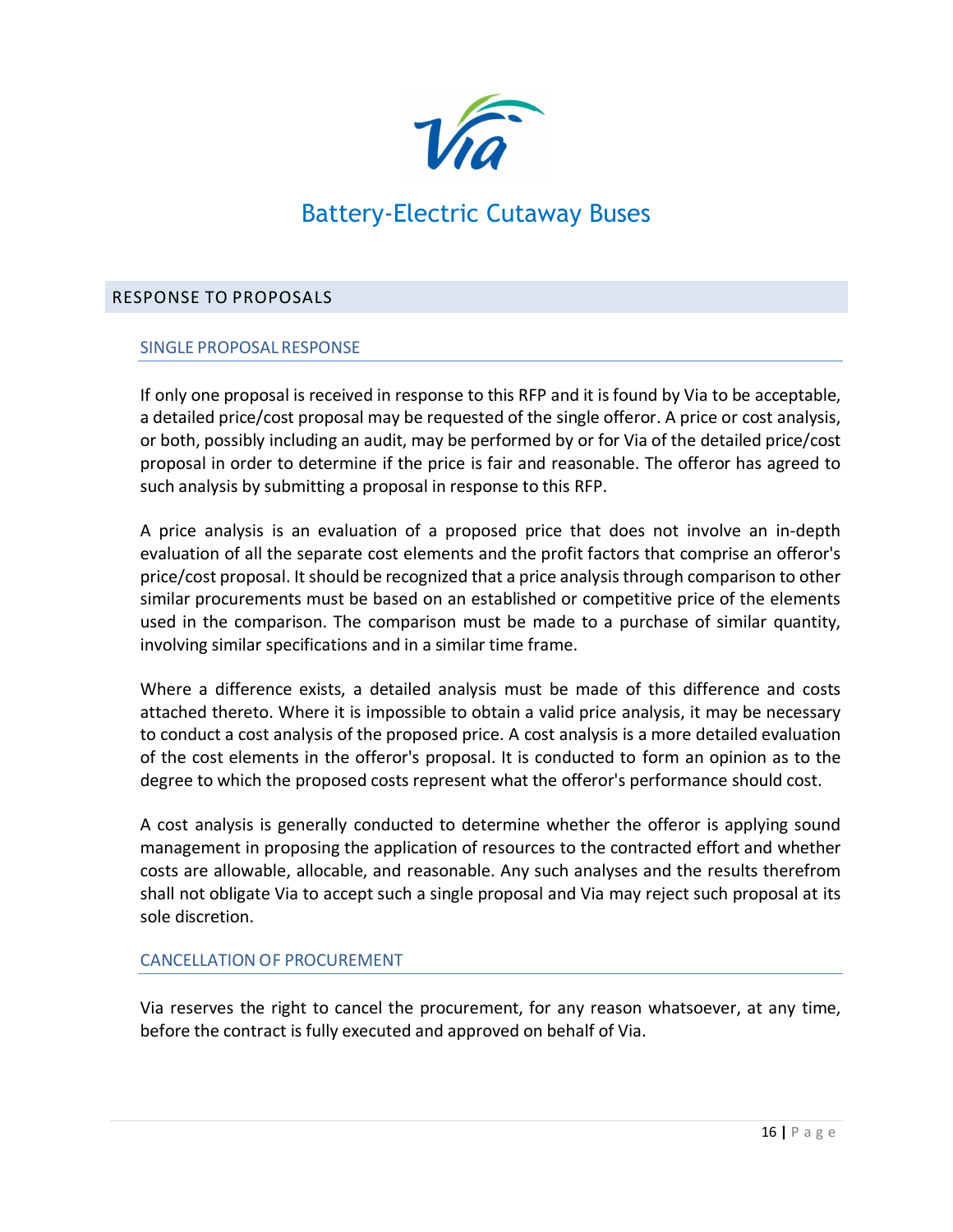## RESPONSE TO PROPOSALS

### SINGLE PROPOSAL RESPONSE

If only one proposal is received in response to this RFP and it is found by Via to be acceptable, a detailed price/cost proposal may be requested of the single offeror. A price or cost analysis, or both, possibly including an audit, may be performed by or for Via of the detailed price/cost proposal in order to determine if the price is fair and reasonable. The offeror has agreed to such analysis by submitting a proposal in response to this RFP.

A price analysis is an evaluation of a proposed price that does not involve an in-depth evaluation of all the separate cost elements and the profit factors that comprise an offeror's price/cost proposal. It should be recognized that a price analysis through comparison to other similar procurements must be based on an established or competitive price of the elements used in the comparison. The comparison must be made to a purchase of similar quantity, involving similar specifications and in a similar time frame.

Where a difference exists, a detailed analysis must be made of this difference and costs attached thereto. Where it is impossible to obtain a valid price analysis, it may be necessary to conduct a cost analysis of the proposed price. A cost analysis is a more detailed evaluation of the cost elements in the offeror's proposal. It is conducted to form an opinion as to the degree to which the proposed costs represent what the offeror's performance should cost.

A cost analysis is generally conducted to determine whether the offeror is applying sound management in proposing the application of resources to the contracted effort and whether costs are allowable, allocable, and reasonable. Any such analyses and the results therefrom shall not obligate Via to accept such a single proposal and Via may reject such proposal at its sole discretion.

### CANCELLATION OF PROCUREMENT

Via reserves the right to cancel the procurement, for any reason whatsoever, at any time, before the contract is fully executed and approved on behalf of Via.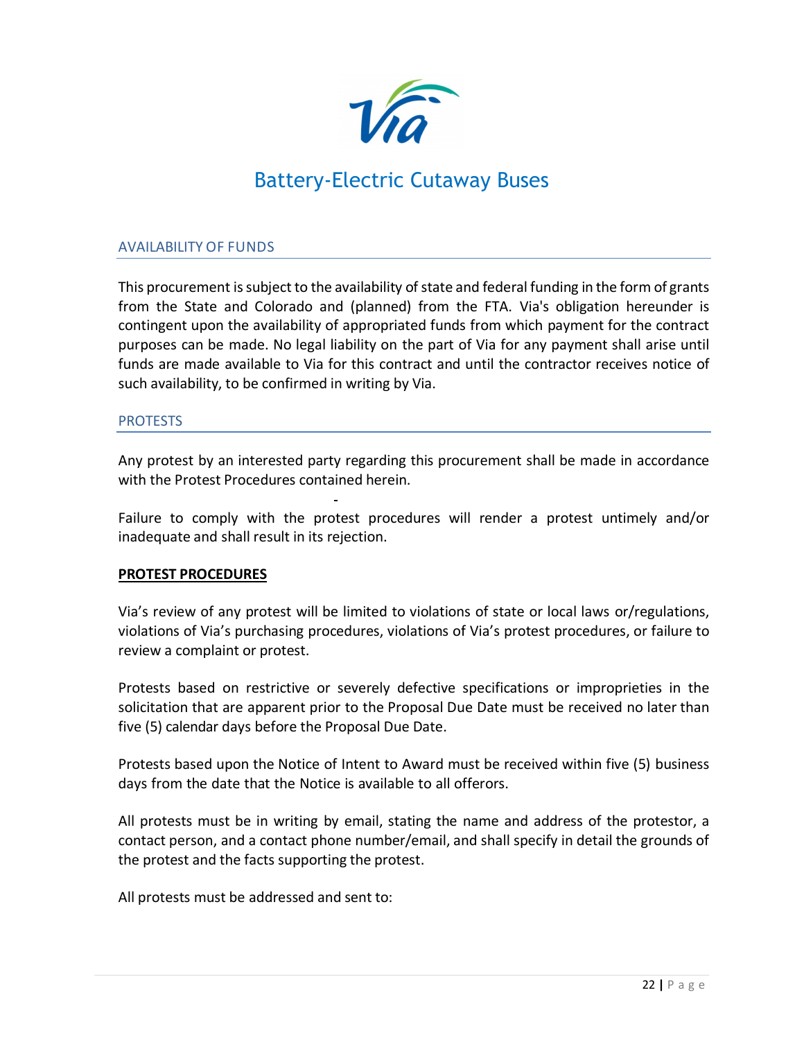## AVAILABILITY OF FUNDS

This procurement is subject to the availability of state and federal funding in the form of grants from the State and Colorado and (planned) from the FTA. Via's obligation hereunder is contingent upon the availability of appropriated funds from which payment for the contract purposes can be made. No legal liability on the part of Via for any payment shall arise until funds are made available to Via for this contract and until the contractor receives notice of such availability, to be confirmed in writing by Via.

## PROTESTS

Any protest by an interested party regarding this procurement shall be made in accordance with the Protest Procedures contained herein.

Failure to comply with the protest procedures will render a protest untimely and/or inadequate and shall result in its rejection.

**PROTEST PROCEDURES**

Via's review of any protest will be limited to violations of state or local laws or/regulations, violations of Via's purchasing procedures, violations of Via's protest procedures, or failure to review a complaint or protest.

Protests based on restrictive or severely defective specifications or improprieties in the solicitation that are apparent prior to the Proposal Due Date must be received no later than five (5) calendar days before the Proposal Due Date.

Protests based upon the Notice of Intent to Award must be received within five (5) business days from the date that the Notice is available to all offerors.

All protests must be in writing by email, stating the name and address of the protestor, a contact person, and a contact phone number/email, and shall specify in detail the grounds of the protest and the facts supporting the protest.

All protests must be addressed and sent to: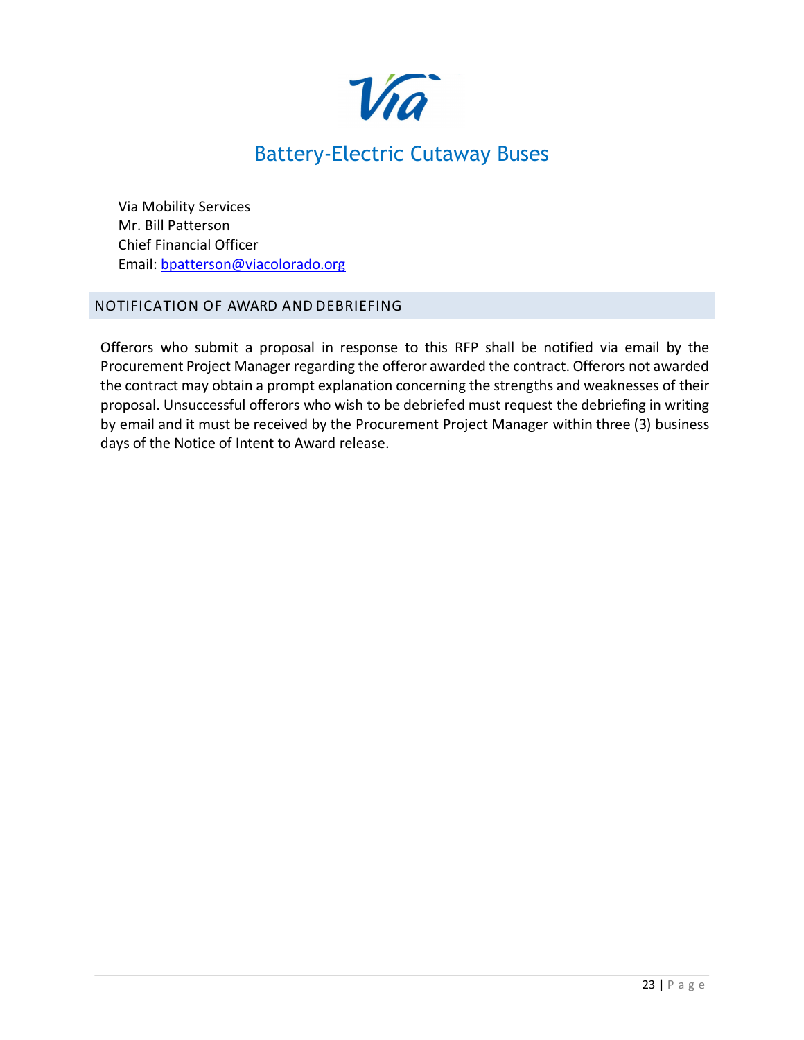Via Mobility Services
Mr. Bill Patterson
Chief Financial Officer
Email: bpatterson@viacolorado.org

## NOTIFICATION OF AWARD AND DEBRIEFING

Offerors who submit a proposal in response to this RFP shall be notified via email by the Procurement Project Manager regarding the offeror awarded the contract. Offerors not awarded the contract may obtain a prompt explanation concerning the strengths and weaknesses of their proposal. Unsuccessful offerors who wish to be debriefed must request the debriefing in writing by email and it must be received by the Procurement Project Manager within three (3) business days of the Notice of Intent to Award release.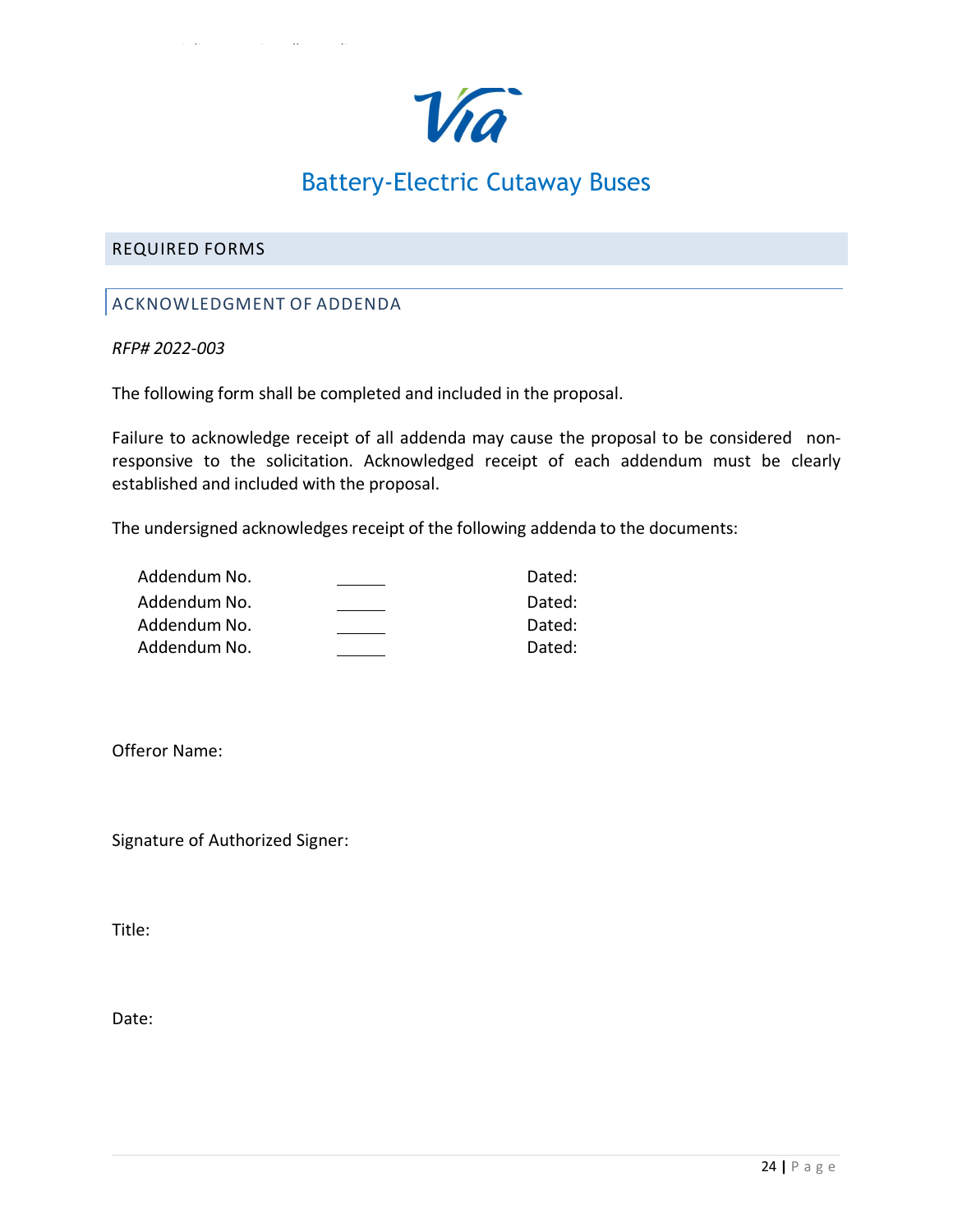# Battery-Electric Cutaway Buses

## REQUIRED FORMS

### ACKNOWLEDGMENT OF ADDENDA

*RFP# 2022-003*

The following form shall be completed and included in the proposal.

Failure to acknowledge receipt of all addenda may cause the proposal to be considered non-responsive to the solicitation. Acknowledged receipt of each addendum must be clearly established and included with the proposal.

The undersigned acknowledges receipt of the following addenda to the documents:

Addendum No. ______ Dated:
Addendum No. ______ Dated:
Addendum No. ______ Dated:
Addendum No. ______ Dated:

Offeror Name:

Signature of Authorized Signer:

Title:

Date: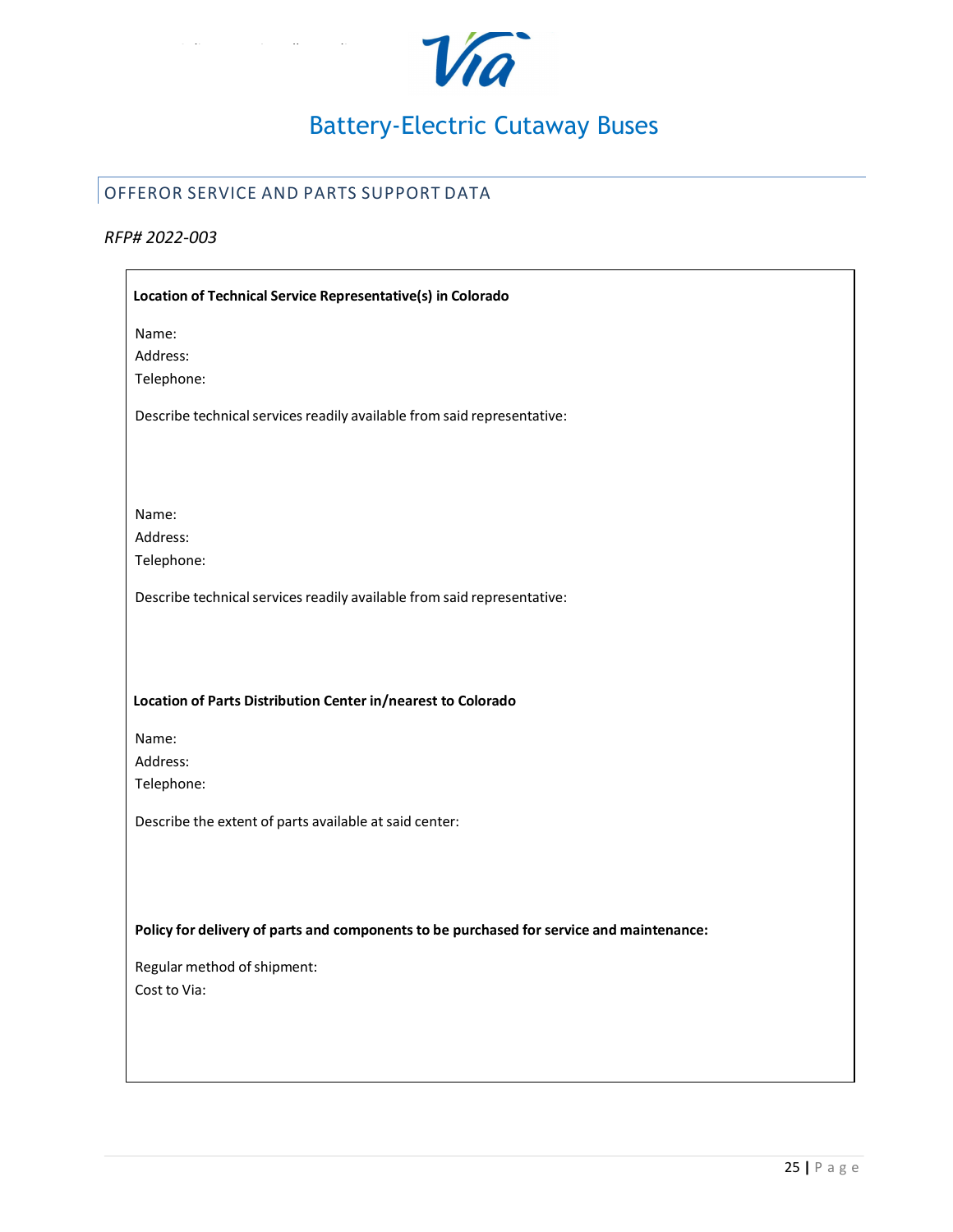# OFFEROR SERVICE AND PARTS SUPPORT DATA

*RFP# 2022-003*

**Location of Technical Service Representative(s) in Colorado**

Name:
Address:
Telephone:

Describe technical services readily available from said representative:

Name:
Address:
Telephone:

Describe technical services readily available from said representative:

**Location of Parts Distribution Center in/nearest to Colorado**

Name:
Address:
Telephone:

Describe the extent of parts available at said center:

**Policy for delivery of parts and components to be purchased for service and maintenance:**

Regular method of shipment:
Cost to Via: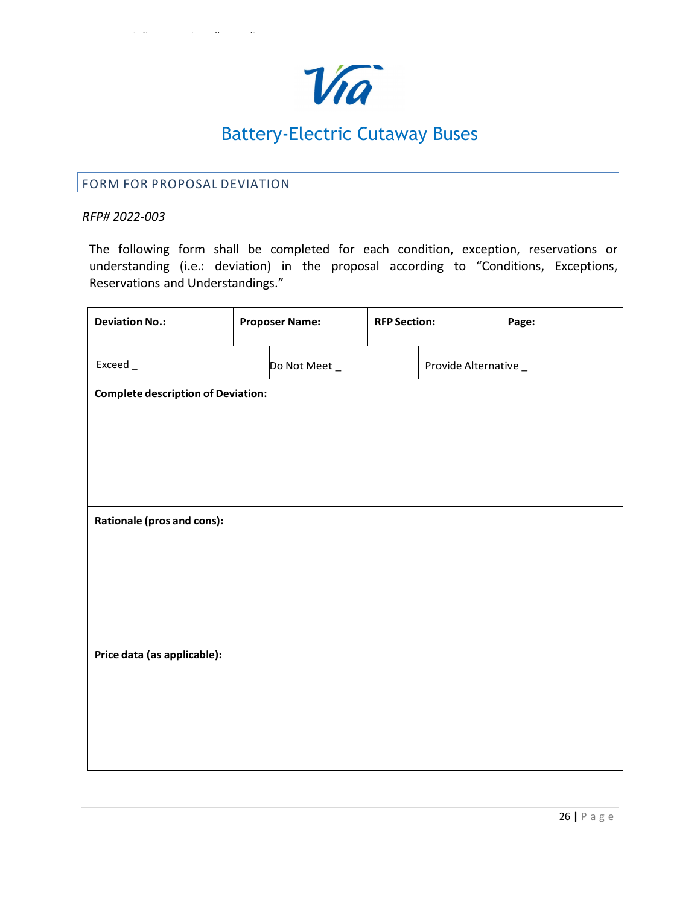# Battery-Electric Cutaway Buses

## FORM FOR PROPOSAL DEVIATION

*RFP# 2022-003*

The following form shall be completed for each condition, exception, reservations or understanding (i.e.: deviation) in the proposal according to "Conditions, Exceptions, Reservations and Understandings."

| **Deviation No.:** | **Proposer Name:** | **RFP Section:** | **Page:** |
|---|---|---|---|
| Exceed _ | Do Not Meet _ | Provide Alternative _ | |
| **Complete description of Deviation:** | | | |
| **Rationale (pros and cons):** | | | |
| **Price data (as applicable):** | | | |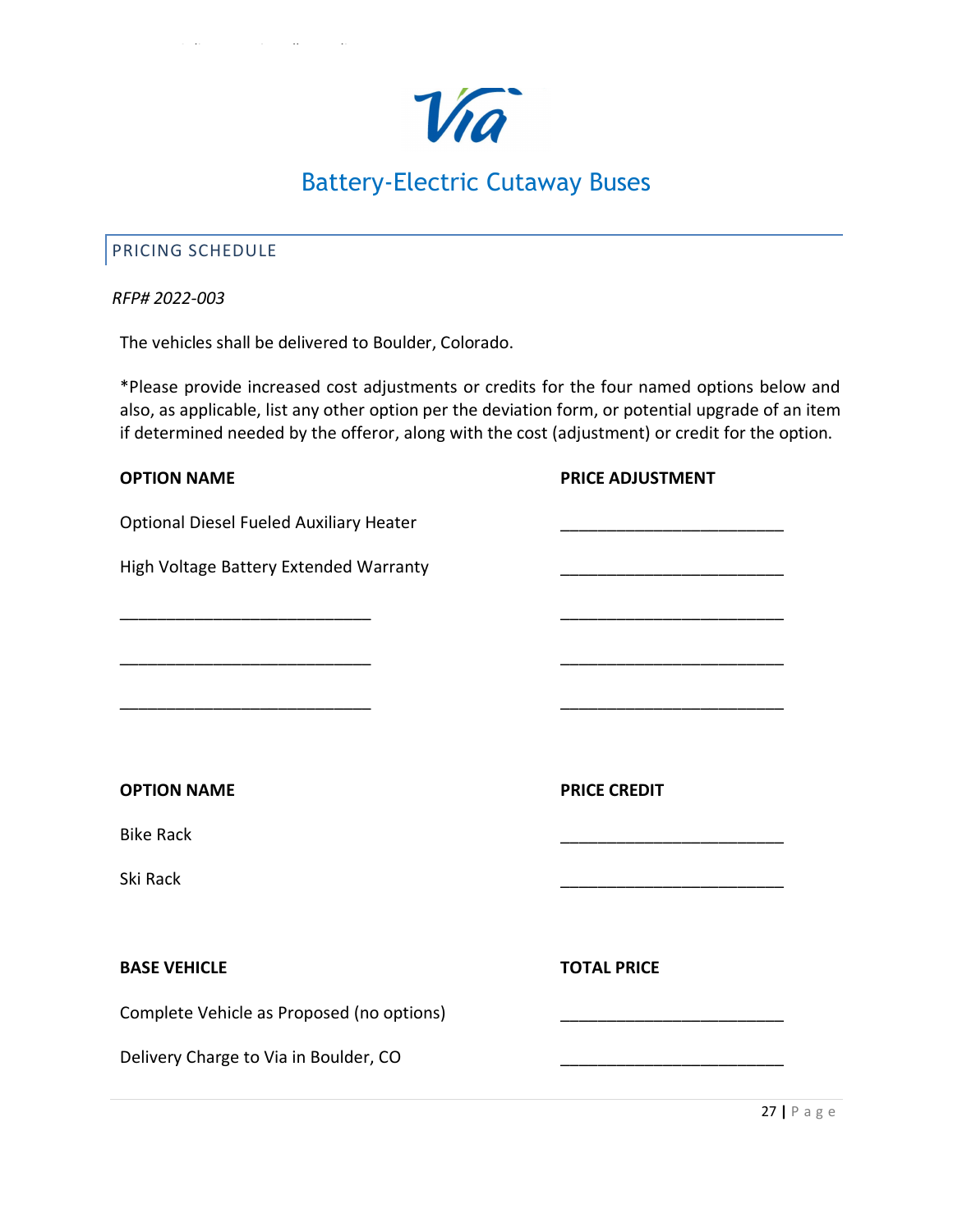Via

# Battery-Electric Cutaway Buses

## PRICING SCHEDULE

*RFP# 2022-003*

The vehicles shall be delivered to Boulder, Colorado.

*Please provide increased cost adjustments or credits for the four named options below and also, as applicable, list any other option per the deviation form, or potential upgrade of an item if determined needed by the offeror, along with the cost (adjustment) or credit for the option.

| **OPTION NAME** | **PRICE ADJUSTMENT** |
|---|---|
| Optional Diesel Fueled Auxiliary Heater | ________________________ |
| High Voltage Battery Extended Warranty | ________________________ |
| ___________________________ | ________________________ |
| ___________________________ | ________________________ |
| ___________________________ | ________________________ |

| **OPTION NAME** | **PRICE CREDIT** |
|---|---|
| Bike Rack | ________________________ |
| Ski Rack | ________________________ |

| **BASE VEHICLE** | **TOTAL PRICE** |
|---|---|
| Complete Vehicle as Proposed (no options) | ________________________ |
| Delivery Charge to Via in Boulder, CO | ________________________ |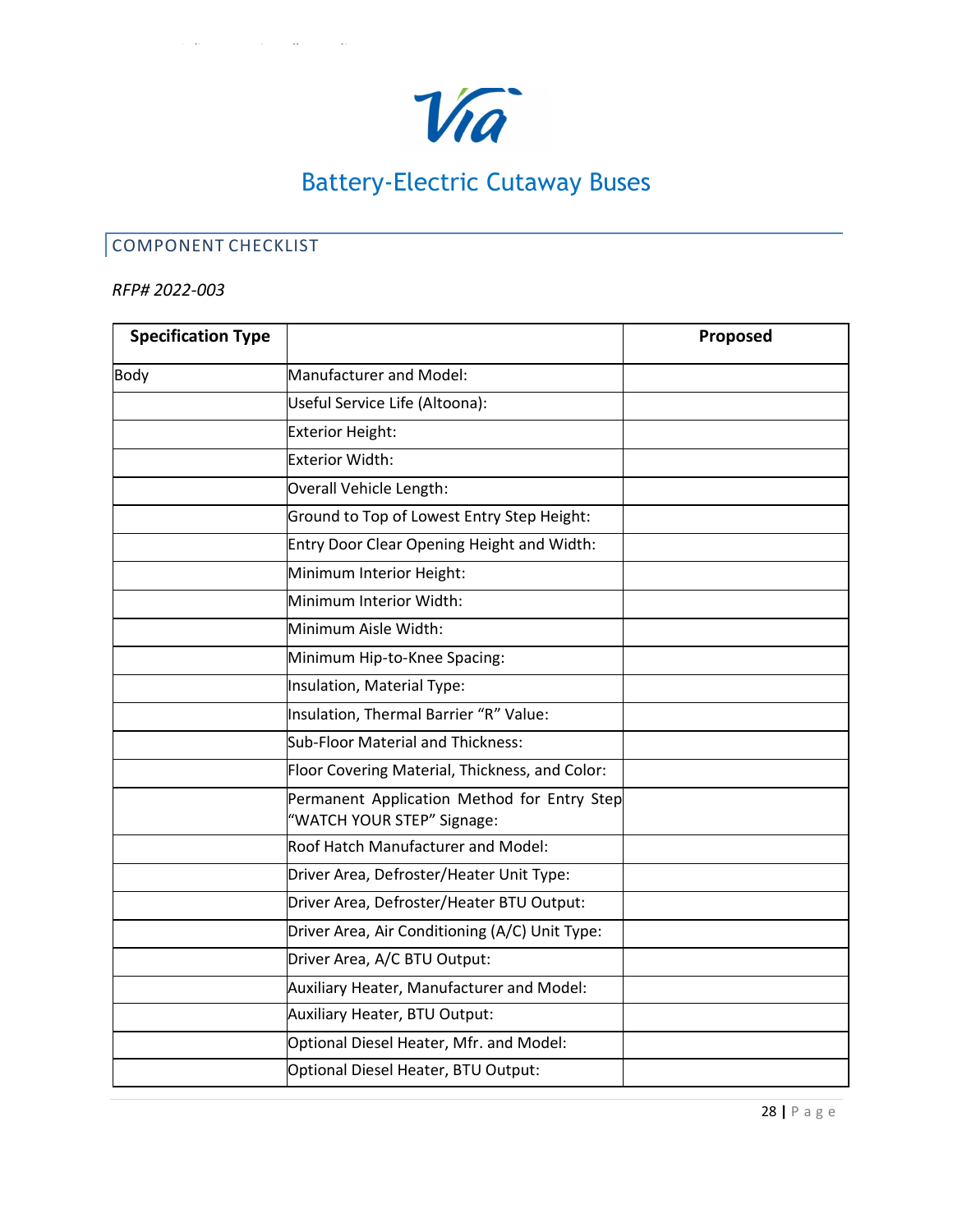# Battery-Electric Cutaway Buses

## COMPONENT CHECKLIST

*RFP# 2022-003*

| Specification Type | | Proposed |
|---|---|---|
| Body | Manufacturer and Model: | |
| | Useful Service Life (Altoona): | |
| | Exterior Height: | |
| | Exterior Width: | |
| | Overall Vehicle Length: | |
| | Ground to Top of Lowest Entry Step Height: | |
| | Entry Door Clear Opening Height and Width: | |
| | Minimum Interior Height: | |
| | Minimum Interior Width: | |
| | Minimum Aisle Width: | |
| | Minimum Hip-to-Knee Spacing: | |
| | Insulation, Material Type: | |
| | Insulation, Thermal Barrier "R" Value: | |
| | Sub-Floor Material and Thickness: | |
| | Floor Covering Material, Thickness, and Color: | |
| | Permanent Application Method for Entry Step "WATCH YOUR STEP" Signage: | |
| | Roof Hatch Manufacturer and Model: | |
| | Driver Area, Defroster/Heater Unit Type: | |
| | Driver Area, Defroster/Heater BTU Output: | |
| | Driver Area, Air Conditioning (A/C) Unit Type: | |
| | Driver Area, A/C BTU Output: | |
| | Auxiliary Heater, Manufacturer and Model: | |
| | Auxiliary Heater, BTU Output: | |
| | Optional Diesel Heater, Mfr. and Model: | |
| | Optional Diesel Heater, BTU Output: | |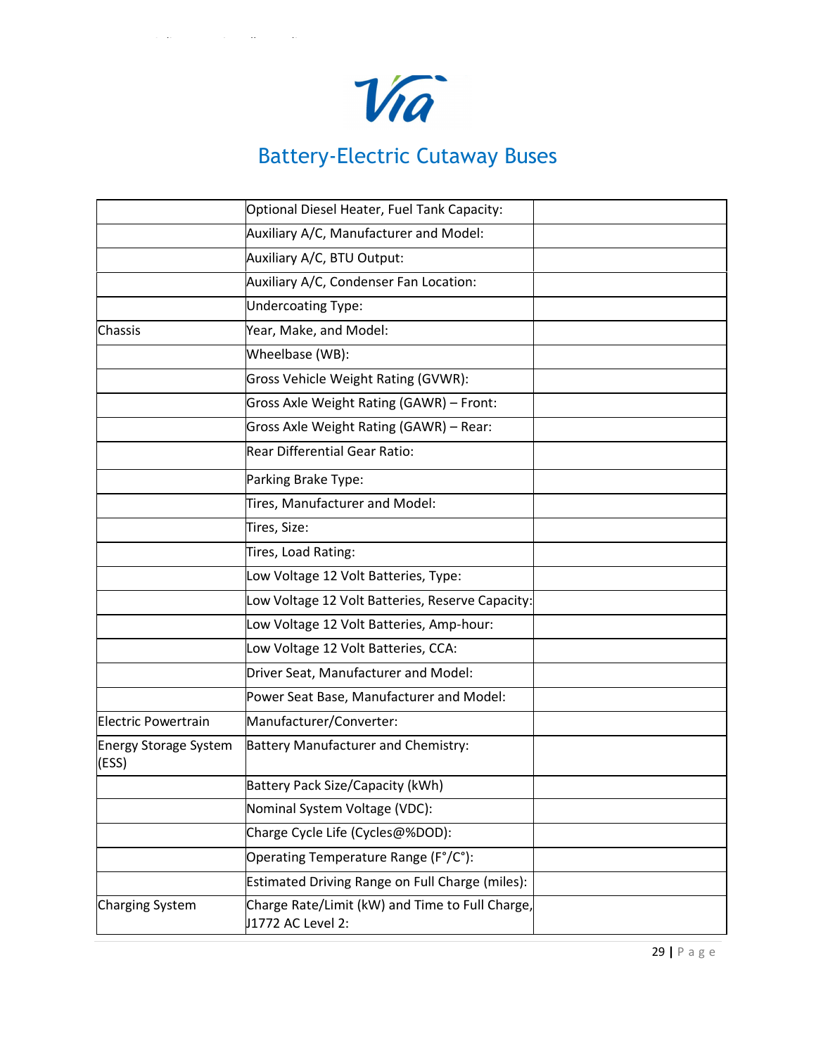## Battery-Electric Cutaway Buses

| | | |
|---|---|---|
| | Optional Diesel Heater, Fuel Tank Capacity: | |
| | Auxiliary A/C, Manufacturer and Model: | |
| | Auxiliary A/C, BTU Output: | |
| | Auxiliary A/C, Condenser Fan Location: | |
| | Undercoating Type: | |
| Chassis | Year, Make, and Model: | |
| | Wheelbase (WB): | |
| | Gross Vehicle Weight Rating (GVWR): | |
| | Gross Axle Weight Rating (GAWR) – Front: | |
| | Gross Axle Weight Rating (GAWR) – Rear: | |
| | Rear Differential Gear Ratio: | |
| | Parking Brake Type: | |
| | Tires, Manufacturer and Model: | |
| | Tires, Size: | |
| | Tires, Load Rating: | |
| | Low Voltage 12 Volt Batteries, Type: | |
| | Low Voltage 12 Volt Batteries, Reserve Capacity: | |
| | Low Voltage 12 Volt Batteries, Amp-hour: | |
| | Low Voltage 12 Volt Batteries, CCA: | |
| | Driver Seat, Manufacturer and Model: | |
| | Power Seat Base, Manufacturer and Model: | |
| Electric Powertrain | Manufacturer/Converter: | |
| Energy Storage System (ESS) | Battery Manufacturer and Chemistry: | |
| | Battery Pack Size/Capacity (kWh) | |
| | Nominal System Voltage (VDC): | |
| | Charge Cycle Life (Cycles@%DOD): | |
| | Operating Temperature Range (F°/C°): | |
| | Estimated Driving Range on Full Charge (miles): | |
| Charging System | Charge Rate/Limit (kW) and Time to Full Charge, J1772 AC Level 2: | |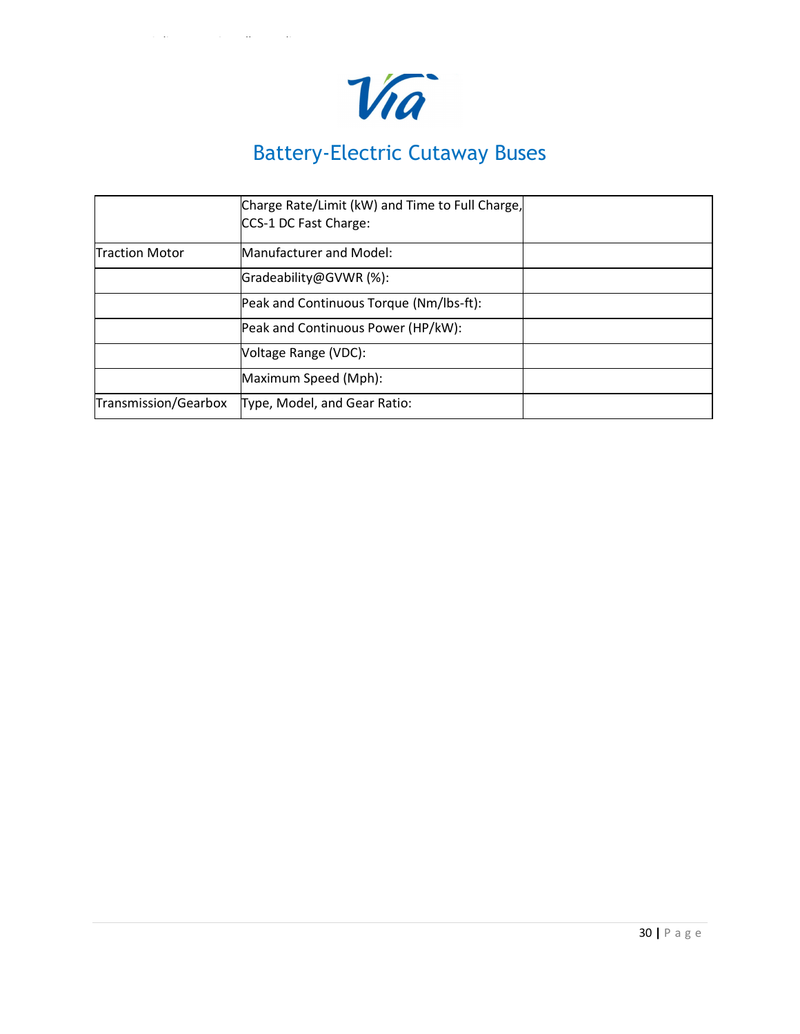# Battery-Electric Cutaway Buses

| | | |
|---|---|---|
| | Charge Rate/Limit (kW) and Time to Full Charge, CCS-1 DC Fast Charge: | |
| Traction Motor | Manufacturer and Model: | |
| | Gradeability@GVWR (%): | |
| | Peak and Continuous Torque (Nm/lbs-ft): | |
| | Peak and Continuous Power (HP/kW): | |
| | Voltage Range (VDC): | |
| | Maximum Speed (Mph): | |
| Transmission/Gearbox | Type, Model, and Gear Ratio: | |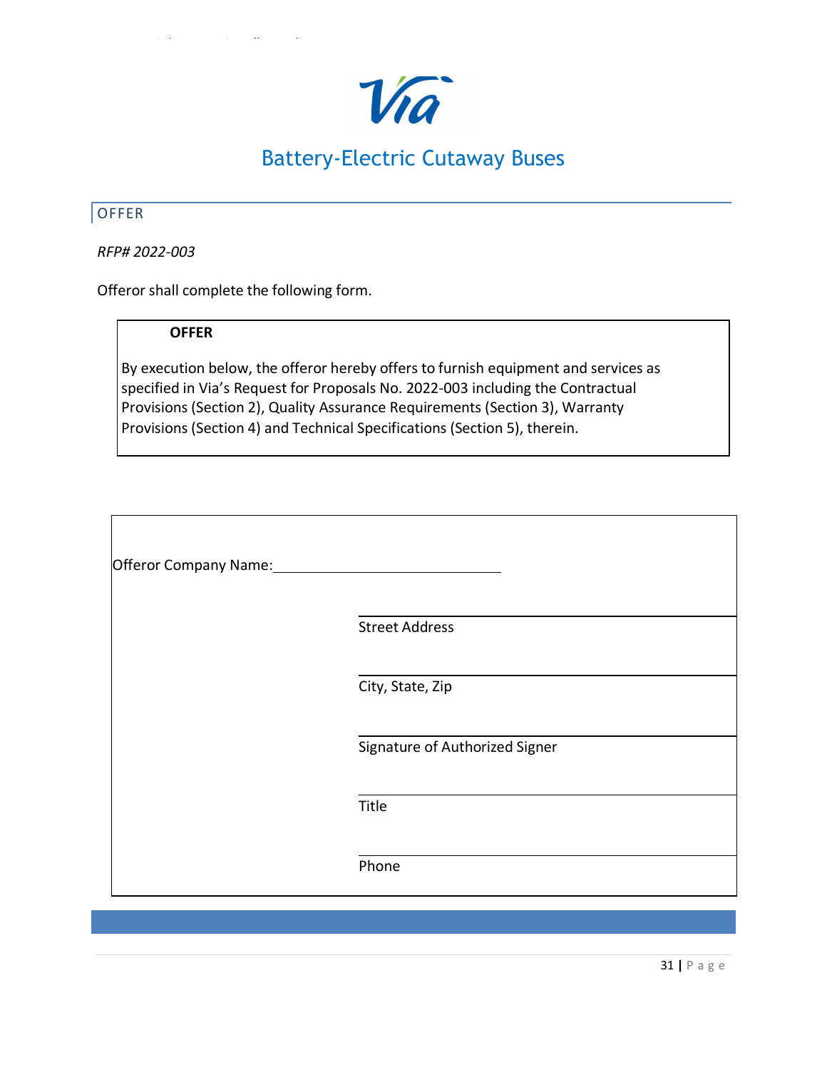# Battery-Electric Cutaway Buses

## OFFER

*RFP# 2022-003*

Offeror shall complete the following form.

**OFFER**

By execution below, the offeror hereby offers to furnish equipment and services as specified in Via's Request for Proposals No. 2022-003 including the Contractual Provisions (Section 2), Quality Assurance Requirements (Section 3), Warranty Provisions (Section 4) and Technical Specifications (Section 5), therein.

Offeror Company Name: ______________________________

______________________________
Street Address

______________________________
City, State, Zip

______________________________
Signature of Authorized Signer

______________________________
Title

______________________________
Phone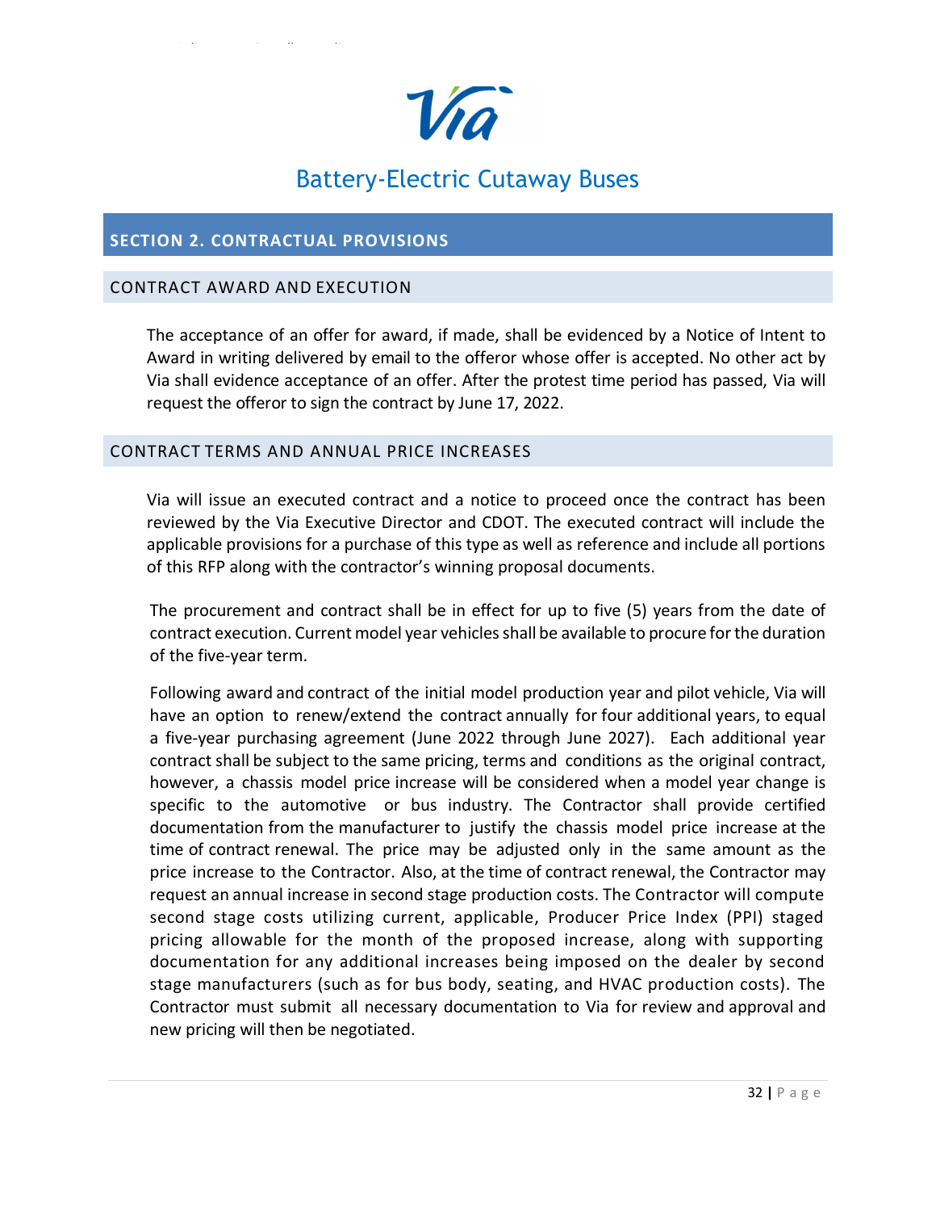# Battery-Electric Cutaway Buses

## SECTION 2. CONTRACTUAL PROVISIONS

### CONTRACT AWARD AND EXECUTION

The acceptance of an offer for award, if made, shall be evidenced by a Notice of Intent to Award in writing delivered by email to the offeror whose offer is accepted. No other act by Via shall evidence acceptance of an offer. After the protest time period has passed, Via will request the offeror to sign the contract by June 17, 2022.

### CONTRACT TERMS AND ANNUAL PRICE INCREASES

Via will issue an executed contract and a notice to proceed once the contract has been reviewed by the Via Executive Director and CDOT. The executed contract will include the applicable provisions for a purchase of this type as well as reference and include all portions of this RFP along with the contractor's winning proposal documents.

The procurement and contract shall be in effect for up to five (5) years from the date of contract execution. Current model year vehicles shall be available to procure for the duration of the five-year term.

Following award and contract of the initial model production year and pilot vehicle, Via will have an option to renew/extend the contract annually for four additional years, to equal a five-year purchasing agreement (June 2022 through June 2027). Each additional year contract shall be subject to the same pricing, terms and conditions as the original contract, however, a chassis model price increase will be considered when a model year change is specific to the automotive or bus industry. The Contractor shall provide certified documentation from the manufacturer to justify the chassis model price increase at the time of contract renewal. The price may be adjusted only in the same amount as the price increase to the Contractor. Also, at the time of contract renewal, the Contractor may request an annual increase in second stage production costs. The Contractor will compute second stage costs utilizing current, applicable, Producer Price Index (PPI) staged pricing allowable for the month of the proposed increase, along with supporting documentation for any additional increases being imposed on the dealer by second stage manufacturers (such as for bus body, seating, and HVAC production costs). The Contractor must submit all necessary documentation to Via for review and approval and new pricing will then be negotiated.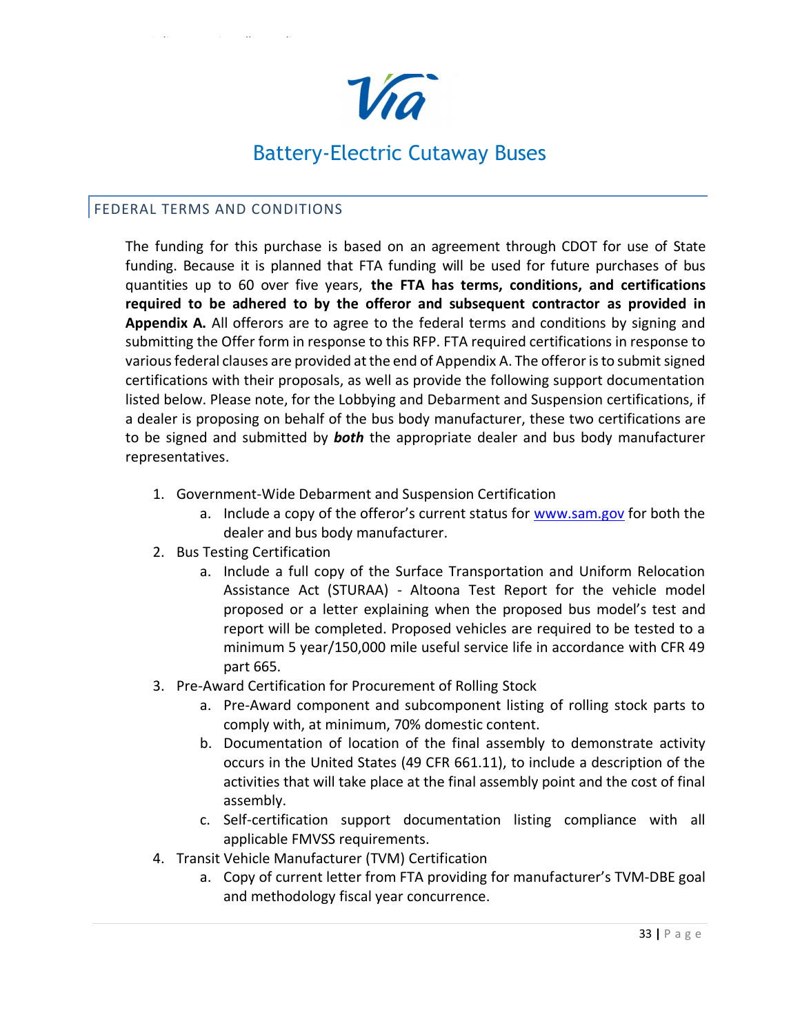## FEDERAL TERMS AND CONDITIONS

The funding for this purchase is based on an agreement through CDOT for use of State funding. Because it is planned that FTA funding will be used for future purchases of bus quantities up to 60 over five years, **the FTA has terms, conditions, and certifications required to be adhered to by the offeror and subsequent contractor as provided in Appendix A.** All offerors are to agree to the federal terms and conditions by signing and submitting the Offer form in response to this RFP. FTA required certifications in response to various federal clauses are provided at the end of Appendix A. The offeror is to submit signed certifications with their proposals, as well as provide the following support documentation listed below. Please note, for the Lobbying and Debarment and Suspension certifications, if a dealer is proposing on behalf of the bus body manufacturer, these two certifications are to be signed and submitted by ***both*** the appropriate dealer and bus body manufacturer representatives.

1. Government-Wide Debarment and Suspension Certification
   a. Include a copy of the offeror's current status for www.sam.gov for both the dealer and bus body manufacturer.
2. Bus Testing Certification
   a. Include a full copy of the Surface Transportation and Uniform Relocation Assistance Act (STURAA) - Altoona Test Report for the vehicle model proposed or a letter explaining when the proposed bus model's test and report will be completed. Proposed vehicles are required to be tested to a minimum 5 year/150,000 mile useful service life in accordance with CFR 49 part 665.
3. Pre-Award Certification for Procurement of Rolling Stock
   a. Pre-Award component and subcomponent listing of rolling stock parts to comply with, at minimum, 70% domestic content.
   b. Documentation of location of the final assembly to demonstrate activity occurs in the United States (49 CFR 661.11), to include a description of the activities that will take place at the final assembly point and the cost of final assembly.
   c. Self-certification support documentation listing compliance with all applicable FMVSS requirements.
4. Transit Vehicle Manufacturer (TVM) Certification
   a. Copy of current letter from FTA providing for manufacturer's TVM-DBE goal and methodology fiscal year concurrence.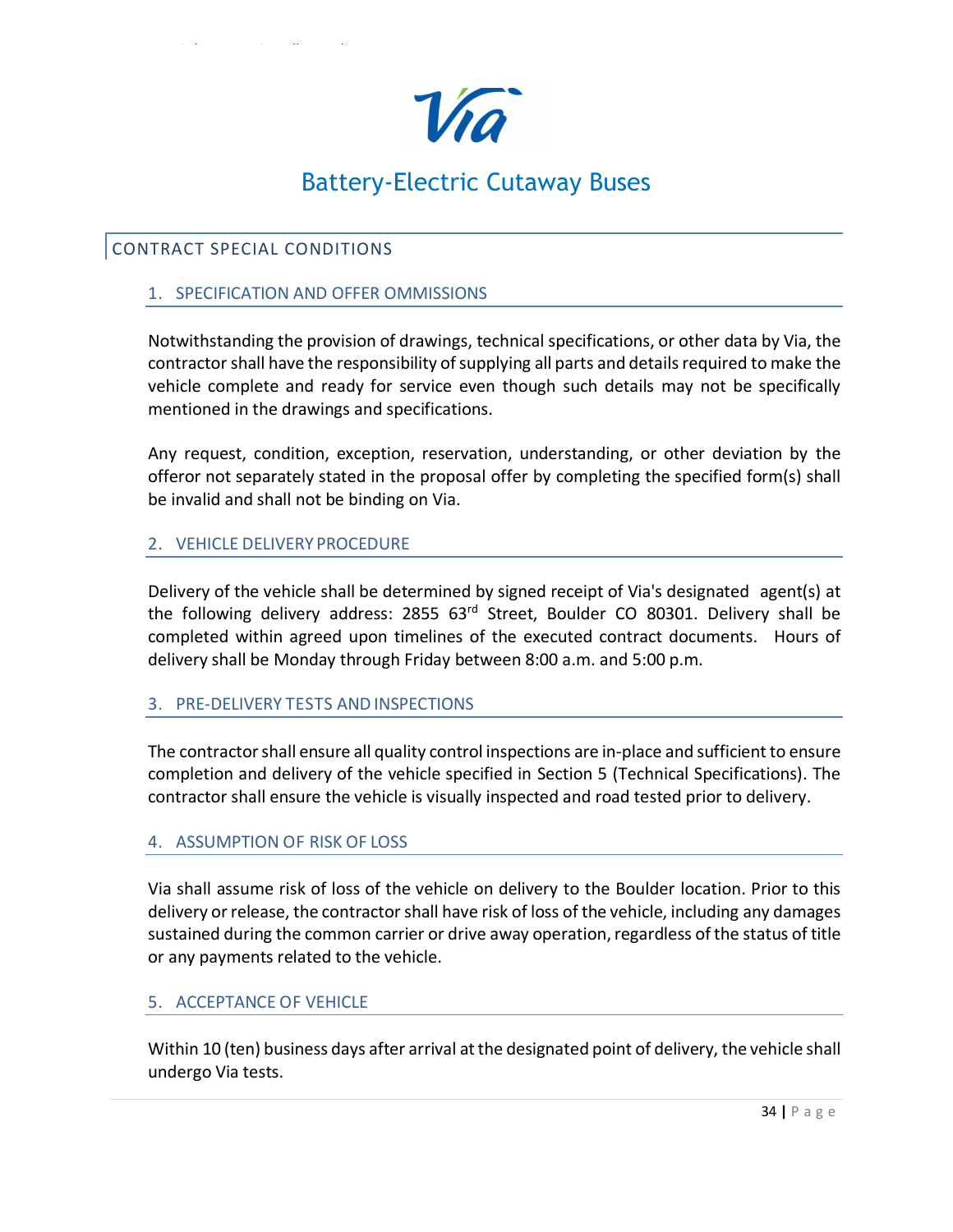# Battery-Electric Cutaway Buses

## CONTRACT SPECIAL CONDITIONS

### 1. SPECIFICATION AND OFFER OMMISSIONS

Notwithstanding the provision of drawings, technical specifications, or other data by Via, the contractor shall have the responsibility of supplying all parts and details required to make the vehicle complete and ready for service even though such details may not be specifically mentioned in the drawings and specifications.

Any request, condition, exception, reservation, understanding, or other deviation by the offeror not separately stated in the proposal offer by completing the specified form(s) shall be invalid and shall not be binding on Via.

### 2. VEHICLE DELIVERY PROCEDURE

Delivery of the vehicle shall be determined by signed receipt of Via's designated agent(s) at the following delivery address: 2855 63rd Street, Boulder CO 80301. Delivery shall be completed within agreed upon timelines of the executed contract documents. Hours of delivery shall be Monday through Friday between 8:00 a.m. and 5:00 p.m.

### 3. PRE-DELIVERY TESTS AND INSPECTIONS

The contractor shall ensure all quality control inspections are in-place and sufficient to ensure completion and delivery of the vehicle specified in Section 5 (Technical Specifications). The contractor shall ensure the vehicle is visually inspected and road tested prior to delivery.

### 4. ASSUMPTION OF RISK OF LOSS

Via shall assume risk of loss of the vehicle on delivery to the Boulder location. Prior to this delivery or release, the contractor shall have risk of loss of the vehicle, including any damages sustained during the common carrier or drive away operation, regardless of the status of title or any payments related to the vehicle.

### 5. ACCEPTANCE OF VEHICLE

Within 10 (ten) business days after arrival at the designated point of delivery, the vehicle shall undergo Via tests.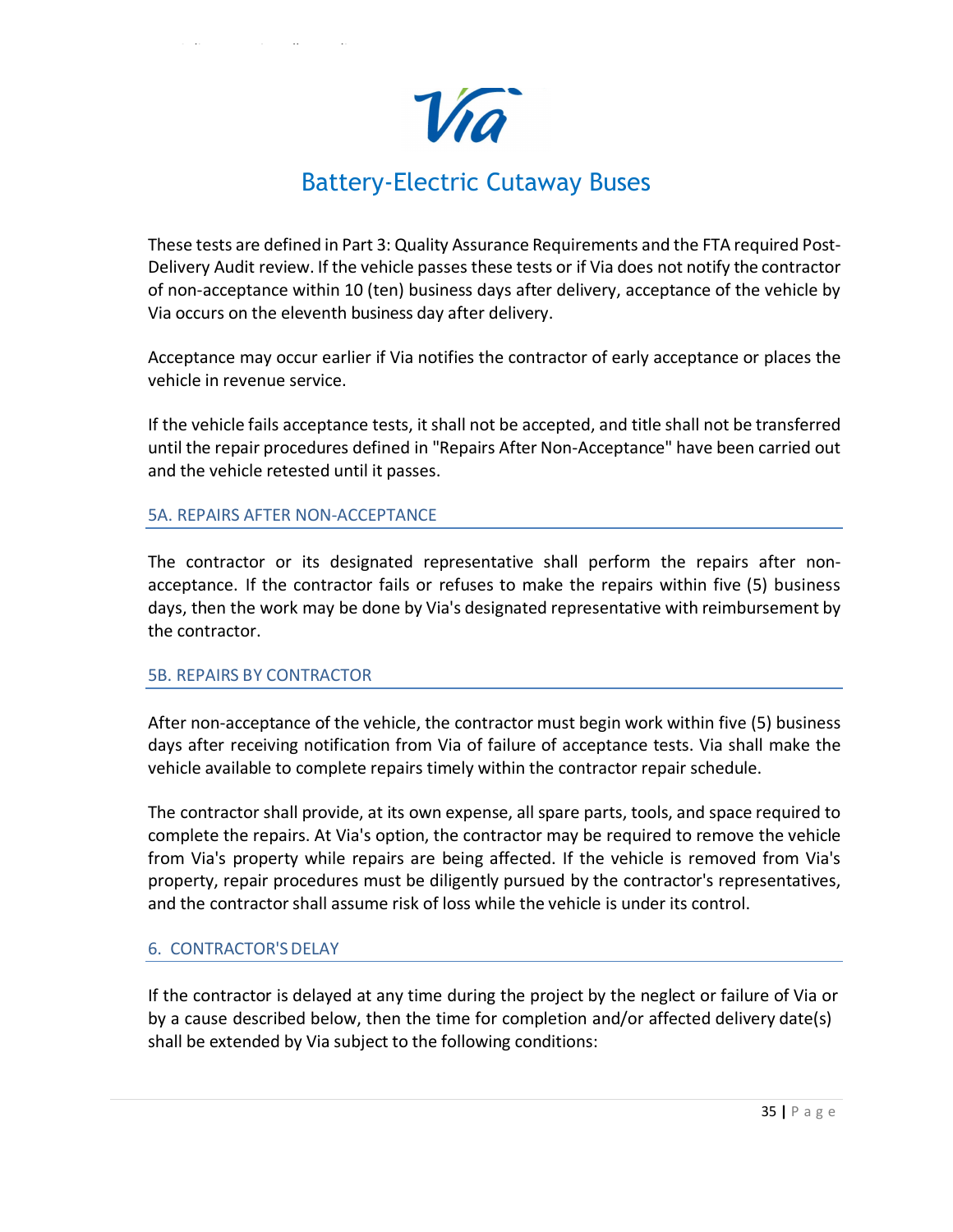These tests are defined in Part 3: Quality Assurance Requirements and the FTA required Post-Delivery Audit review. If the vehicle passes these tests or if Via does not notify the contractor of non-acceptance within 10 (ten) business days after delivery, acceptance of the vehicle by Via occurs on the eleventh business day after delivery.

Acceptance may occur earlier if Via notifies the contractor of early acceptance or places the vehicle in revenue service.

If the vehicle fails acceptance tests, it shall not be accepted, and title shall not be transferred until the repair procedures defined in "Repairs After Non-Acceptance" have been carried out and the vehicle retested until it passes.

### 5A. REPAIRS AFTER NON-ACCEPTANCE

The contractor or its designated representative shall perform the repairs after non-acceptance. If the contractor fails or refuses to make the repairs within five (5) business days, then the work may be done by Via's designated representative with reimbursement by the contractor.

### 5B. REPAIRS BY CONTRACTOR

After non-acceptance of the vehicle, the contractor must begin work within five (5) business days after receiving notification from Via of failure of acceptance tests. Via shall make the vehicle available to complete repairs timely within the contractor repair schedule.

The contractor shall provide, at its own expense, all spare parts, tools, and space required to complete the repairs. At Via's option, the contractor may be required to remove the vehicle from Via's property while repairs are being affected. If the vehicle is removed from Via's property, repair procedures must be diligently pursued by the contractor's representatives, and the contractor shall assume risk of loss while the vehicle is under its control.

### 6. CONTRACTOR'S DELAY

If the contractor is delayed at any time during the project by the neglect or failure of Via or by a cause described below, then the time for completion and/or affected delivery date(s) shall be extended by Via subject to the following conditions: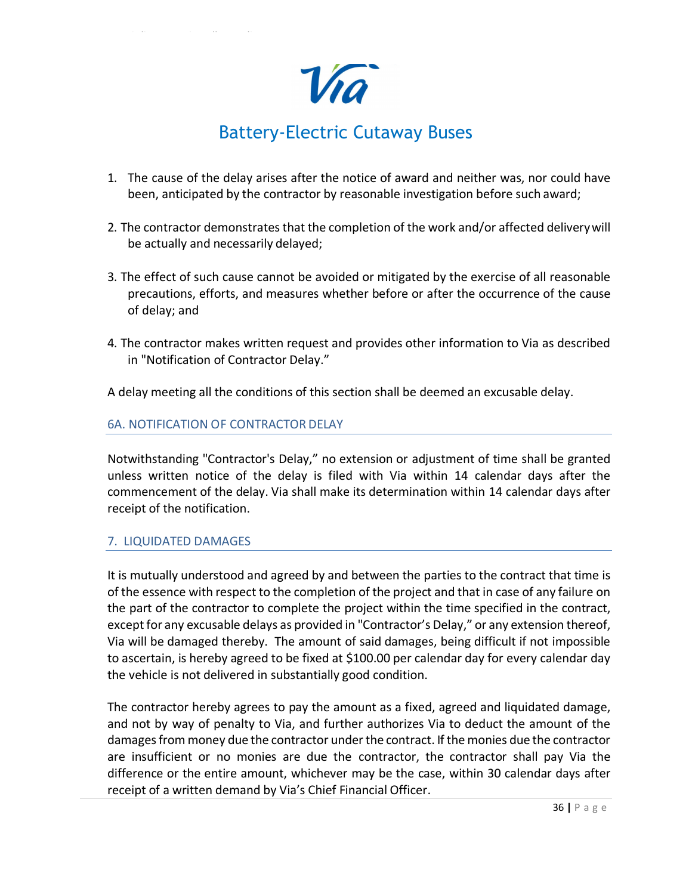1. The cause of the delay arises after the notice of award and neither was, nor could have been, anticipated by the contractor by reasonable investigation before such award;

2. The contractor demonstrates that the completion of the work and/or affected delivery will be actually and necessarily delayed;

3. The effect of such cause cannot be avoided or mitigated by the exercise of all reasonable precautions, efforts, and measures whether before or after the occurrence of the cause of delay; and

4. The contractor makes written request and provides other information to Via as described in "Notification of Contractor Delay."

A delay meeting all the conditions of this section shall be deemed an excusable delay.

## 6A. NOTIFICATION OF CONTRACTOR DELAY

Notwithstanding "Contractor's Delay," no extension or adjustment of time shall be granted unless written notice of the delay is filed with Via within 14 calendar days after the commencement of the delay. Via shall make its determination within 14 calendar days after receipt of the notification.

## 7. LIQUIDATED DAMAGES

It is mutually understood and agreed by and between the parties to the contract that time is of the essence with respect to the completion of the project and that in case of any failure on the part of the contractor to complete the project within the time specified in the contract, except for any excusable delays as provided in "Contractor's Delay," or any extension thereof, Via will be damaged thereby. The amount of said damages, being difficult if not impossible to ascertain, is hereby agreed to be fixed at $100.00 per calendar day for every calendar day the vehicle is not delivered in substantially good condition.

The contractor hereby agrees to pay the amount as a fixed, agreed and liquidated damage, and not by way of penalty to Via, and further authorizes Via to deduct the amount of the damages from money due the contractor under the contract. If the monies due the contractor are insufficient or no monies are due the contractor, the contractor shall pay Via the difference or the entire amount, whichever may be the case, within 30 calendar days after receipt of a written demand by Via's Chief Financial Officer.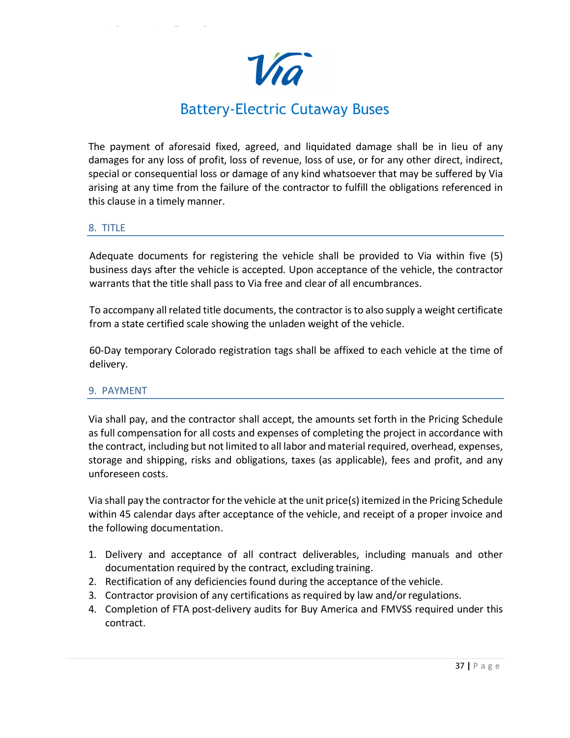The payment of aforesaid fixed, agreed, and liquidated damage shall be in lieu of any damages for any loss of profit, loss of revenue, loss of use, or for any other direct, indirect, special or consequential loss or damage of any kind whatsoever that may be suffered by Via arising at any time from the failure of the contractor to fulfill the obligations referenced in this clause in a timely manner.

## 8. TITLE

Adequate documents for registering the vehicle shall be provided to Via within five (5) business days after the vehicle is accepted. Upon acceptance of the vehicle, the contractor warrants that the title shall pass to Via free and clear of all encumbrances.

To accompany all related title documents, the contractor is to also supply a weight certificate from a state certified scale showing the unladen weight of the vehicle.

60-Day temporary Colorado registration tags shall be affixed to each vehicle at the time of delivery.

## 9. PAYMENT

Via shall pay, and the contractor shall accept, the amounts set forth in the Pricing Schedule as full compensation for all costs and expenses of completing the project in accordance with the contract, including but not limited to all labor and material required, overhead, expenses, storage and shipping, risks and obligations, taxes (as applicable), fees and profit, and any unforeseen costs.

Via shall pay the contractor for the vehicle at the unit price(s) itemized in the Pricing Schedule within 45 calendar days after acceptance of the vehicle, and receipt of a proper invoice and the following documentation.

1. Delivery and acceptance of all contract deliverables, including manuals and other documentation required by the contract, excluding training.
2. Rectification of any deficiencies found during the acceptance of the vehicle.
3. Contractor provision of any certifications as required by law and/or regulations.
4. Completion of FTA post-delivery audits for Buy America and FMVSS required under this contract.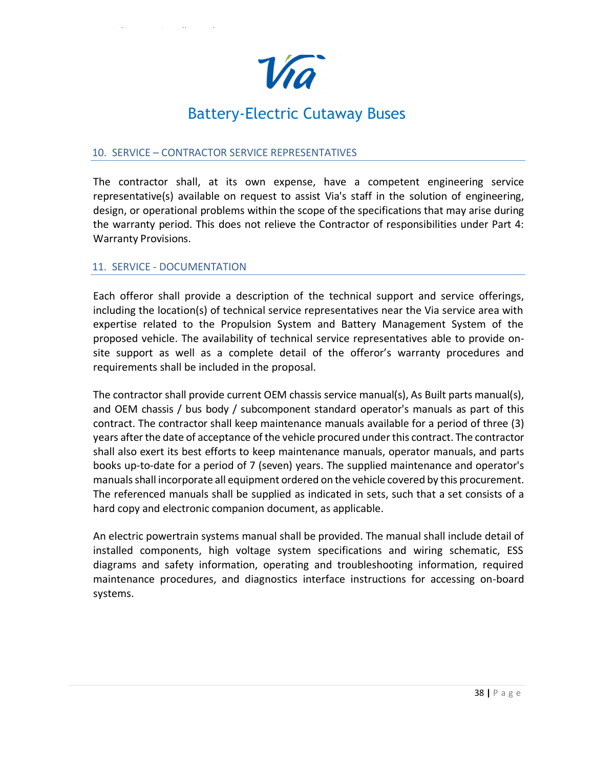## 10. SERVICE – CONTRACTOR SERVICE REPRESENTATIVES

The contractor shall, at its own expense, have a competent engineering service representative(s) available on request to assist Via's staff in the solution of engineering, design, or operational problems within the scope of the specifications that may arise during the warranty period. This does not relieve the Contractor of responsibilities under Part 4: Warranty Provisions.

## 11. SERVICE - DOCUMENTATION

Each offeror shall provide a description of the technical support and service offerings, including the location(s) of technical service representatives near the Via service area with expertise related to the Propulsion System and Battery Management System of the proposed vehicle. The availability of technical service representatives able to provide on-site support as well as a complete detail of the offeror's warranty procedures and requirements shall be included in the proposal.

The contractor shall provide current OEM chassis service manual(s), As Built parts manual(s), and OEM chassis / bus body / subcomponent standard operator's manuals as part of this contract. The contractor shall keep maintenance manuals available for a period of three (3) years after the date of acceptance of the vehicle procured under this contract. The contractor shall also exert its best efforts to keep maintenance manuals, operator manuals, and parts books up-to-date for a period of 7 (seven) years. The supplied maintenance and operator's manuals shall incorporate all equipment ordered on the vehicle covered by this procurement. The referenced manuals shall be supplied as indicated in sets, such that a set consists of a hard copy and electronic companion document, as applicable.

An electric powertrain systems manual shall be provided. The manual shall include detail of installed components, high voltage system specifications and wiring schematic, ESS diagrams and safety information, operating and troubleshooting information, required maintenance procedures, and diagnostics interface instructions for accessing on-board systems.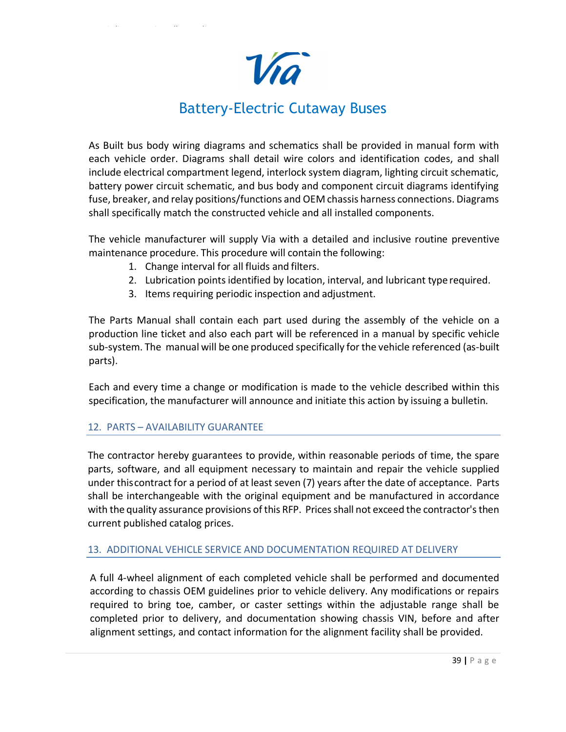As Built bus body wiring diagrams and schematics shall be provided in manual form with each vehicle order. Diagrams shall detail wire colors and identification codes, and shall include electrical compartment legend, interlock system diagram, lighting circuit schematic, battery power circuit schematic, and bus body and component circuit diagrams identifying fuse, breaker, and relay positions/functions and OEM chassis harness connections. Diagrams shall specifically match the constructed vehicle and all installed components.

The vehicle manufacturer will supply Via with a detailed and inclusive routine preventive maintenance procedure. This procedure will contain the following:

1. Change interval for all fluids and filters.
2. Lubrication points identified by location, interval, and lubricant type required.
3. Items requiring periodic inspection and adjustment.

The Parts Manual shall contain each part used during the assembly of the vehicle on a production line ticket and also each part will be referenced in a manual by specific vehicle sub-system. The manual will be one produced specifically for the vehicle referenced (as-built parts).

Each and every time a change or modification is made to the vehicle described within this specification, the manufacturer will announce and initiate this action by issuing a bulletin.

## 12. PARTS – AVAILABILITY GUARANTEE

The contractor hereby guarantees to provide, within reasonable periods of time, the spare parts, software, and all equipment necessary to maintain and repair the vehicle supplied under this contract for a period of at least seven (7) years after the date of acceptance. Parts shall be interchangeable with the original equipment and be manufactured in accordance with the quality assurance provisions of this RFP. Prices shall not exceed the contractor's then current published catalog prices.

## 13. ADDITIONAL VEHICLE SERVICE AND DOCUMENTATION REQUIRED AT DELIVERY

A full 4-wheel alignment of each completed vehicle shall be performed and documented according to chassis OEM guidelines prior to vehicle delivery. Any modifications or repairs required to bring toe, camber, or caster settings within the adjustable range shall be completed prior to delivery, and documentation showing chassis VIN, before and after alignment settings, and contact information for the alignment facility shall be provided.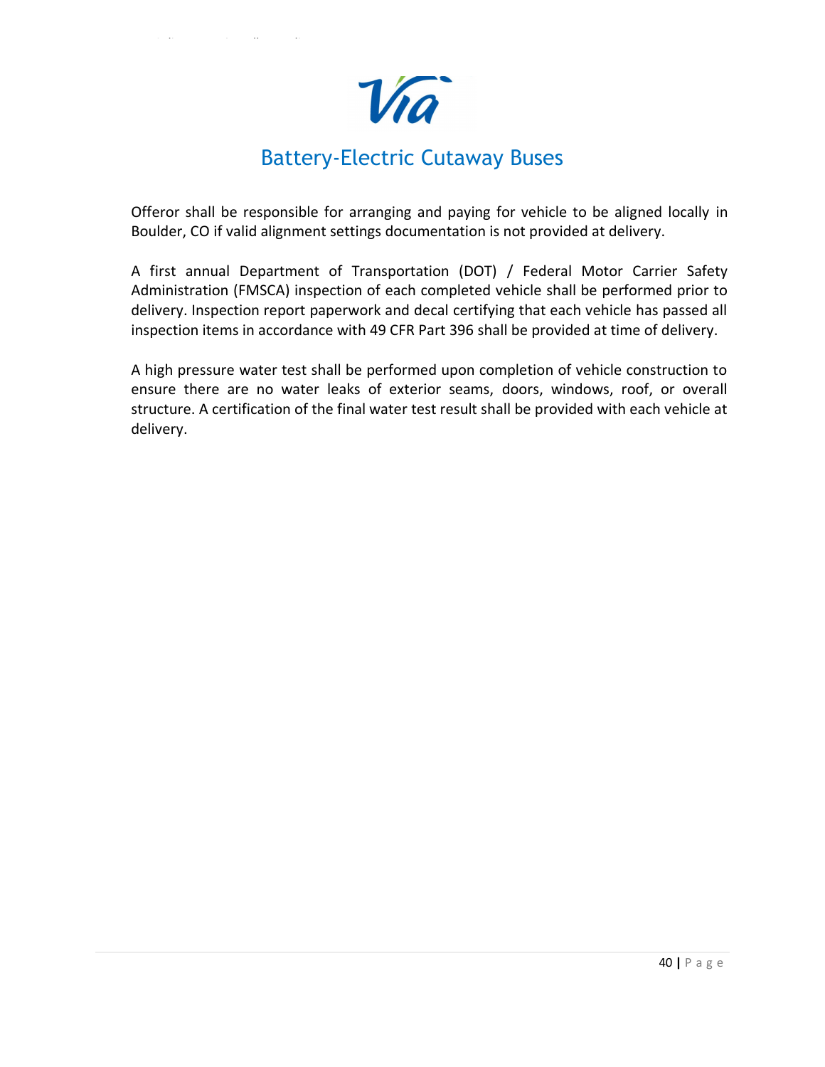Offeror shall be responsible for arranging and paying for vehicle to be aligned locally in Boulder, CO if valid alignment settings documentation is not provided at delivery.

A first annual Department of Transportation (DOT) / Federal Motor Carrier Safety Administration (FMSCA) inspection of each completed vehicle shall be performed prior to delivery. Inspection report paperwork and decal certifying that each vehicle has passed all inspection items in accordance with 49 CFR Part 396 shall be provided at time of delivery.

A high pressure water test shall be performed upon completion of vehicle construction to ensure there are no water leaks of exterior seams, doors, windows, roof, or overall structure. A certification of the final water test result shall be provided with each vehicle at delivery.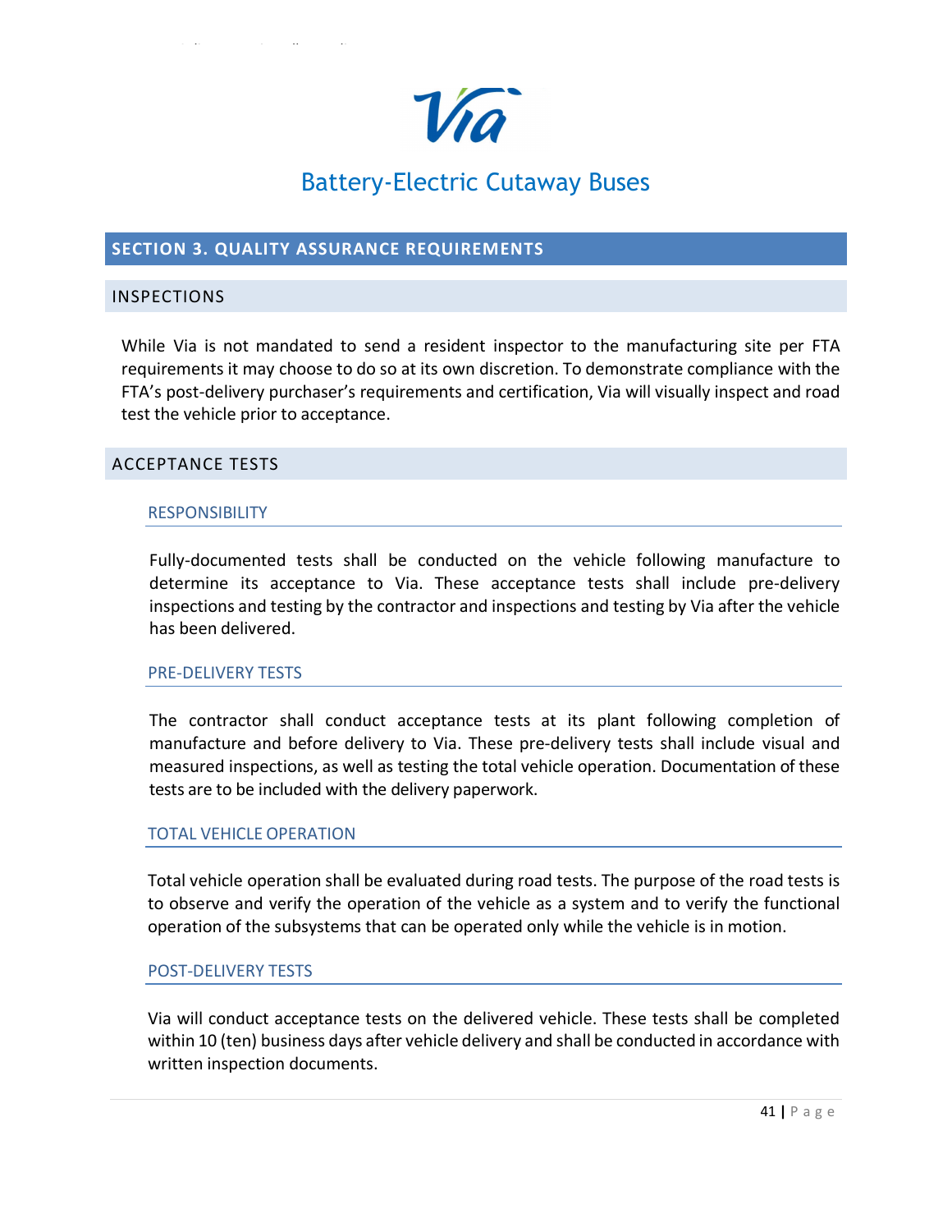# SECTION 3. QUALITY ASSURANCE REQUIREMENTS

## INSPECTIONS

While Via is not mandated to send a resident inspector to the manufacturing site per FTA requirements it may choose to do so at its own discretion. To demonstrate compliance with the FTA's post-delivery purchaser's requirements and certification, Via will visually inspect and road test the vehicle prior to acceptance.

## ACCEPTANCE TESTS

### RESPONSIBILITY

Fully-documented tests shall be conducted on the vehicle following manufacture to determine its acceptance to Via. These acceptance tests shall include pre-delivery inspections and testing by the contractor and inspections and testing by Via after the vehicle has been delivered.

### PRE-DELIVERY TESTS

The contractor shall conduct acceptance tests at its plant following completion of manufacture and before delivery to Via. These pre-delivery tests shall include visual and measured inspections, as well as testing the total vehicle operation. Documentation of these tests are to be included with the delivery paperwork.

### TOTAL VEHICLE OPERATION

Total vehicle operation shall be evaluated during road tests. The purpose of the road tests is to observe and verify the operation of the vehicle as a system and to verify the functional operation of the subsystems that can be operated only while the vehicle is in motion.

### POST-DELIVERY TESTS

Via will conduct acceptance tests on the delivered vehicle. These tests shall be completed within 10 (ten) business days after vehicle delivery and shall be conducted in accordance with written inspection documents.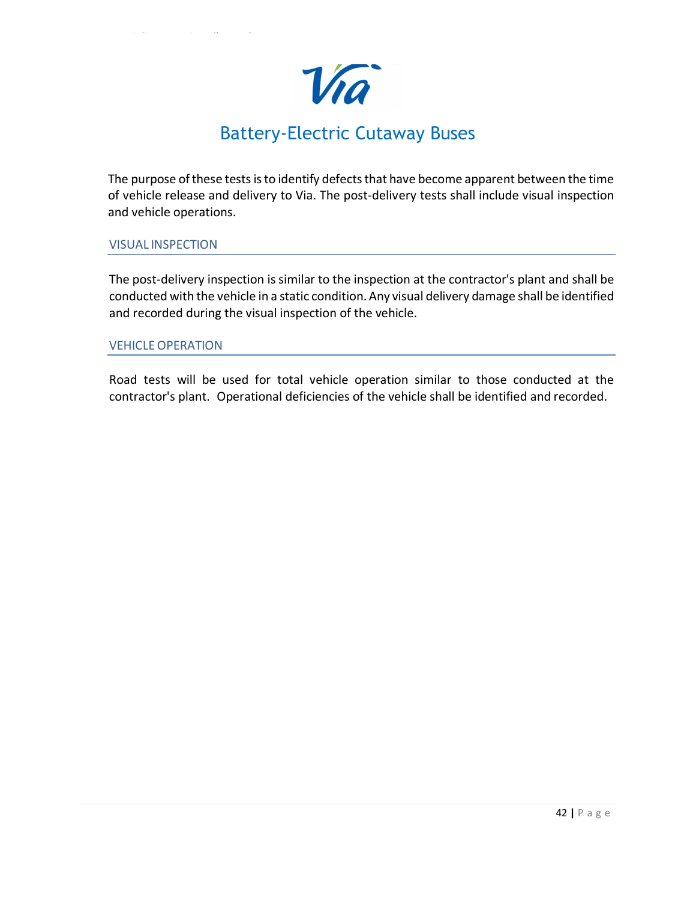The purpose of these tests is to identify defects that have become apparent between the time of vehicle release and delivery to Via. The post-delivery tests shall include visual inspection and vehicle operations.

### VISUAL INSPECTION

The post-delivery inspection is similar to the inspection at the contractor's plant and shall be conducted with the vehicle in a static condition. Any visual delivery damage shall be identified and recorded during the visual inspection of the vehicle.

### VEHICLE OPERATION

Road tests will be used for total vehicle operation similar to those conducted at the contractor's plant. Operational deficiencies of the vehicle shall be identified and recorded.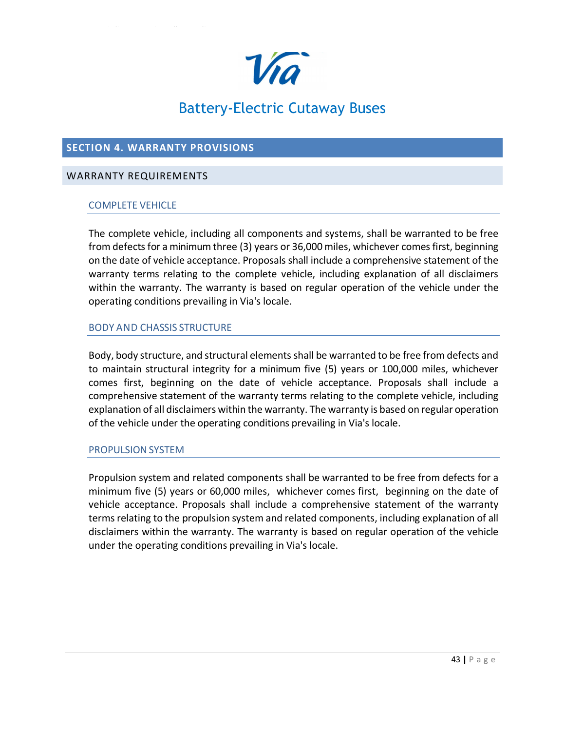# SECTION 4. WARRANTY PROVISIONS

## WARRANTY REQUIREMENTS

### COMPLETE VEHICLE

The complete vehicle, including all components and systems, shall be warranted to be free from defects for a minimum three (3) years or 36,000 miles, whichever comes first, beginning on the date of vehicle acceptance. Proposals shall include a comprehensive statement of the warranty terms relating to the complete vehicle, including explanation of all disclaimers within the warranty. The warranty is based on regular operation of the vehicle under the operating conditions prevailing in Via's locale.

### BODY AND CHASSIS STRUCTURE

Body, body structure, and structural elements shall be warranted to be free from defects and to maintain structural integrity for a minimum five (5) years or 100,000 miles, whichever comes first, beginning on the date of vehicle acceptance. Proposals shall include a comprehensive statement of the warranty terms relating to the complete vehicle, including explanation of all disclaimers within the warranty. The warranty is based on regular operation of the vehicle under the operating conditions prevailing in Via's locale.

### PROPULSION SYSTEM

Propulsion system and related components shall be warranted to be free from defects for a minimum five (5) years or 60,000 miles, whichever comes first, beginning on the date of vehicle acceptance. Proposals shall include a comprehensive statement of the warranty terms relating to the propulsion system and related components, including explanation of all disclaimers within the warranty. The warranty is based on regular operation of the vehicle under the operating conditions prevailing in Via's locale.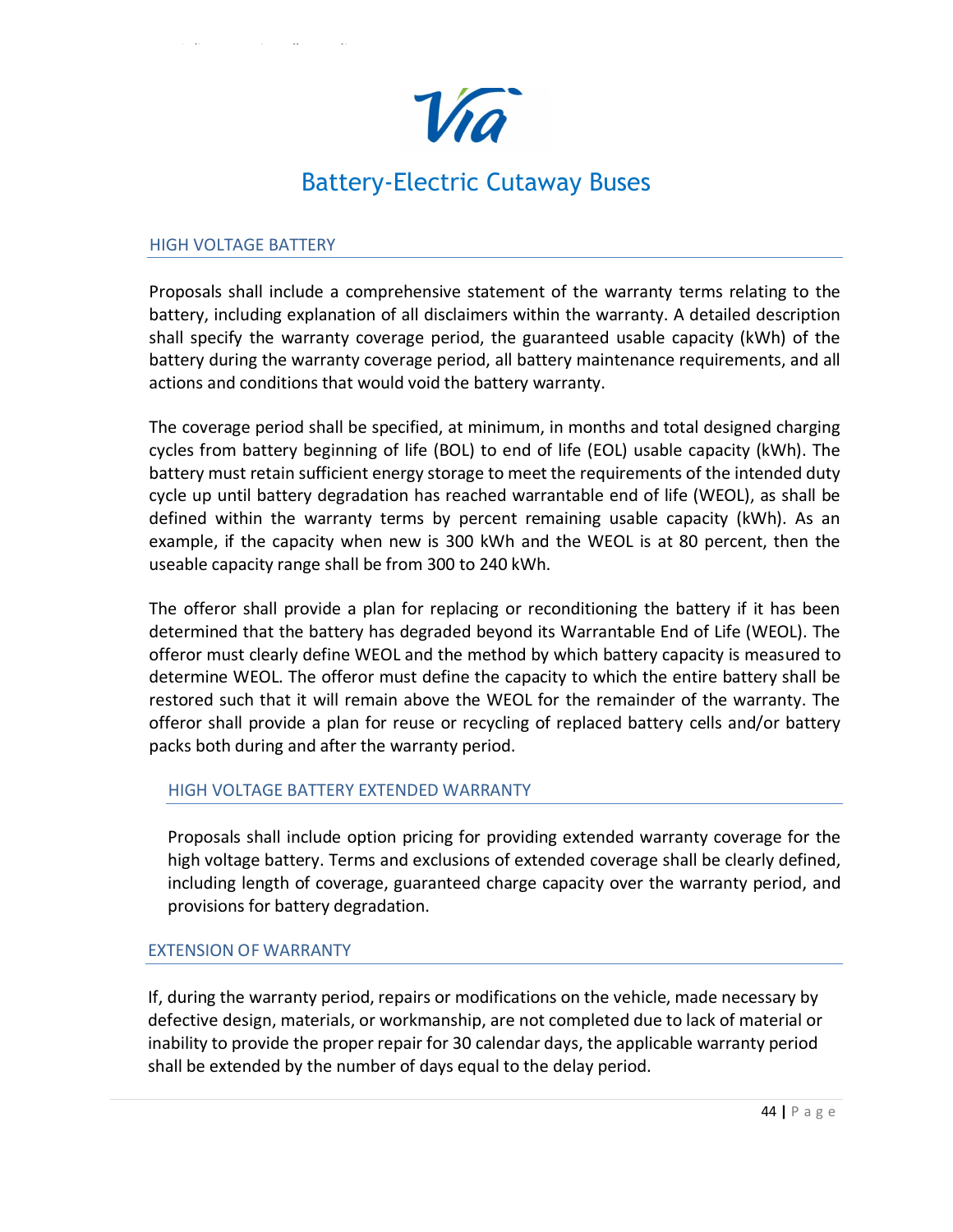## HIGH VOLTAGE BATTERY

Proposals shall include a comprehensive statement of the warranty terms relating to the battery, including explanation of all disclaimers within the warranty. A detailed description shall specify the warranty coverage period, the guaranteed usable capacity (kWh) of the battery during the warranty coverage period, all battery maintenance requirements, and all actions and conditions that would void the battery warranty.

The coverage period shall be specified, at minimum, in months and total designed charging cycles from battery beginning of life (BOL) to end of life (EOL) usable capacity (kWh). The battery must retain sufficient energy storage to meet the requirements of the intended duty cycle up until battery degradation has reached warrantable end of life (WEOL), as shall be defined within the warranty terms by percent remaining usable capacity (kWh). As an example, if the capacity when new is 300 kWh and the WEOL is at 80 percent, then the useable capacity range shall be from 300 to 240 kWh.

The offeror shall provide a plan for replacing or reconditioning the battery if it has been determined that the battery has degraded beyond its Warrantable End of Life (WEOL). The offeror must clearly define WEOL and the method by which battery capacity is measured to determine WEOL. The offeror must define the capacity to which the entire battery shall be restored such that it will remain above the WEOL for the remainder of the warranty. The offeror shall provide a plan for reuse or recycling of replaced battery cells and/or battery packs both during and after the warranty period.

### HIGH VOLTAGE BATTERY EXTENDED WARRANTY

Proposals shall include option pricing for providing extended warranty coverage for the high voltage battery. Terms and exclusions of extended coverage shall be clearly defined, including length of coverage, guaranteed charge capacity over the warranty period, and provisions for battery degradation.

## EXTENSION OF WARRANTY

If, during the warranty period, repairs or modifications on the vehicle, made necessary by defective design, materials, or workmanship, are not completed due to lack of material or inability to provide the proper repair for 30 calendar days, the applicable warranty period shall be extended by the number of days equal to the delay period.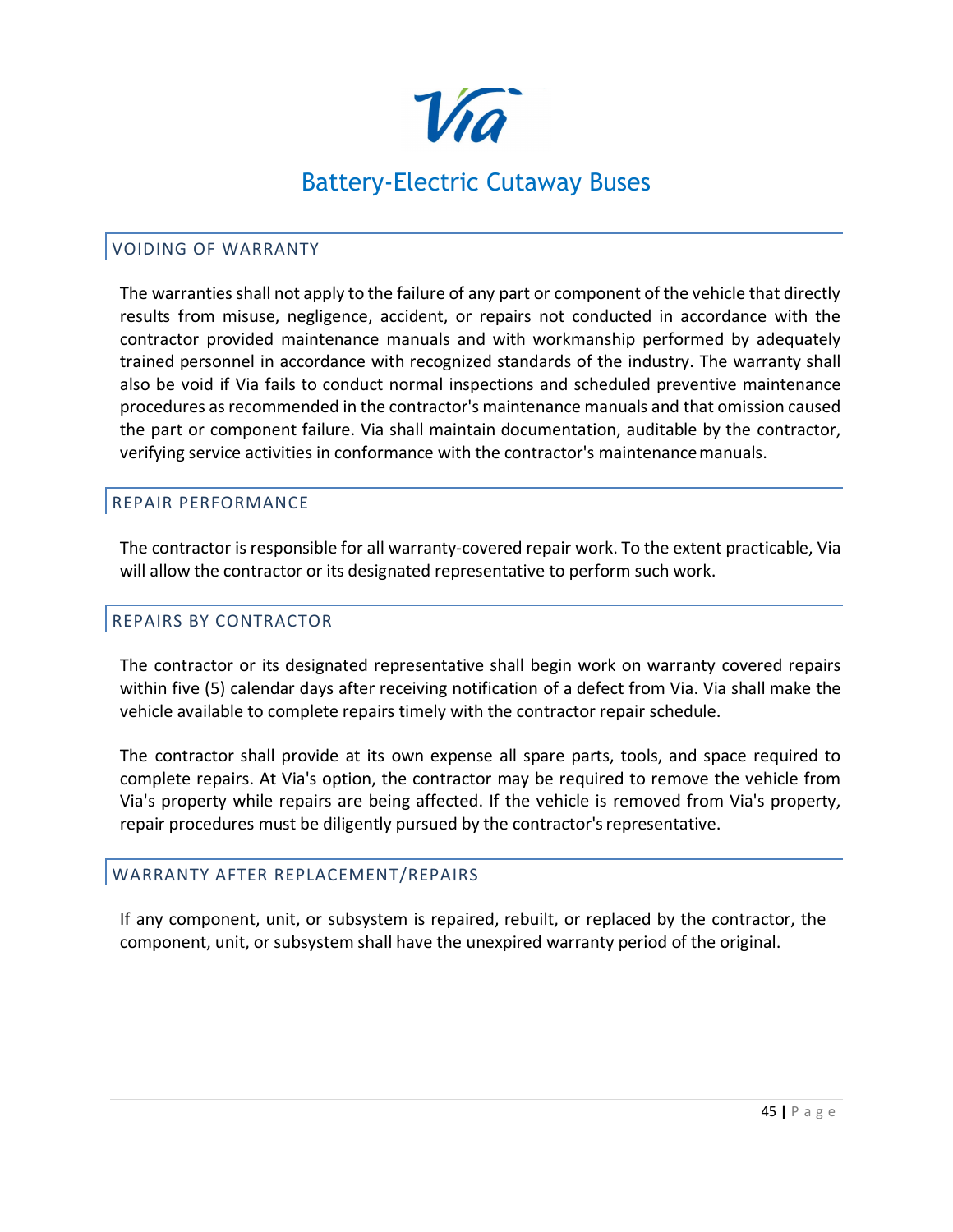## VOIDING OF WARRANTY

The warranties shall not apply to the failure of any part or component of the vehicle that directly results from misuse, negligence, accident, or repairs not conducted in accordance with the contractor provided maintenance manuals and with workmanship performed by adequately trained personnel in accordance with recognized standards of the industry. The warranty shall also be void if Via fails to conduct normal inspections and scheduled preventive maintenance procedures as recommended in the contractor's maintenance manuals and that omission caused the part or component failure. Via shall maintain documentation, auditable by the contractor, verifying service activities in conformance with the contractor's maintenance manuals.

## REPAIR PERFORMANCE

The contractor is responsible for all warranty-covered repair work. To the extent practicable, Via will allow the contractor or its designated representative to perform such work.

## REPAIRS BY CONTRACTOR

The contractor or its designated representative shall begin work on warranty covered repairs within five (5) calendar days after receiving notification of a defect from Via. Via shall make the vehicle available to complete repairs timely with the contractor repair schedule.

The contractor shall provide at its own expense all spare parts, tools, and space required to complete repairs. At Via's option, the contractor may be required to remove the vehicle from Via's property while repairs are being affected. If the vehicle is removed from Via's property, repair procedures must be diligently pursued by the contractor's representative.

## WARRANTY AFTER REPLACEMENT/REPAIRS

If any component, unit, or subsystem is repaired, rebuilt, or replaced by the contractor, the component, unit, or subsystem shall have the unexpired warranty period of the original.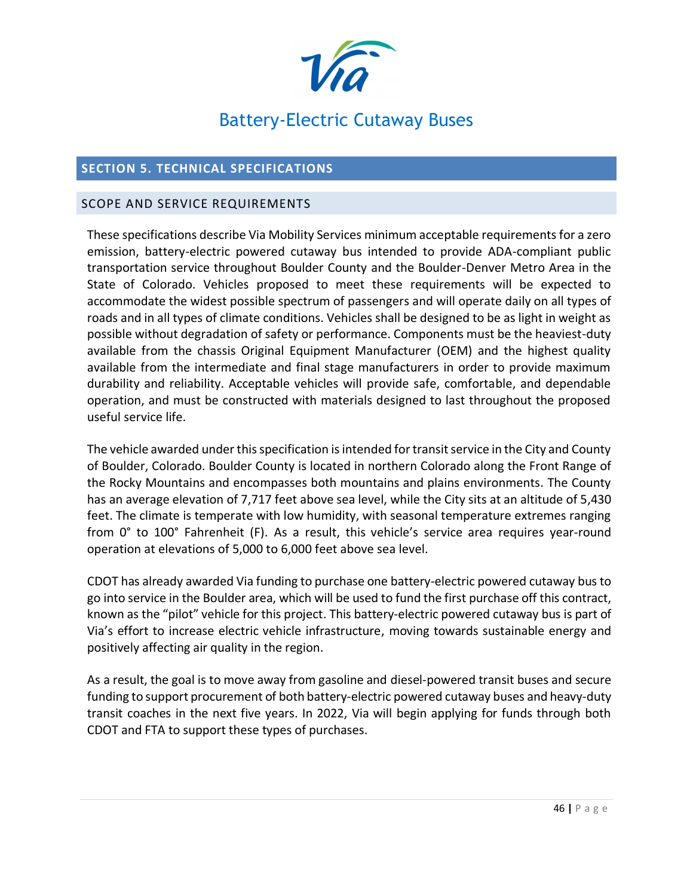## SECTION 5. TECHNICAL SPECIFICATIONS

### SCOPE AND SERVICE REQUIREMENTS

These specifications describe Via Mobility Services minimum acceptable requirements for a zero emission, battery-electric powered cutaway bus intended to provide ADA-compliant public transportation service throughout Boulder County and the Boulder-Denver Metro Area in the State of Colorado. Vehicles proposed to meet these requirements will be expected to accommodate the widest possible spectrum of passengers and will operate daily on all types of roads and in all types of climate conditions. Vehicles shall be designed to be as light in weight as possible without degradation of safety or performance. Components must be the heaviest-duty available from the chassis Original Equipment Manufacturer (OEM) and the highest quality available from the intermediate and final stage manufacturers in order to provide maximum durability and reliability. Acceptable vehicles will provide safe, comfortable, and dependable operation, and must be constructed with materials designed to last throughout the proposed useful service life.

The vehicle awarded under this specification is intended for transit service in the City and County of Boulder, Colorado. Boulder County is located in northern Colorado along the Front Range of the Rocky Mountains and encompasses both mountains and plains environments. The County has an average elevation of 7,717 feet above sea level, while the City sits at an altitude of 5,430 feet. The climate is temperate with low humidity, with seasonal temperature extremes ranging from 0° to 100° Fahrenheit (F). As a result, this vehicle's service area requires year-round operation at elevations of 5,000 to 6,000 feet above sea level.

CDOT has already awarded Via funding to purchase one battery-electric powered cutaway bus to go into service in the Boulder area, which will be used to fund the first purchase off this contract, known as the "pilot" vehicle for this project. This battery-electric powered cutaway bus is part of Via's effort to increase electric vehicle infrastructure, moving towards sustainable energy and positively affecting air quality in the region.

As a result, the goal is to move away from gasoline and diesel-powered transit buses and secure funding to support procurement of both battery-electric powered cutaway buses and heavy-duty transit coaches in the next five years. In 2022, Via will begin applying for funds through both CDOT and FTA to support these types of purchases.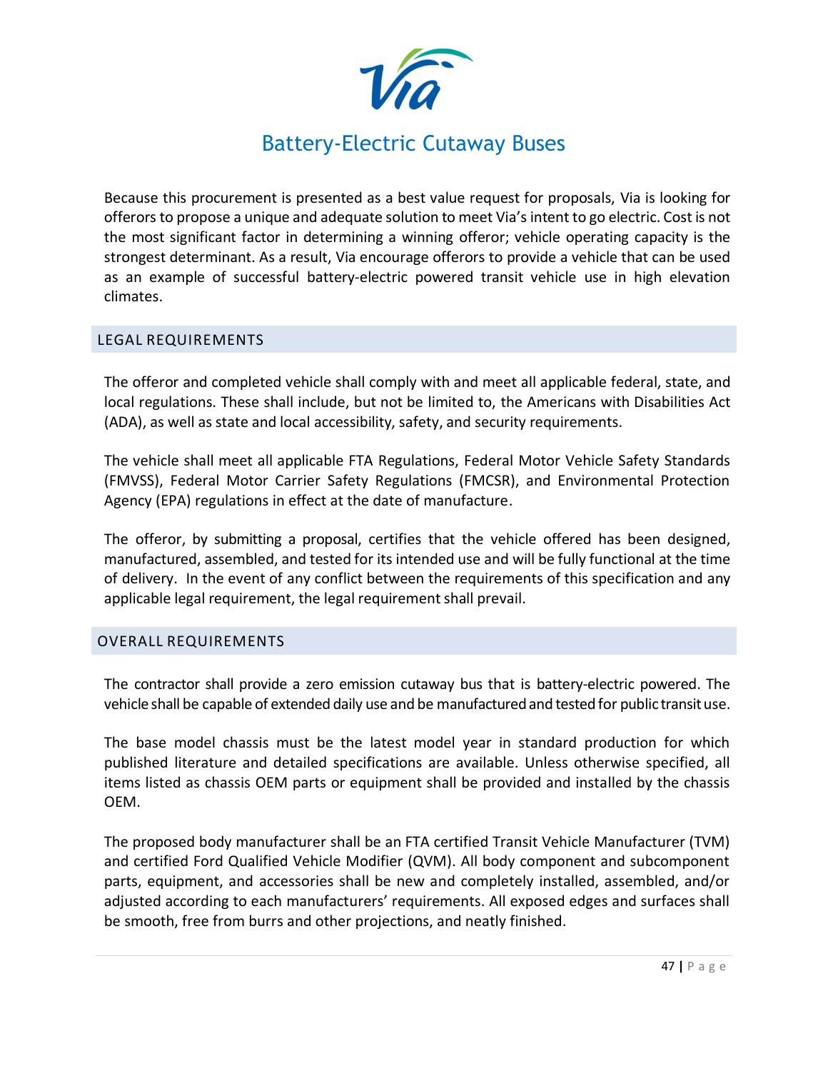# Battery-Electric Cutaway Buses

Because this procurement is presented as a best value request for proposals, Via is looking for offerors to propose a unique and adequate solution to meet Via's intent to go electric. Cost is not the most significant factor in determining a winning offeror; vehicle operating capacity is the strongest determinant. As a result, Via encourage offerors to provide a vehicle that can be used as an example of successful battery-electric powered transit vehicle use in high elevation climates.

## LEGAL REQUIREMENTS

The offeror and completed vehicle shall comply with and meet all applicable federal, state, and local regulations. These shall include, but not be limited to, the Americans with Disabilities Act (ADA), as well as state and local accessibility, safety, and security requirements.

The vehicle shall meet all applicable FTA Regulations, Federal Motor Vehicle Safety Standards (FMVSS), Federal Motor Carrier Safety Regulations (FMCSR), and Environmental Protection Agency (EPA) regulations in effect at the date of manufacture.

The offeror, by submitting a proposal, certifies that the vehicle offered has been designed, manufactured, assembled, and tested for its intended use and will be fully functional at the time of delivery. In the event of any conflict between the requirements of this specification and any applicable legal requirement, the legal requirement shall prevail.

## OVERALL REQUIREMENTS

The contractor shall provide a zero emission cutaway bus that is battery-electric powered. The vehicle shall be capable of extended daily use and be manufactured and tested for public transit use.

The base model chassis must be the latest model year in standard production for which published literature and detailed specifications are available. Unless otherwise specified, all items listed as chassis OEM parts or equipment shall be provided and installed by the chassis OEM.

The proposed body manufacturer shall be an FTA certified Transit Vehicle Manufacturer (TVM) and certified Ford Qualified Vehicle Modifier (QVM). All body component and subcomponent parts, equipment, and accessories shall be new and completely installed, assembled, and/or adjusted according to each manufacturers' requirements. All exposed edges and surfaces shall be smooth, free from burrs and other projections, and neatly finished.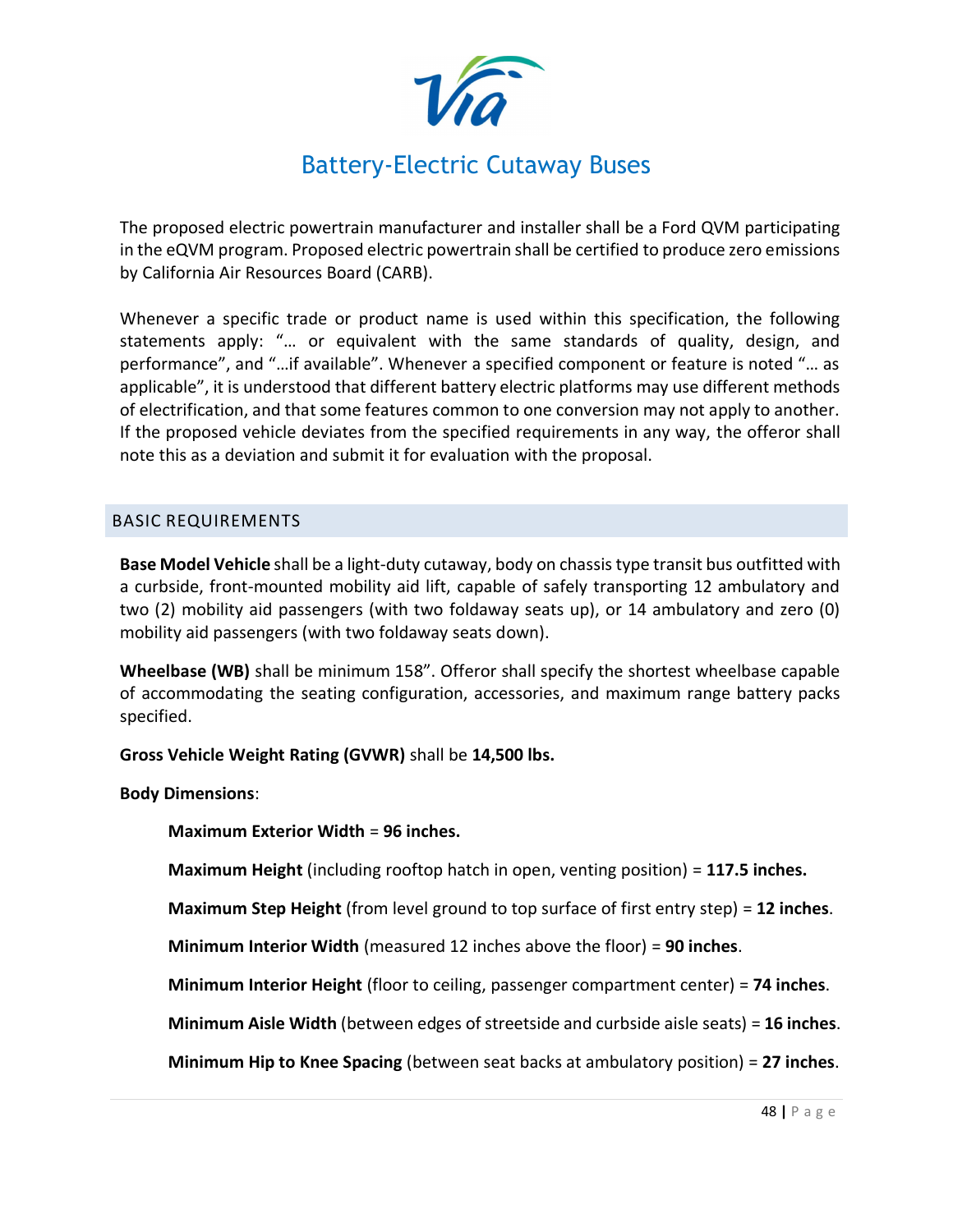# Battery-Electric Cutaway Buses

The proposed electric powertrain manufacturer and installer shall be a Ford QVM participating in the eQVM program. Proposed electric powertrain shall be certified to produce zero emissions by California Air Resources Board (CARB).

Whenever a specific trade or product name is used within this specification, the following statements apply: "… or equivalent with the same standards of quality, design, and performance", and "…if available". Whenever a specified component or feature is noted "… as applicable", it is understood that different battery electric platforms may use different methods of electrification, and that some features common to one conversion may not apply to another. If the proposed vehicle deviates from the specified requirements in any way, the offeror shall note this as a deviation and submit it for evaluation with the proposal.

## BASIC REQUIREMENTS

**Base Model Vehicle** shall be a light-duty cutaway, body on chassis type transit bus outfitted with a curbside, front-mounted mobility aid lift, capable of safely transporting 12 ambulatory and two (2) mobility aid passengers (with two foldaway seats up), or 14 ambulatory and zero (0) mobility aid passengers (with two foldaway seats down).

**Wheelbase (WB)** shall be minimum 158". Offeror shall specify the shortest wheelbase capable of accommodating the seating configuration, accessories, and maximum range battery packs specified.

**Gross Vehicle Weight Rating (GVWR)** shall be **14,500 lbs.**

**Body Dimensions**:

- **Maximum Exterior Width** = **96 inches.**
- **Maximum Height** (including rooftop hatch in open, venting position) = **117.5 inches.**
- **Maximum Step Height** (from level ground to top surface of first entry step) = **12 inches**.
- **Minimum Interior Width** (measured 12 inches above the floor) = **90 inches**.
- **Minimum Interior Height** (floor to ceiling, passenger compartment center) = **74 inches**.
- **Minimum Aisle Width** (between edges of streetside and curbside aisle seats) = **16 inches**.
- **Minimum Hip to Knee Spacing** (between seat backs at ambulatory position) = **27 inches**.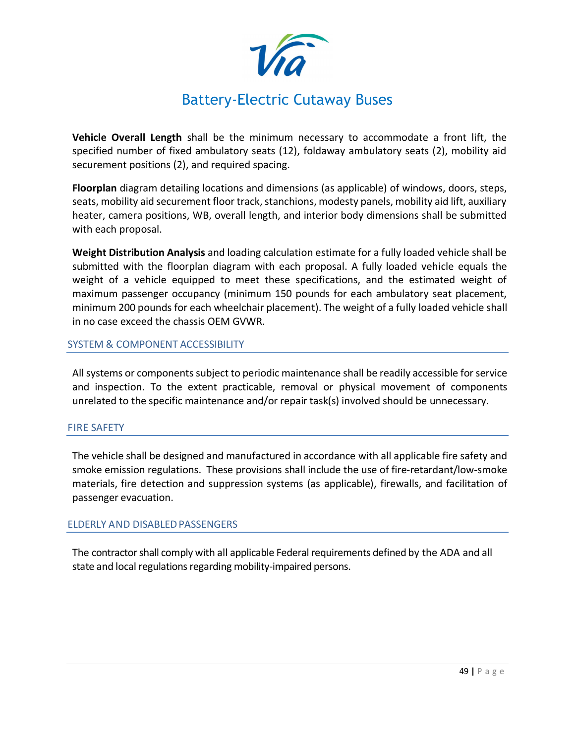**Vehicle Overall Length** shall be the minimum necessary to accommodate a front lift, the specified number of fixed ambulatory seats (12), foldaway ambulatory seats (2), mobility aid securement positions (2), and required spacing.

**Floorplan** diagram detailing locations and dimensions (as applicable) of windows, doors, steps, seats, mobility aid securement floor track, stanchions, modesty panels, mobility aid lift, auxiliary heater, camera positions, WB, overall length, and interior body dimensions shall be submitted with each proposal.

**Weight Distribution Analysis** and loading calculation estimate for a fully loaded vehicle shall be submitted with the floorplan diagram with each proposal. A fully loaded vehicle equals the weight of a vehicle equipped to meet these specifications, and the estimated weight of maximum passenger occupancy (minimum 150 pounds for each ambulatory seat placement, minimum 200 pounds for each wheelchair placement). The weight of a fully loaded vehicle shall in no case exceed the chassis OEM GVWR.

## SYSTEM & COMPONENT ACCESSIBILITY

All systems or components subject to periodic maintenance shall be readily accessible for service and inspection. To the extent practicable, removal or physical movement of components unrelated to the specific maintenance and/or repair task(s) involved should be unnecessary.

## FIRE SAFETY

The vehicle shall be designed and manufactured in accordance with all applicable fire safety and smoke emission regulations. These provisions shall include the use of fire-retardant/low-smoke materials, fire detection and suppression systems (as applicable), firewalls, and facilitation of passenger evacuation.

## ELDERLY AND DISABLED PASSENGERS

The contractor shall comply with all applicable Federal requirements defined by the ADA and all state and local regulations regarding mobility-impaired persons.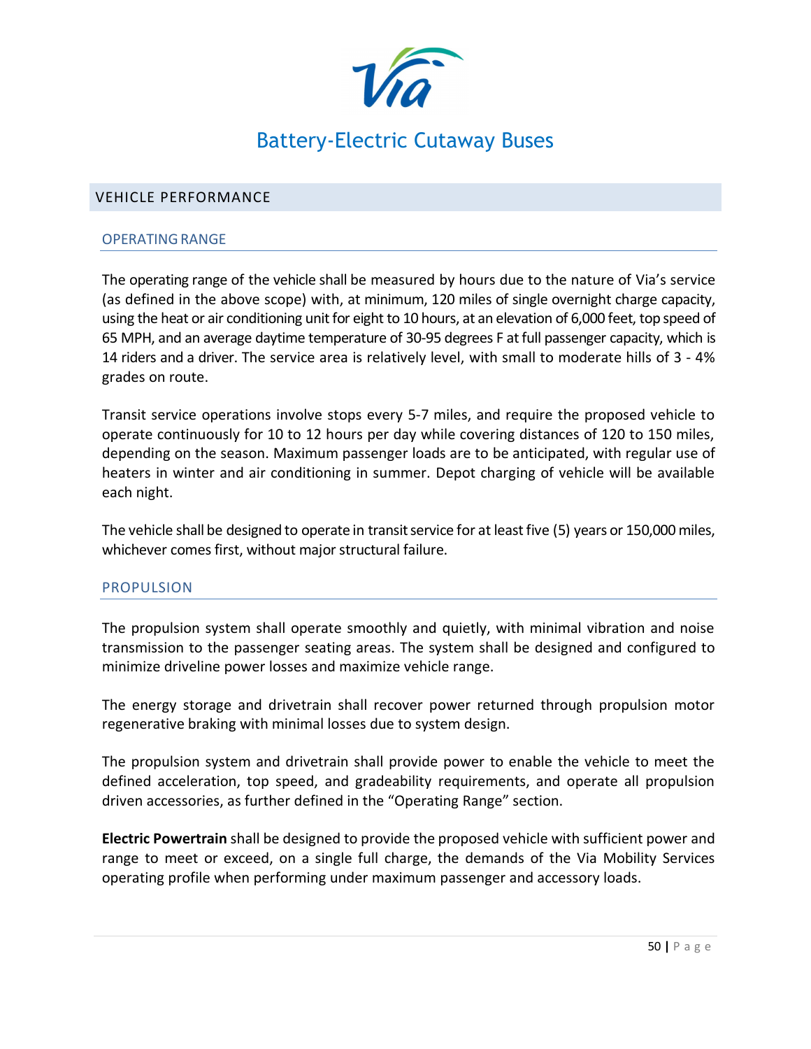## VEHICLE PERFORMANCE

### OPERATING RANGE

The operating range of the vehicle shall be measured by hours due to the nature of Via's service (as defined in the above scope) with, at minimum, 120 miles of single overnight charge capacity, using the heat or air conditioning unit for eight to 10 hours, at an elevation of 6,000 feet, top speed of 65 MPH, and an average daytime temperature of 30-95 degrees F at full passenger capacity, which is 14 riders and a driver. The service area is relatively level, with small to moderate hills of 3 - 4% grades on route.

Transit service operations involve stops every 5-7 miles, and require the proposed vehicle to operate continuously for 10 to 12 hours per day while covering distances of 120 to 150 miles, depending on the season. Maximum passenger loads are to be anticipated, with regular use of heaters in winter and air conditioning in summer. Depot charging of vehicle will be available each night.

The vehicle shall be designed to operate in transit service for at least five (5) years or 150,000 miles, whichever comes first, without major structural failure.

### PROPULSION

The propulsion system shall operate smoothly and quietly, with minimal vibration and noise transmission to the passenger seating areas. The system shall be designed and configured to minimize driveline power losses and maximize vehicle range.

The energy storage and drivetrain shall recover power returned through propulsion motor regenerative braking with minimal losses due to system design.

The propulsion system and drivetrain shall provide power to enable the vehicle to meet the defined acceleration, top speed, and gradeability requirements, and operate all propulsion driven accessories, as further defined in the "Operating Range" section.

**Electric Powertrain** shall be designed to provide the proposed vehicle with sufficient power and range to meet or exceed, on a single full charge, the demands of the Via Mobility Services operating profile when performing under maximum passenger and accessory loads.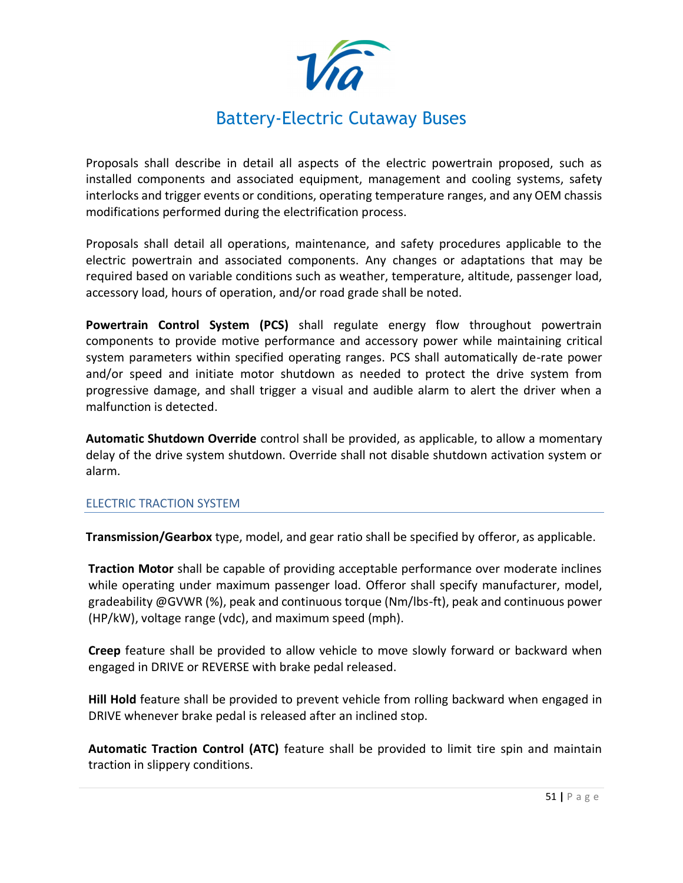Proposals shall describe in detail all aspects of the electric powertrain proposed, such as installed components and associated equipment, management and cooling systems, safety interlocks and trigger events or conditions, operating temperature ranges, and any OEM chassis modifications performed during the electrification process.

Proposals shall detail all operations, maintenance, and safety procedures applicable to the electric powertrain and associated components. Any changes or adaptations that may be required based on variable conditions such as weather, temperature, altitude, passenger load, accessory load, hours of operation, and/or road grade shall be noted.

**Powertrain Control System (PCS)** shall regulate energy flow throughout powertrain components to provide motive performance and accessory power while maintaining critical system parameters within specified operating ranges. PCS shall automatically de-rate power and/or speed and initiate motor shutdown as needed to protect the drive system from progressive damage, and shall trigger a visual and audible alarm to alert the driver when a malfunction is detected.

**Automatic Shutdown Override** control shall be provided, as applicable, to allow a momentary delay of the drive system shutdown. Override shall not disable shutdown activation system or alarm.

## ELECTRIC TRACTION SYSTEM

**Transmission/Gearbox** type, model, and gear ratio shall be specified by offeror, as applicable.

**Traction Motor** shall be capable of providing acceptable performance over moderate inclines while operating under maximum passenger load. Offeror shall specify manufacturer, model, gradeability @GVWR (%), peak and continuous torque (Nm/lbs-ft), peak and continuous power (HP/kW), voltage range (vdc), and maximum speed (mph).

**Creep** feature shall be provided to allow vehicle to move slowly forward or backward when engaged in DRIVE or REVERSE with brake pedal released.

**Hill Hold** feature shall be provided to prevent vehicle from rolling backward when engaged in DRIVE whenever brake pedal is released after an inclined stop.

**Automatic Traction Control (ATC)** feature shall be provided to limit tire spin and maintain traction in slippery conditions.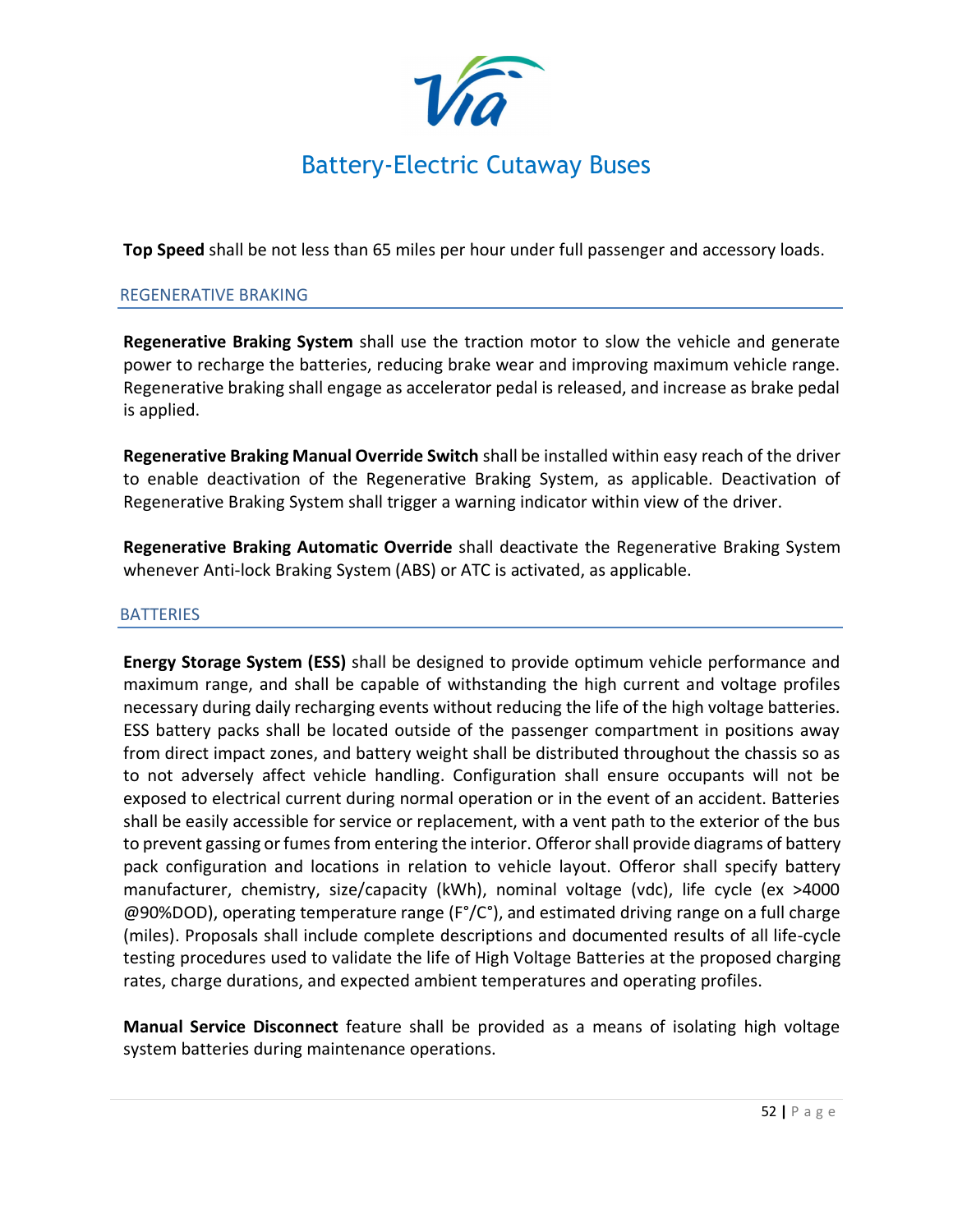**Top Speed** shall be not less than 65 miles per hour under full passenger and accessory loads.

## REGENERATIVE BRAKING

**Regenerative Braking System** shall use the traction motor to slow the vehicle and generate power to recharge the batteries, reducing brake wear and improving maximum vehicle range. Regenerative braking shall engage as accelerator pedal is released, and increase as brake pedal is applied.

**Regenerative Braking Manual Override Switch** shall be installed within easy reach of the driver to enable deactivation of the Regenerative Braking System, as applicable. Deactivation of Regenerative Braking System shall trigger a warning indicator within view of the driver.

**Regenerative Braking Automatic Override** shall deactivate the Regenerative Braking System whenever Anti-lock Braking System (ABS) or ATC is activated, as applicable.

## BATTERIES

**Energy Storage System (ESS)** shall be designed to provide optimum vehicle performance and maximum range, and shall be capable of withstanding the high current and voltage profiles necessary during daily recharging events without reducing the life of the high voltage batteries. ESS battery packs shall be located outside of the passenger compartment in positions away from direct impact zones, and battery weight shall be distributed throughout the chassis so as to not adversely affect vehicle handling. Configuration shall ensure occupants will not be exposed to electrical current during normal operation or in the event of an accident. Batteries shall be easily accessible for service or replacement, with a vent path to the exterior of the bus to prevent gassing or fumes from entering the interior. Offeror shall provide diagrams of battery pack configuration and locations in relation to vehicle layout. Offeror shall specify battery manufacturer, chemistry, size/capacity (kWh), nominal voltage (vdc), life cycle (ex >4000 @90%DOD), operating temperature range (F°/C°), and estimated driving range on a full charge (miles). Proposals shall include complete descriptions and documented results of all life-cycle testing procedures used to validate the life of High Voltage Batteries at the proposed charging rates, charge durations, and expected ambient temperatures and operating profiles.

**Manual Service Disconnect** feature shall be provided as a means of isolating high voltage system batteries during maintenance operations.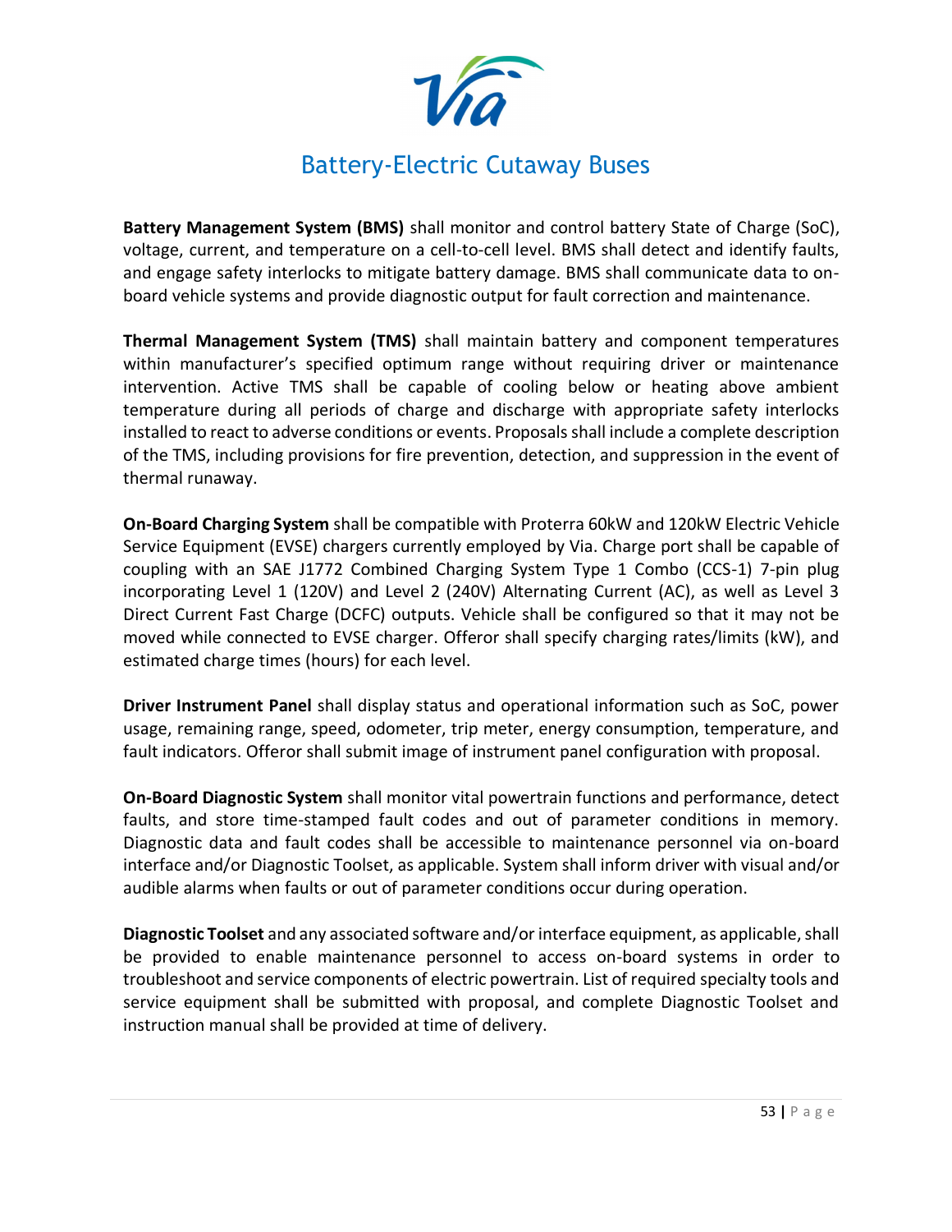**Battery Management System (BMS)** shall monitor and control battery State of Charge (SoC), voltage, current, and temperature on a cell-to-cell level. BMS shall detect and identify faults, and engage safety interlocks to mitigate battery damage. BMS shall communicate data to on-board vehicle systems and provide diagnostic output for fault correction and maintenance.

**Thermal Management System (TMS)** shall maintain battery and component temperatures within manufacturer's specified optimum range without requiring driver or maintenance intervention. Active TMS shall be capable of cooling below or heating above ambient temperature during all periods of charge and discharge with appropriate safety interlocks installed to react to adverse conditions or events. Proposals shall include a complete description of the TMS, including provisions for fire prevention, detection, and suppression in the event of thermal runaway.

**On-Board Charging System** shall be compatible with Proterra 60kW and 120kW Electric Vehicle Service Equipment (EVSE) chargers currently employed by Via. Charge port shall be capable of coupling with an SAE J1772 Combined Charging System Type 1 Combo (CCS-1) 7-pin plug incorporating Level 1 (120V) and Level 2 (240V) Alternating Current (AC), as well as Level 3 Direct Current Fast Charge (DCFC) outputs. Vehicle shall be configured so that it may not be moved while connected to EVSE charger. Offeror shall specify charging rates/limits (kW), and estimated charge times (hours) for each level.

**Driver Instrument Panel** shall display status and operational information such as SoC, power usage, remaining range, speed, odometer, trip meter, energy consumption, temperature, and fault indicators. Offeror shall submit image of instrument panel configuration with proposal.

**On-Board Diagnostic System** shall monitor vital powertrain functions and performance, detect faults, and store time-stamped fault codes and out of parameter conditions in memory. Diagnostic data and fault codes shall be accessible to maintenance personnel via on-board interface and/or Diagnostic Toolset, as applicable. System shall inform driver with visual and/or audible alarms when faults or out of parameter conditions occur during operation.

**Diagnostic Toolset** and any associated software and/or interface equipment, as applicable, shall be provided to enable maintenance personnel to access on-board systems in order to troubleshoot and service components of electric powertrain. List of required specialty tools and service equipment shall be submitted with proposal, and complete Diagnostic Toolset and instruction manual shall be provided at time of delivery.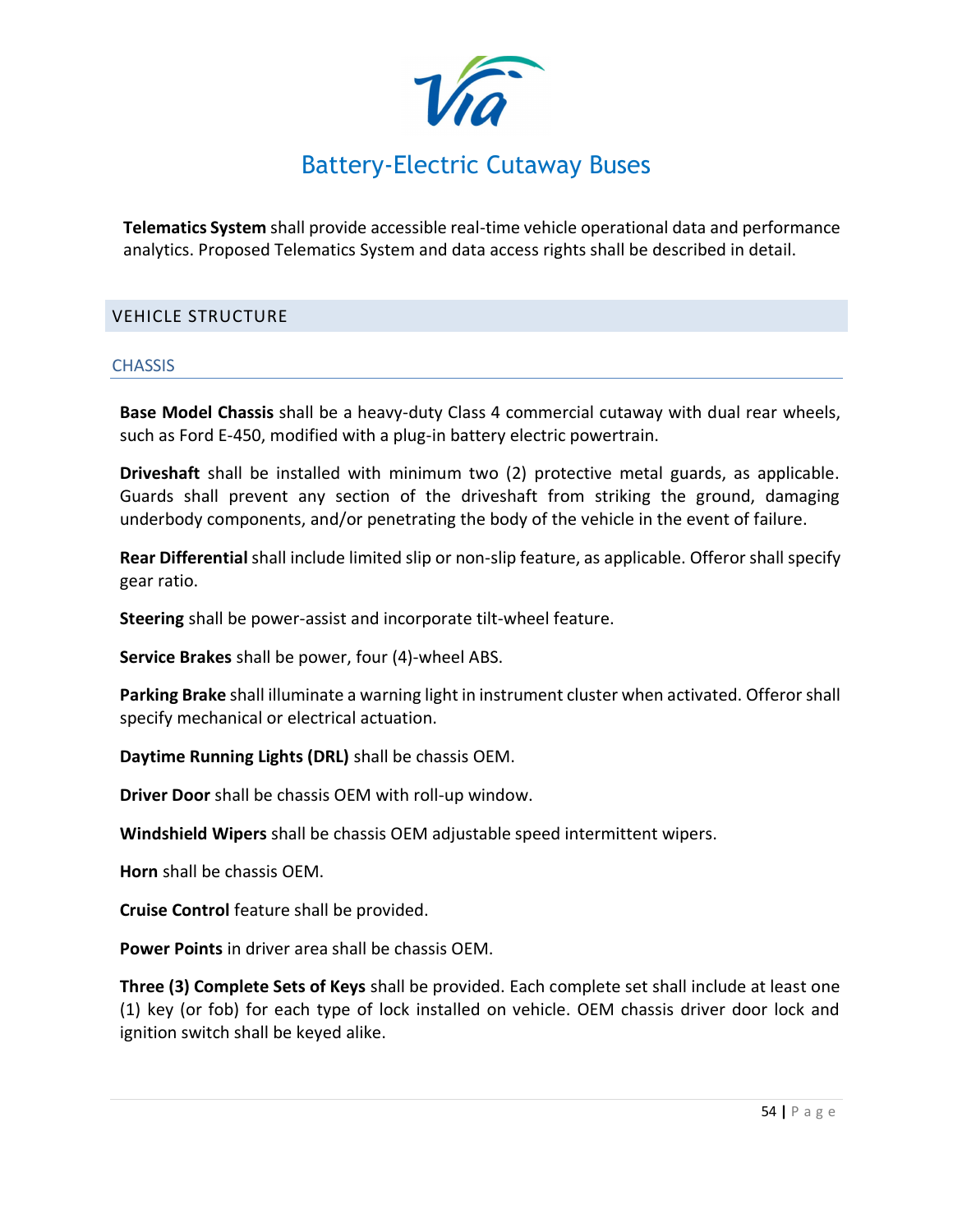**Telematics System** shall provide accessible real-time vehicle operational data and performance analytics. Proposed Telematics System and data access rights shall be described in detail.

## VEHICLE STRUCTURE

### CHASSIS

**Base Model Chassis** shall be a heavy-duty Class 4 commercial cutaway with dual rear wheels, such as Ford E-450, modified with a plug-in battery electric powertrain.

**Driveshaft** shall be installed with minimum two (2) protective metal guards, as applicable. Guards shall prevent any section of the driveshaft from striking the ground, damaging underbody components, and/or penetrating the body of the vehicle in the event of failure.

**Rear Differential** shall include limited slip or non-slip feature, as applicable. Offeror shall specify gear ratio.

**Steering** shall be power-assist and incorporate tilt-wheel feature.

**Service Brakes** shall be power, four (4)-wheel ABS.

**Parking Brake** shall illuminate a warning light in instrument cluster when activated. Offeror shall specify mechanical or electrical actuation.

**Daytime Running Lights (DRL)** shall be chassis OEM.

**Driver Door** shall be chassis OEM with roll-up window.

**Windshield Wipers** shall be chassis OEM adjustable speed intermittent wipers.

**Horn** shall be chassis OEM.

**Cruise Control** feature shall be provided.

**Power Points** in driver area shall be chassis OEM.

**Three (3) Complete Sets of Keys** shall be provided. Each complete set shall include at least one (1) key (or fob) for each type of lock installed on vehicle. OEM chassis driver door lock and ignition switch shall be keyed alike.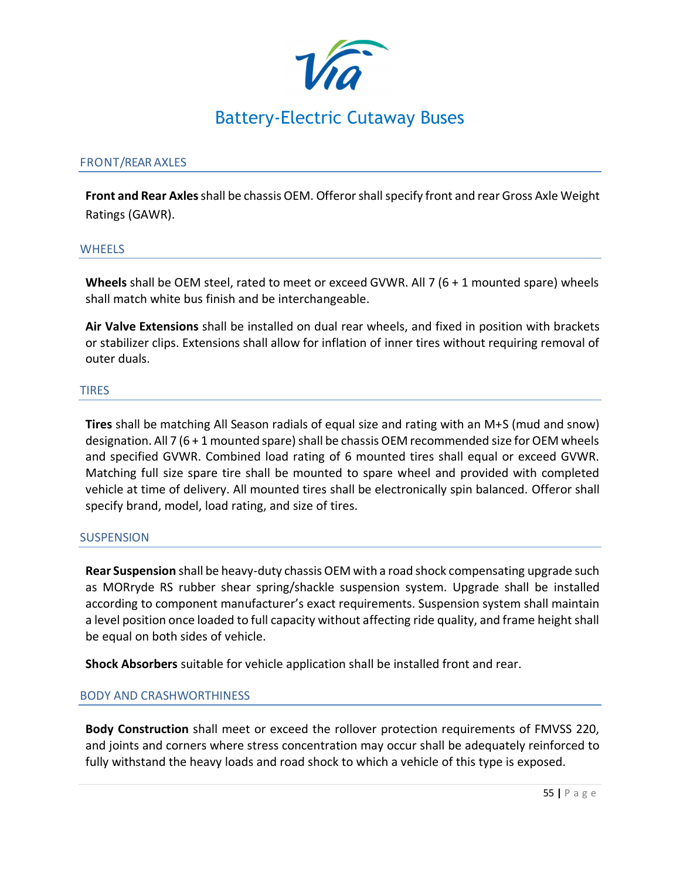## FRONT/REAR AXLES

**Front and Rear Axles** shall be chassis OEM. Offeror shall specify front and rear Gross Axle Weight Ratings (GAWR).

## WHEELS

**Wheels** shall be OEM steel, rated to meet or exceed GVWR. All 7 (6 + 1 mounted spare) wheels shall match white bus finish and be interchangeable.

**Air Valve Extensions** shall be installed on dual rear wheels, and fixed in position with brackets or stabilizer clips. Extensions shall allow for inflation of inner tires without requiring removal of outer duals.

## TIRES

**Tires** shall be matching All Season radials of equal size and rating with an M+S (mud and snow) designation. All 7 (6 + 1 mounted spare) shall be chassis OEM recommended size for OEM wheels and specified GVWR. Combined load rating of 6 mounted tires shall equal or exceed GVWR. Matching full size spare tire shall be mounted to spare wheel and provided with completed vehicle at time of delivery. All mounted tires shall be electronically spin balanced. Offeror shall specify brand, model, load rating, and size of tires.

## SUSPENSION

**Rear Suspension** shall be heavy-duty chassis OEM with a road shock compensating upgrade such as MORryde RS rubber shear spring/shackle suspension system. Upgrade shall be installed according to component manufacturer's exact requirements. Suspension system shall maintain a level position once loaded to full capacity without affecting ride quality, and frame height shall be equal on both sides of vehicle.

**Shock Absorbers** suitable for vehicle application shall be installed front and rear.

## BODY AND CRASHWORTHINESS

**Body Construction** shall meet or exceed the rollover protection requirements of FMVSS 220, and joints and corners where stress concentration may occur shall be adequately reinforced to fully withstand the heavy loads and road shock to which a vehicle of this type is exposed.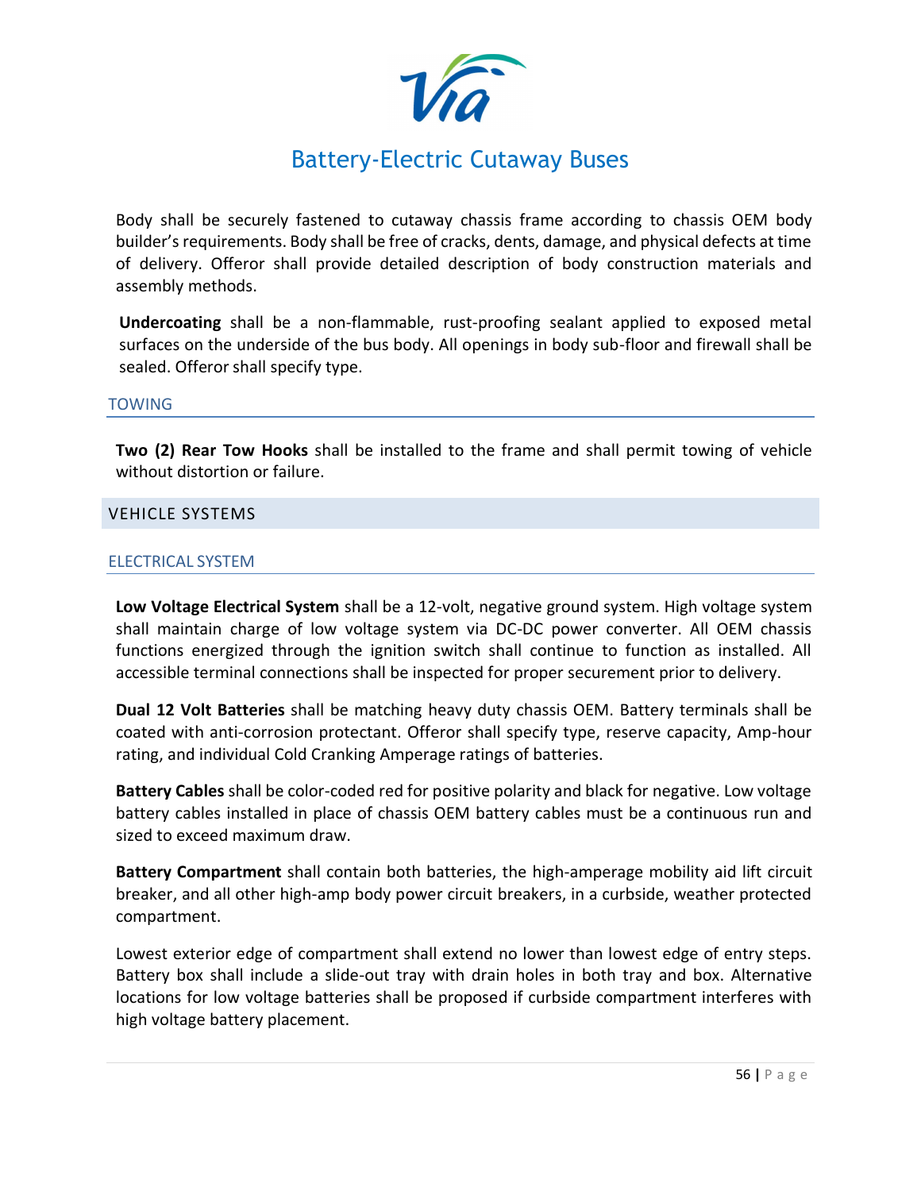Body shall be securely fastened to cutaway chassis frame according to chassis OEM body builder's requirements. Body shall be free of cracks, dents, damage, and physical defects at time of delivery. Offeror shall provide detailed description of body construction materials and assembly methods.

**Undercoating** shall be a non-flammable, rust-proofing sealant applied to exposed metal surfaces on the underside of the bus body. All openings in body sub-floor and firewall shall be sealed. Offeror shall specify type.

### TOWING

**Two (2) Rear Tow Hooks** shall be installed to the frame and shall permit towing of vehicle without distortion or failure.

## VEHICLE SYSTEMS

### ELECTRICAL SYSTEM

**Low Voltage Electrical System** shall be a 12-volt, negative ground system. High voltage system shall maintain charge of low voltage system via DC-DC power converter. All OEM chassis functions energized through the ignition switch shall continue to function as installed. All accessible terminal connections shall be inspected for proper securement prior to delivery.

**Dual 12 Volt Batteries** shall be matching heavy duty chassis OEM. Battery terminals shall be coated with anti-corrosion protectant. Offeror shall specify type, reserve capacity, Amp-hour rating, and individual Cold Cranking Amperage ratings of batteries.

**Battery Cables** shall be color-coded red for positive polarity and black for negative. Low voltage battery cables installed in place of chassis OEM battery cables must be a continuous run and sized to exceed maximum draw.

**Battery Compartment** shall contain both batteries, the high-amperage mobility aid lift circuit breaker, and all other high-amp body power circuit breakers, in a curbside, weather protected compartment.

Lowest exterior edge of compartment shall extend no lower than lowest edge of entry steps. Battery box shall include a slide-out tray with drain holes in both tray and box. Alternative locations for low voltage batteries shall be proposed if curbside compartment interferes with high voltage battery placement.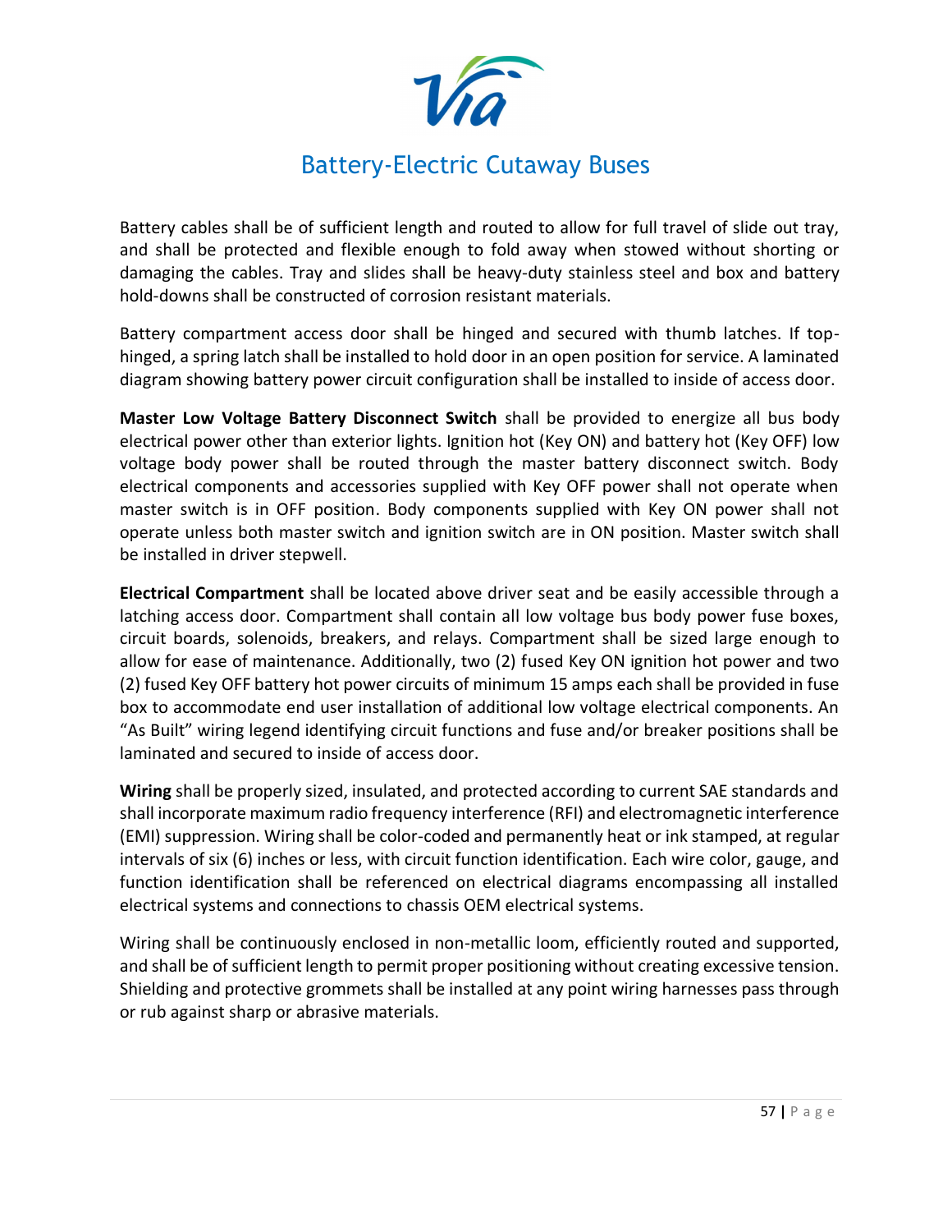Battery cables shall be of sufficient length and routed to allow for full travel of slide out tray, and shall be protected and flexible enough to fold away when stowed without shorting or damaging the cables. Tray and slides shall be heavy-duty stainless steel and box and battery hold-downs shall be constructed of corrosion resistant materials.

Battery compartment access door shall be hinged and secured with thumb latches. If top-hinged, a spring latch shall be installed to hold door in an open position for service. A laminated diagram showing battery power circuit configuration shall be installed to inside of access door.

**Master Low Voltage Battery Disconnect Switch** shall be provided to energize all bus body electrical power other than exterior lights. Ignition hot (Key ON) and battery hot (Key OFF) low voltage body power shall be routed through the master battery disconnect switch. Body electrical components and accessories supplied with Key OFF power shall not operate when master switch is in OFF position. Body components supplied with Key ON power shall not operate unless both master switch and ignition switch are in ON position. Master switch shall be installed in driver stepwell.

**Electrical Compartment** shall be located above driver seat and be easily accessible through a latching access door. Compartment shall contain all low voltage bus body power fuse boxes, circuit boards, solenoids, breakers, and relays. Compartment shall be sized large enough to allow for ease of maintenance. Additionally, two (2) fused Key ON ignition hot power and two (2) fused Key OFF battery hot power circuits of minimum 15 amps each shall be provided in fuse box to accommodate end user installation of additional low voltage electrical components. An "As Built" wiring legend identifying circuit functions and fuse and/or breaker positions shall be laminated and secured to inside of access door.

**Wiring** shall be properly sized, insulated, and protected according to current SAE standards and shall incorporate maximum radio frequency interference (RFI) and electromagnetic interference (EMI) suppression. Wiring shall be color-coded and permanently heat or ink stamped, at regular intervals of six (6) inches or less, with circuit function identification. Each wire color, gauge, and function identification shall be referenced on electrical diagrams encompassing all installed electrical systems and connections to chassis OEM electrical systems.

Wiring shall be continuously enclosed in non-metallic loom, efficiently routed and supported, and shall be of sufficient length to permit proper positioning without creating excessive tension. Shielding and protective grommets shall be installed at any point wiring harnesses pass through or rub against sharp or abrasive materials.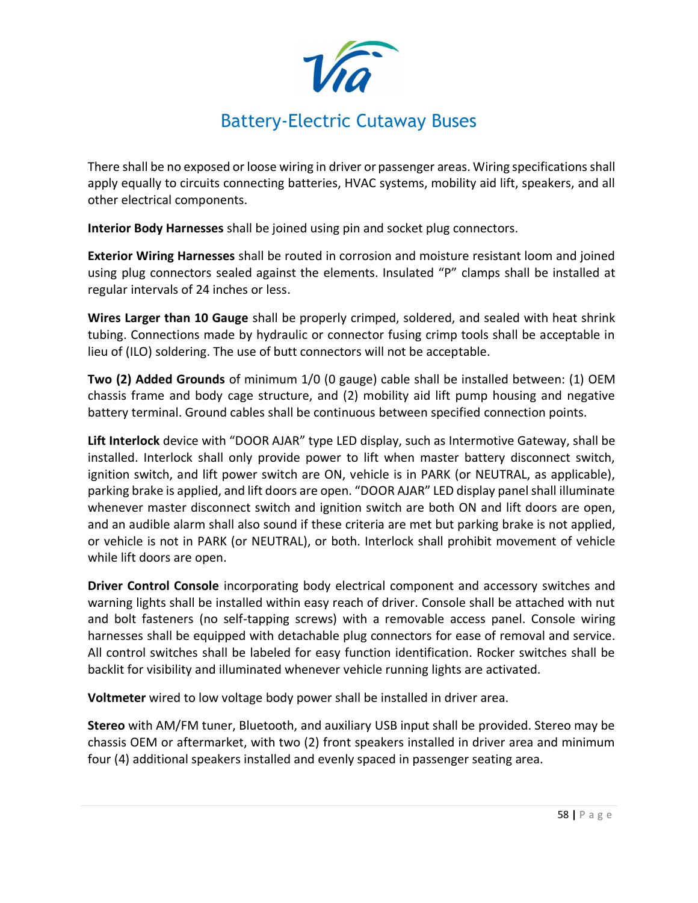There shall be no exposed or loose wiring in driver or passenger areas. Wiring specifications shall apply equally to circuits connecting batteries, HVAC systems, mobility aid lift, speakers, and all other electrical components.

**Interior Body Harnesses** shall be joined using pin and socket plug connectors.

**Exterior Wiring Harnesses** shall be routed in corrosion and moisture resistant loom and joined using plug connectors sealed against the elements. Insulated "P" clamps shall be installed at regular intervals of 24 inches or less.

**Wires Larger than 10 Gauge** shall be properly crimped, soldered, and sealed with heat shrink tubing. Connections made by hydraulic or connector fusing crimp tools shall be acceptable in lieu of (ILO) soldering. The use of butt connectors will not be acceptable.

**Two (2) Added Grounds** of minimum 1/0 (0 gauge) cable shall be installed between: (1) OEM chassis frame and body cage structure, and (2) mobility aid lift pump housing and negative battery terminal. Ground cables shall be continuous between specified connection points.

**Lift Interlock** device with "DOOR AJAR" type LED display, such as Intermotive Gateway, shall be installed. Interlock shall only provide power to lift when master battery disconnect switch, ignition switch, and lift power switch are ON, vehicle is in PARK (or NEUTRAL, as applicable), parking brake is applied, and lift doors are open. "DOOR AJAR" LED display panel shall illuminate whenever master disconnect switch and ignition switch are both ON and lift doors are open, and an audible alarm shall also sound if these criteria are met but parking brake is not applied, or vehicle is not in PARK (or NEUTRAL), or both. Interlock shall prohibit movement of vehicle while lift doors are open.

**Driver Control Console** incorporating body electrical component and accessory switches and warning lights shall be installed within easy reach of driver. Console shall be attached with nut and bolt fasteners (no self-tapping screws) with a removable access panel. Console wiring harnesses shall be equipped with detachable plug connectors for ease of removal and service. All control switches shall be labeled for easy function identification. Rocker switches shall be backlit for visibility and illuminated whenever vehicle running lights are activated.

**Voltmeter** wired to low voltage body power shall be installed in driver area.

**Stereo** with AM/FM tuner, Bluetooth, and auxiliary USB input shall be provided. Stereo may be chassis OEM or aftermarket, with two (2) front speakers installed in driver area and minimum four (4) additional speakers installed and evenly spaced in passenger seating area.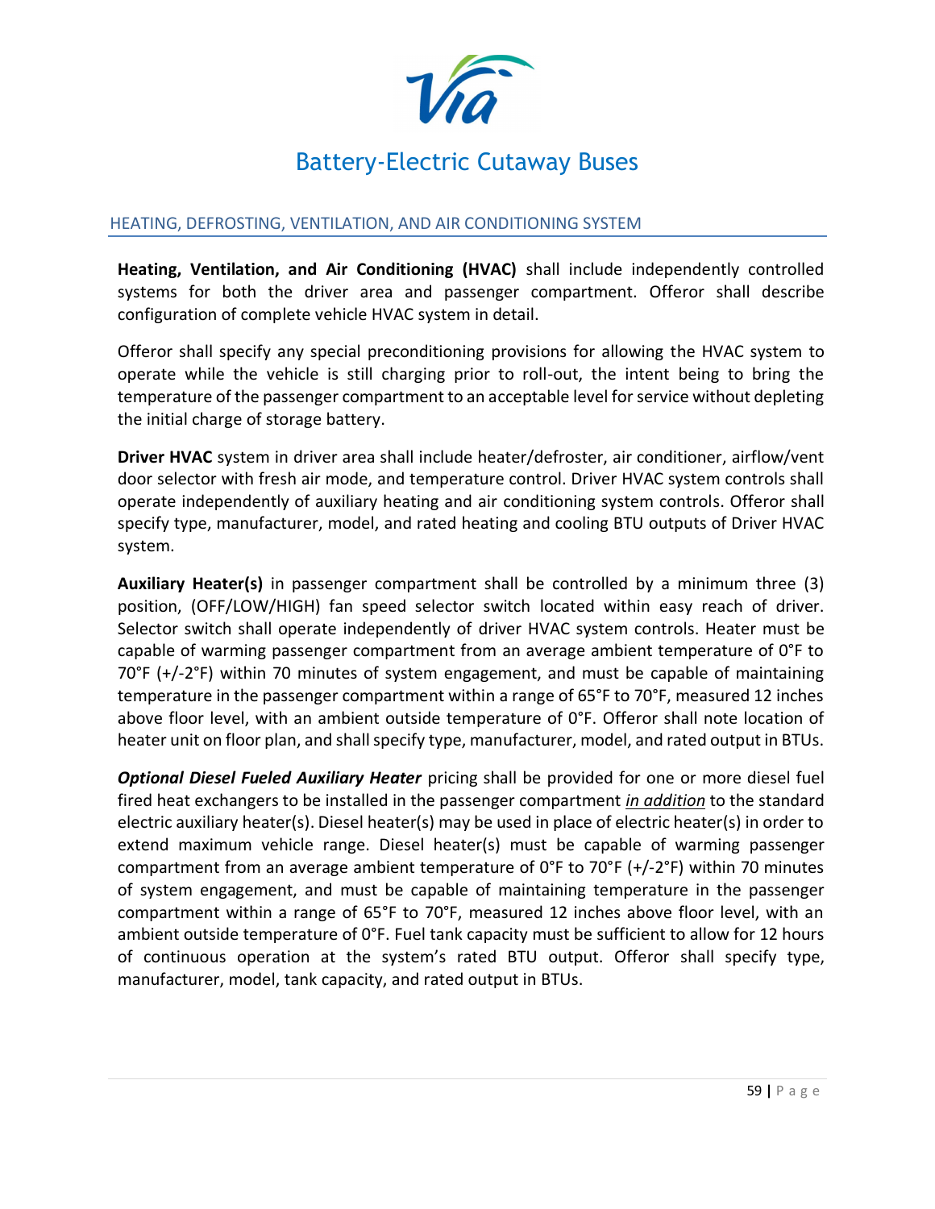## HEATING, DEFROSTING, VENTILATION, AND AIR CONDITIONING SYSTEM

**Heating, Ventilation, and Air Conditioning (HVAC)** shall include independently controlled systems for both the driver area and passenger compartment. Offeror shall describe configuration of complete vehicle HVAC system in detail.

Offeror shall specify any special preconditioning provisions for allowing the HVAC system to operate while the vehicle is still charging prior to roll-out, the intent being to bring the temperature of the passenger compartment to an acceptable level for service without depleting the initial charge of storage battery.

**Driver HVAC** system in driver area shall include heater/defroster, air conditioner, airflow/vent door selector with fresh air mode, and temperature control. Driver HVAC system controls shall operate independently of auxiliary heating and air conditioning system controls. Offeror shall specify type, manufacturer, model, and rated heating and cooling BTU outputs of Driver HVAC system.

**Auxiliary Heater(s)** in passenger compartment shall be controlled by a minimum three (3) position, (OFF/LOW/HIGH) fan speed selector switch located within easy reach of driver. Selector switch shall operate independently of driver HVAC system controls. Heater must be capable of warming passenger compartment from an average ambient temperature of 0°F to 70°F (+/-2°F) within 70 minutes of system engagement, and must be capable of maintaining temperature in the passenger compartment within a range of 65°F to 70°F, measured 12 inches above floor level, with an ambient outside temperature of 0°F. Offeror shall note location of heater unit on floor plan, and shall specify type, manufacturer, model, and rated output in BTUs.

***Optional Diesel Fueled Auxiliary Heater*** pricing shall be provided for one or more diesel fuel fired heat exchangers to be installed in the passenger compartment *in addition* to the standard electric auxiliary heater(s). Diesel heater(s) may be used in place of electric heater(s) in order to extend maximum vehicle range. Diesel heater(s) must be capable of warming passenger compartment from an average ambient temperature of 0°F to 70°F (+/-2°F) within 70 minutes of system engagement, and must be capable of maintaining temperature in the passenger compartment within a range of 65°F to 70°F, measured 12 inches above floor level, with an ambient outside temperature of 0°F. Fuel tank capacity must be sufficient to allow for 12 hours of continuous operation at the system's rated BTU output. Offeror shall specify type, manufacturer, model, tank capacity, and rated output in BTUs.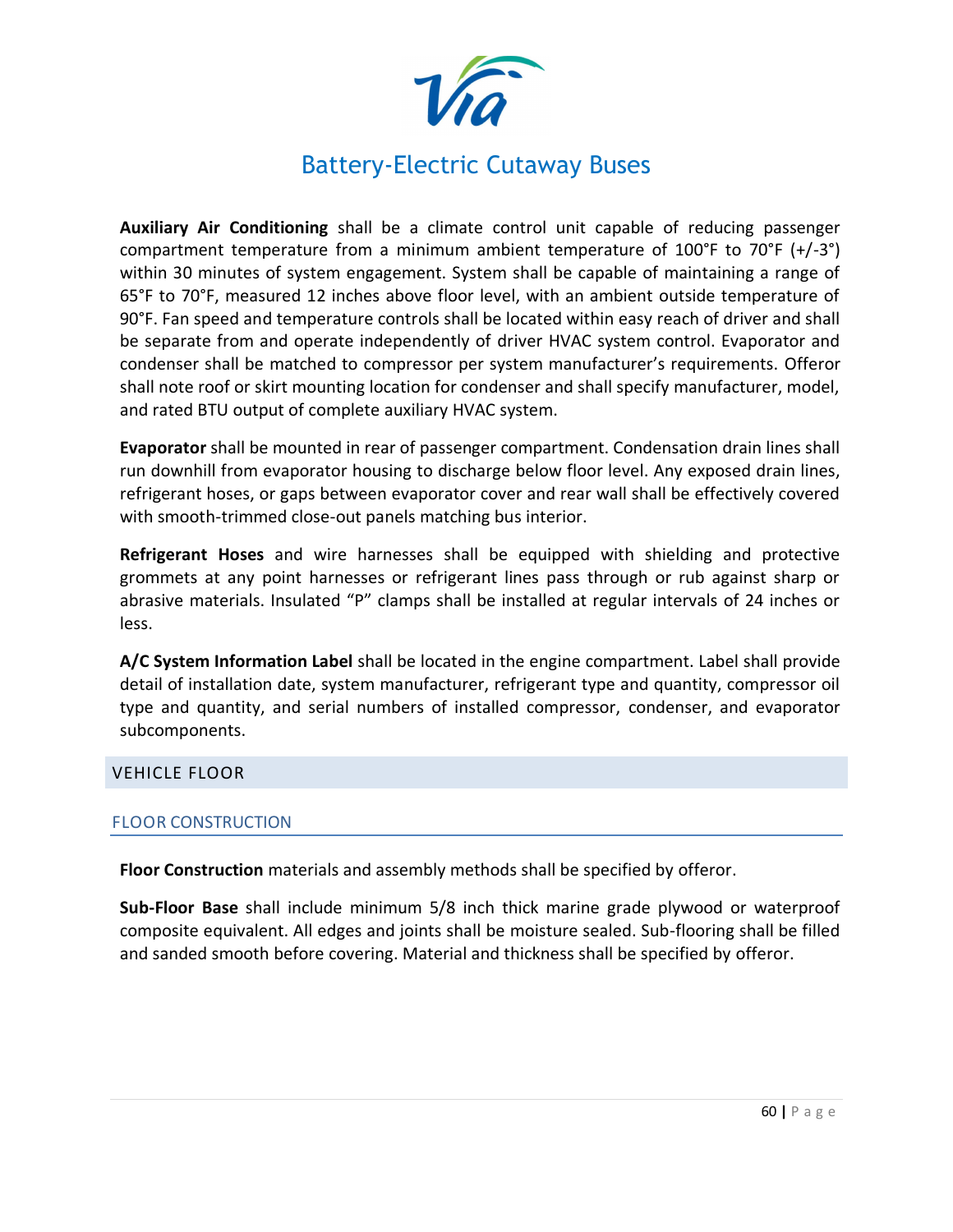**Auxiliary Air Conditioning** shall be a climate control unit capable of reducing passenger compartment temperature from a minimum ambient temperature of 100°F to 70°F (+/-3°) within 30 minutes of system engagement. System shall be capable of maintaining a range of 65°F to 70°F, measured 12 inches above floor level, with an ambient outside temperature of 90°F. Fan speed and temperature controls shall be located within easy reach of driver and shall be separate from and operate independently of driver HVAC system control. Evaporator and condenser shall be matched to compressor per system manufacturer's requirements. Offeror shall note roof or skirt mounting location for condenser and shall specify manufacturer, model, and rated BTU output of complete auxiliary HVAC system.

**Evaporator** shall be mounted in rear of passenger compartment. Condensation drain lines shall run downhill from evaporator housing to discharge below floor level. Any exposed drain lines, refrigerant hoses, or gaps between evaporator cover and rear wall shall be effectively covered with smooth-trimmed close-out panels matching bus interior.

**Refrigerant Hoses** and wire harnesses shall be equipped with shielding and protective grommets at any point harnesses or refrigerant lines pass through or rub against sharp or abrasive materials. Insulated "P" clamps shall be installed at regular intervals of 24 inches or less.

**A/C System Information Label** shall be located in the engine compartment. Label shall provide detail of installation date, system manufacturer, refrigerant type and quantity, compressor oil type and quantity, and serial numbers of installed compressor, condenser, and evaporator subcomponents.

## VEHICLE FLOOR

### FLOOR CONSTRUCTION

**Floor Construction** materials and assembly methods shall be specified by offeror.

**Sub-Floor Base** shall include minimum 5/8 inch thick marine grade plywood or waterproof composite equivalent. All edges and joints shall be moisture sealed. Sub-flooring shall be filled and sanded smooth before covering. Material and thickness shall be specified by offeror.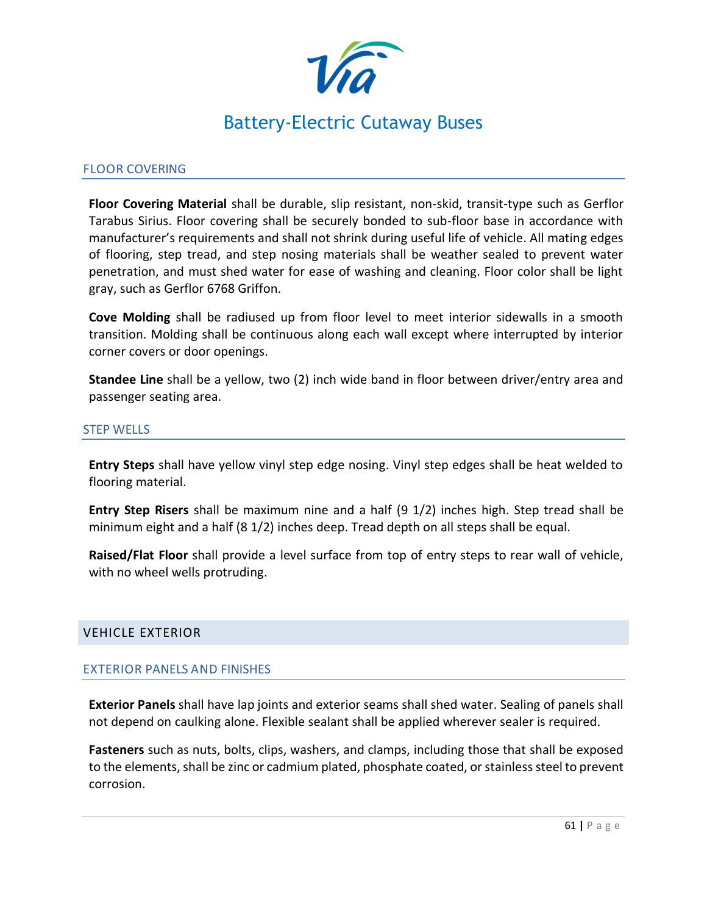## FLOOR COVERING

**Floor Covering Material** shall be durable, slip resistant, non-skid, transit-type such as Gerflor Tarabus Sirius. Floor covering shall be securely bonded to sub-floor base in accordance with manufacturer's requirements and shall not shrink during useful life of vehicle. All mating edges of flooring, step tread, and step nosing materials shall be weather sealed to prevent water penetration, and must shed water for ease of washing and cleaning. Floor color shall be light gray, such as Gerflor 6768 Griffon.

**Cove Molding** shall be radiused up from floor level to meet interior sidewalls in a smooth transition. Molding shall be continuous along each wall except where interrupted by interior corner covers or door openings.

**Standee Line** shall be a yellow, two (2) inch wide band in floor between driver/entry area and passenger seating area.

## STEP WELLS

**Entry Steps** shall have yellow vinyl step edge nosing. Vinyl step edges shall be heat welded to flooring material.

**Entry Step Risers** shall be maximum nine and a half (9 1/2) inches high. Step tread shall be minimum eight and a half (8 1/2) inches deep. Tread depth on all steps shall be equal.

**Raised/Flat Floor** shall provide a level surface from top of entry steps to rear wall of vehicle, with no wheel wells protruding.

# VEHICLE EXTERIOR

## EXTERIOR PANELS AND FINISHES

**Exterior Panels** shall have lap joints and exterior seams shall shed water. Sealing of panels shall not depend on caulking alone. Flexible sealant shall be applied wherever sealer is required.

**Fasteners** such as nuts, bolts, clips, washers, and clamps, including those that shall be exposed to the elements, shall be zinc or cadmium plated, phosphate coated, or stainless steel to prevent corrosion.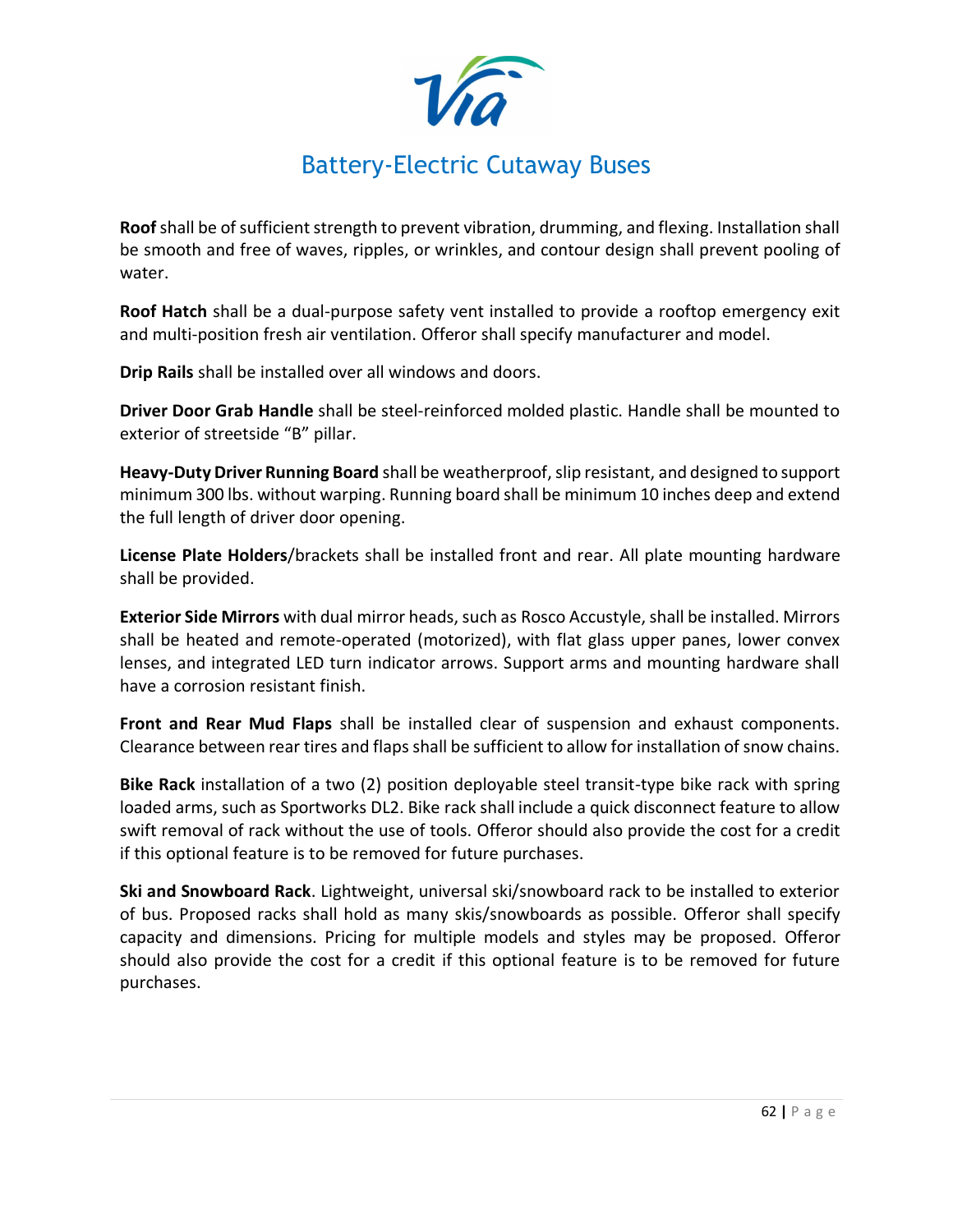**Roof** shall be of sufficient strength to prevent vibration, drumming, and flexing. Installation shall be smooth and free of waves, ripples, or wrinkles, and contour design shall prevent pooling of water.

**Roof Hatch** shall be a dual-purpose safety vent installed to provide a rooftop emergency exit and multi-position fresh air ventilation. Offeror shall specify manufacturer and model.

**Drip Rails** shall be installed over all windows and doors.

**Driver Door Grab Handle** shall be steel-reinforced molded plastic. Handle shall be mounted to exterior of streetside "B" pillar.

**Heavy-Duty Driver Running Board** shall be weatherproof, slip resistant, and designed to support minimum 300 lbs. without warping. Running board shall be minimum 10 inches deep and extend the full length of driver door opening.

**License Plate Holders**/brackets shall be installed front and rear. All plate mounting hardware shall be provided.

**Exterior Side Mirrors** with dual mirror heads, such as Rosco Accustyle, shall be installed. Mirrors shall be heated and remote-operated (motorized), with flat glass upper panes, lower convex lenses, and integrated LED turn indicator arrows. Support arms and mounting hardware shall have a corrosion resistant finish.

**Front and Rear Mud Flaps** shall be installed clear of suspension and exhaust components. Clearance between rear tires and flaps shall be sufficient to allow for installation of snow chains.

**Bike Rack** installation of a two (2) position deployable steel transit-type bike rack with spring loaded arms, such as Sportworks DL2. Bike rack shall include a quick disconnect feature to allow swift removal of rack without the use of tools. Offeror should also provide the cost for a credit if this optional feature is to be removed for future purchases.

**Ski and Snowboard Rack**. Lightweight, universal ski/snowboard rack to be installed to exterior of bus. Proposed racks shall hold as many skis/snowboards as possible. Offeror shall specify capacity and dimensions. Pricing for multiple models and styles may be proposed. Offeror should also provide the cost for a credit if this optional feature is to be removed for future purchases.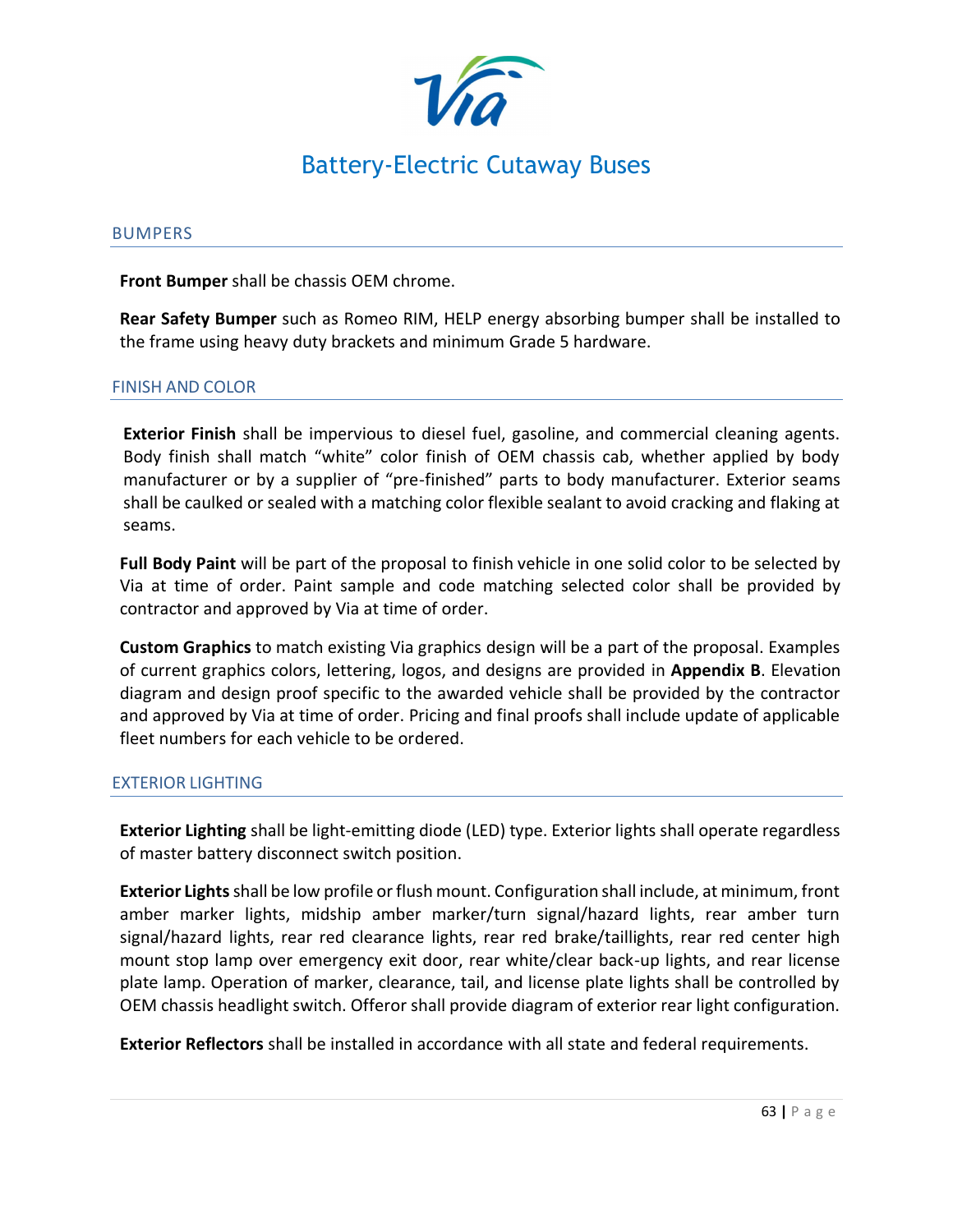## BUMPERS

**Front Bumper** shall be chassis OEM chrome.

**Rear Safety Bumper** such as Romeo RIM, HELP energy absorbing bumper shall be installed to the frame using heavy duty brackets and minimum Grade 5 hardware.

## FINISH AND COLOR

**Exterior Finish** shall be impervious to diesel fuel, gasoline, and commercial cleaning agents. Body finish shall match "white" color finish of OEM chassis cab, whether applied by body manufacturer or by a supplier of "pre-finished" parts to body manufacturer. Exterior seams shall be caulked or sealed with a matching color flexible sealant to avoid cracking and flaking at seams.

**Full Body Paint** will be part of the proposal to finish vehicle in one solid color to be selected by Via at time of order. Paint sample and code matching selected color shall be provided by contractor and approved by Via at time of order.

**Custom Graphics** to match existing Via graphics design will be a part of the proposal. Examples of current graphics colors, lettering, logos, and designs are provided in **Appendix B**. Elevation diagram and design proof specific to the awarded vehicle shall be provided by the contractor and approved by Via at time of order. Pricing and final proofs shall include update of applicable fleet numbers for each vehicle to be ordered.

## EXTERIOR LIGHTING

**Exterior Lighting** shall be light-emitting diode (LED) type. Exterior lights shall operate regardless of master battery disconnect switch position.

**Exterior Lights** shall be low profile or flush mount. Configuration shall include, at minimum, front amber marker lights, midship amber marker/turn signal/hazard lights, rear amber turn signal/hazard lights, rear red clearance lights, rear red brake/taillights, rear red center high mount stop lamp over emergency exit door, rear white/clear back-up lights, and rear license plate lamp. Operation of marker, clearance, tail, and license plate lights shall be controlled by OEM chassis headlight switch. Offeror shall provide diagram of exterior rear light configuration.

**Exterior Reflectors** shall be installed in accordance with all state and federal requirements.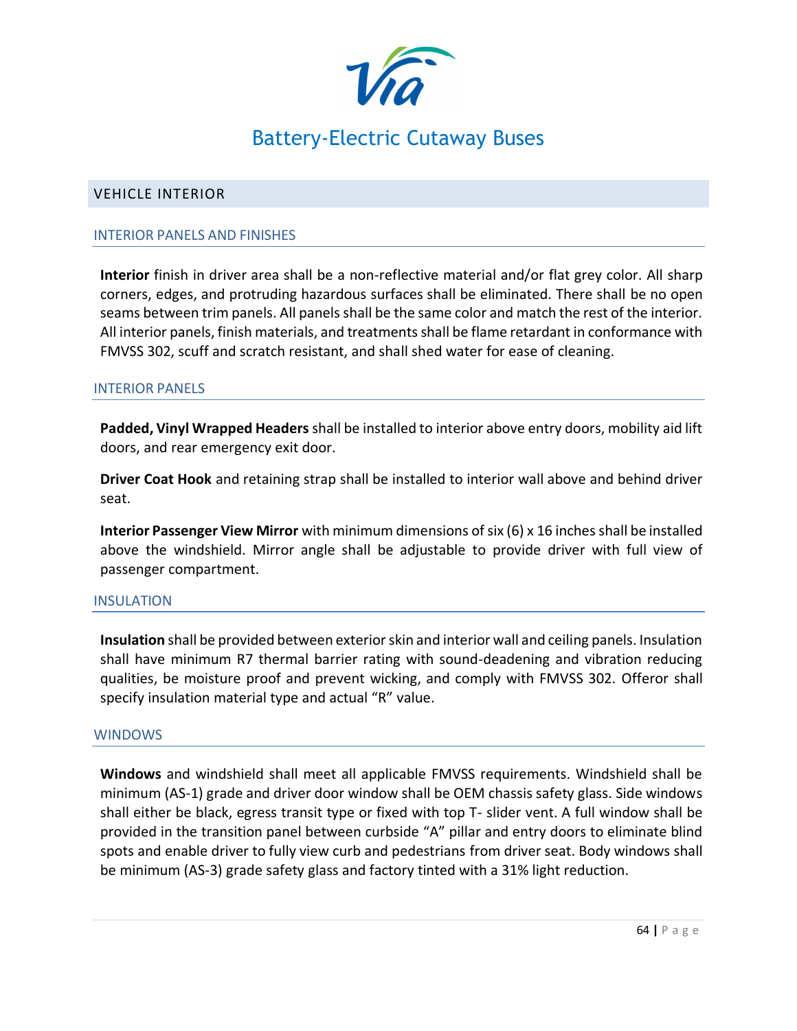## VEHICLE INTERIOR

### INTERIOR PANELS AND FINISHES

**Interior** finish in driver area shall be a non-reflective material and/or flat grey color. All sharp corners, edges, and protruding hazardous surfaces shall be eliminated. There shall be no open seams between trim panels. All panels shall be the same color and match the rest of the interior. All interior panels, finish materials, and treatments shall be flame retardant in conformance with FMVSS 302, scuff and scratch resistant, and shall shed water for ease of cleaning.

### INTERIOR PANELS

**Padded, Vinyl Wrapped Headers** shall be installed to interior above entry doors, mobility aid lift doors, and rear emergency exit door.

**Driver Coat Hook** and retaining strap shall be installed to interior wall above and behind driver seat.

**Interior Passenger View Mirror** with minimum dimensions of six (6) x 16 inches shall be installed above the windshield. Mirror angle shall be adjustable to provide driver with full view of passenger compartment.

### INSULATION

**Insulation** shall be provided between exterior skin and interior wall and ceiling panels. Insulation shall have minimum R7 thermal barrier rating with sound-deadening and vibration reducing qualities, be moisture proof and prevent wicking, and comply with FMVSS 302. Offeror shall specify insulation material type and actual "R" value.

### WINDOWS

**Windows** and windshield shall meet all applicable FMVSS requirements. Windshield shall be minimum (AS-1) grade and driver door window shall be OEM chassis safety glass. Side windows shall either be black, egress transit type or fixed with top T- slider vent. A full window shall be provided in the transition panel between curbside "A" pillar and entry doors to eliminate blind spots and enable driver to fully view curb and pedestrians from driver seat. Body windows shall be minimum (AS-3) grade safety glass and factory tinted with a 31% light reduction.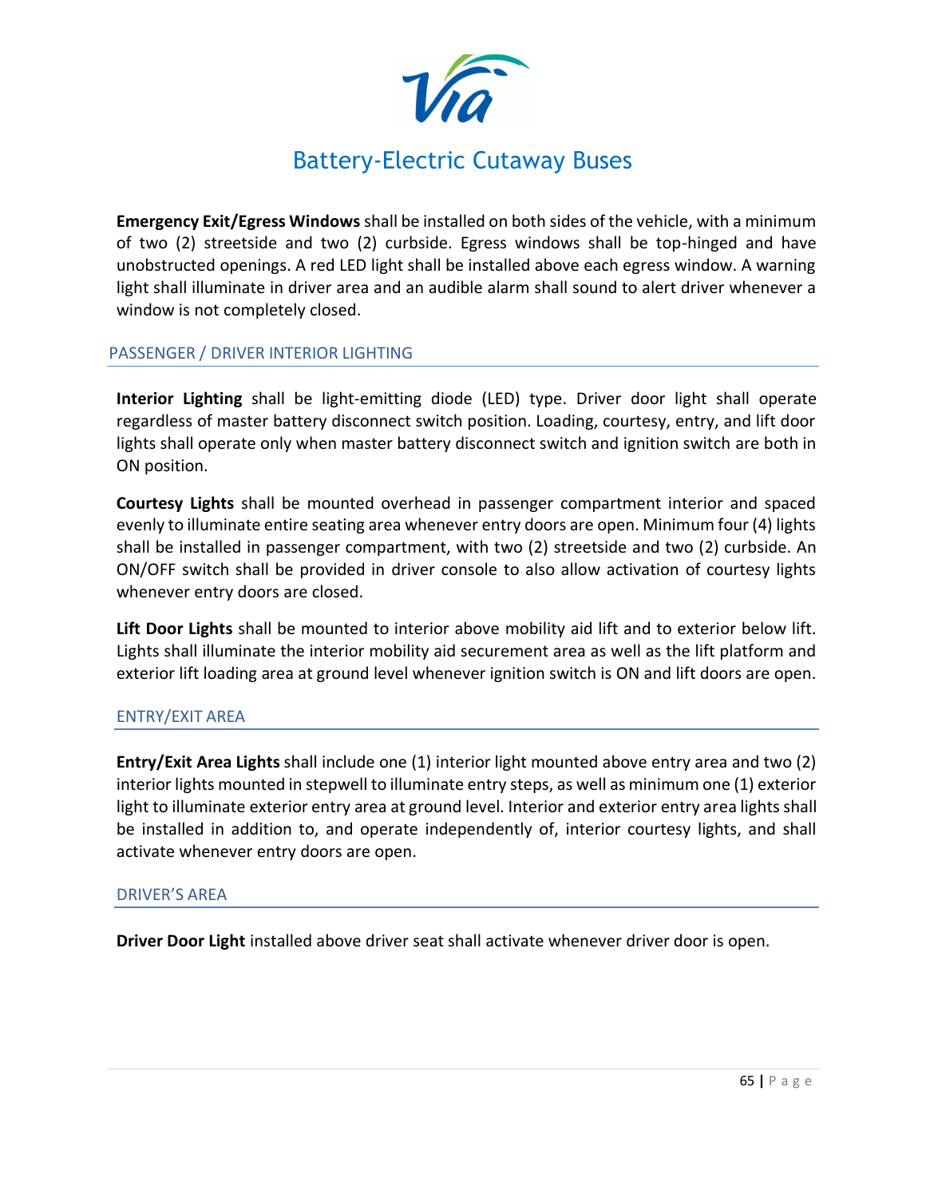**Emergency Exit/Egress Windows** shall be installed on both sides of the vehicle, with a minimum of two (2) streetside and two (2) curbside. Egress windows shall be top-hinged and have unobstructed openings. A red LED light shall be installed above each egress window. A warning light shall illuminate in driver area and an audible alarm shall sound to alert driver whenever a window is not completely closed.

## PASSENGER / DRIVER INTERIOR LIGHTING

**Interior Lighting** shall be light-emitting diode (LED) type. Driver door light shall operate regardless of master battery disconnect switch position. Loading, courtesy, entry, and lift door lights shall operate only when master battery disconnect switch and ignition switch are both in ON position.

**Courtesy Lights** shall be mounted overhead in passenger compartment interior and spaced evenly to illuminate entire seating area whenever entry doors are open. Minimum four (4) lights shall be installed in passenger compartment, with two (2) streetside and two (2) curbside. An ON/OFF switch shall be provided in driver console to also allow activation of courtesy lights whenever entry doors are closed.

**Lift Door Lights** shall be mounted to interior above mobility aid lift and to exterior below lift. Lights shall illuminate the interior mobility aid securement area as well as the lift platform and exterior lift loading area at ground level whenever ignition switch is ON and lift doors are open.

## ENTRY/EXIT AREA

**Entry/Exit Area Lights** shall include one (1) interior light mounted above entry area and two (2) interior lights mounted in stepwell to illuminate entry steps, as well as minimum one (1) exterior light to illuminate exterior entry area at ground level. Interior and exterior entry area lights shall be installed in addition to, and operate independently of, interior courtesy lights, and shall activate whenever entry doors are open.

## DRIVER'S AREA

**Driver Door Light** installed above driver seat shall activate whenever driver door is open.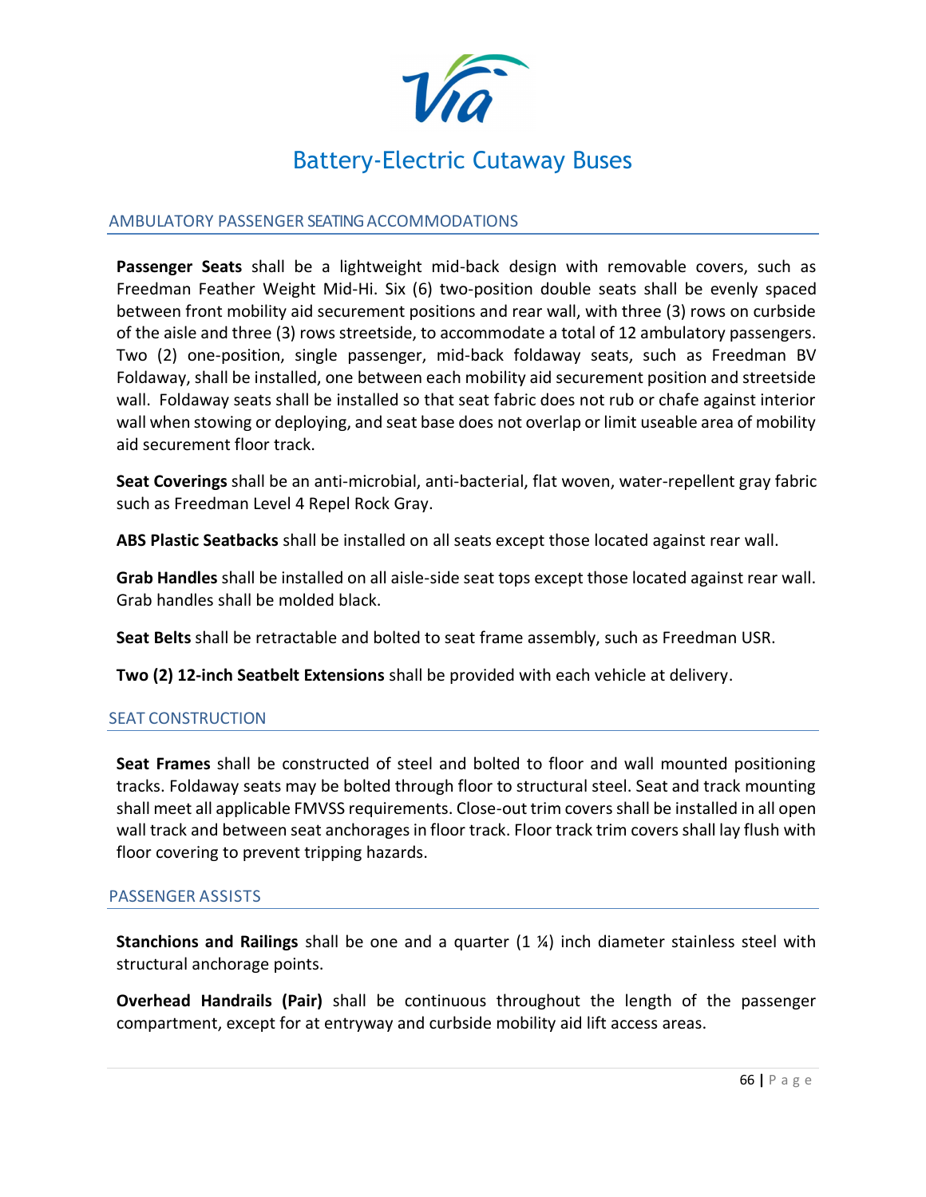## AMBULATORY PASSENGER SEATING ACCOMMODATIONS

**Passenger Seats** shall be a lightweight mid-back design with removable covers, such as Freedman Feather Weight Mid-Hi. Six (6) two-position double seats shall be evenly spaced between front mobility aid securement positions and rear wall, with three (3) rows on curbside of the aisle and three (3) rows streetside, to accommodate a total of 12 ambulatory passengers. Two (2) one-position, single passenger, mid-back foldaway seats, such as Freedman BV Foldaway, shall be installed, one between each mobility aid securement position and streetside wall. Foldaway seats shall be installed so that seat fabric does not rub or chafe against interior wall when stowing or deploying, and seat base does not overlap or limit useable area of mobility aid securement floor track.

**Seat Coverings** shall be an anti-microbial, anti-bacterial, flat woven, water-repellent gray fabric such as Freedman Level 4 Repel Rock Gray.

**ABS Plastic Seatbacks** shall be installed on all seats except those located against rear wall.

**Grab Handles** shall be installed on all aisle-side seat tops except those located against rear wall. Grab handles shall be molded black.

**Seat Belts** shall be retractable and bolted to seat frame assembly, such as Freedman USR.

**Two (2) 12-inch Seatbelt Extensions** shall be provided with each vehicle at delivery.

## SEAT CONSTRUCTION

**Seat Frames** shall be constructed of steel and bolted to floor and wall mounted positioning tracks. Foldaway seats may be bolted through floor to structural steel. Seat and track mounting shall meet all applicable FMVSS requirements. Close-out trim covers shall be installed in all open wall track and between seat anchorages in floor track. Floor track trim covers shall lay flush with floor covering to prevent tripping hazards.

## PASSENGER ASSISTS

**Stanchions and Railings** shall be one and a quarter (1 ¼) inch diameter stainless steel with structural anchorage points.

**Overhead Handrails (Pair)** shall be continuous throughout the length of the passenger compartment, except for at entryway and curbside mobility aid lift access areas.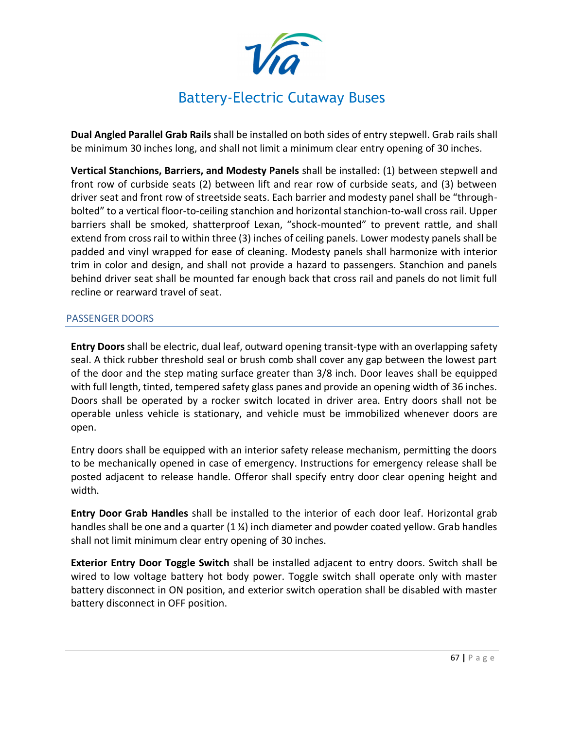**Dual Angled Parallel Grab Rails** shall be installed on both sides of entry stepwell. Grab rails shall be minimum 30 inches long, and shall not limit a minimum clear entry opening of 30 inches.

**Vertical Stanchions, Barriers, and Modesty Panels** shall be installed: (1) between stepwell and front row of curbside seats (2) between lift and rear row of curbside seats, and (3) between driver seat and front row of streetside seats. Each barrier and modesty panel shall be "through-bolted" to a vertical floor-to-ceiling stanchion and horizontal stanchion-to-wall cross rail. Upper barriers shall be smoked, shatterproof Lexan, "shock-mounted" to prevent rattle, and shall extend from cross rail to within three (3) inches of ceiling panels. Lower modesty panels shall be padded and vinyl wrapped for ease of cleaning. Modesty panels shall harmonize with interior trim in color and design, and shall not provide a hazard to passengers. Stanchion and panels behind driver seat shall be mounted far enough back that cross rail and panels do not limit full recline or rearward travel of seat.

## PASSENGER DOORS

**Entry Doors** shall be electric, dual leaf, outward opening transit-type with an overlapping safety seal. A thick rubber threshold seal or brush comb shall cover any gap between the lowest part of the door and the step mating surface greater than 3/8 inch. Door leaves shall be equipped with full length, tinted, tempered safety glass panes and provide an opening width of 36 inches. Doors shall be operated by a rocker switch located in driver area. Entry doors shall not be operable unless vehicle is stationary, and vehicle must be immobilized whenever doors are open.

Entry doors shall be equipped with an interior safety release mechanism, permitting the doors to be mechanically opened in case of emergency. Instructions for emergency release shall be posted adjacent to release handle. Offeror shall specify entry door clear opening height and width.

**Entry Door Grab Handles** shall be installed to the interior of each door leaf. Horizontal grab handles shall be one and a quarter (1 ¼) inch diameter and powder coated yellow. Grab handles shall not limit minimum clear entry opening of 30 inches.

**Exterior Entry Door Toggle Switch** shall be installed adjacent to entry doors. Switch shall be wired to low voltage battery hot body power. Toggle switch shall operate only with master battery disconnect in ON position, and exterior switch operation shall be disabled with master battery disconnect in OFF position.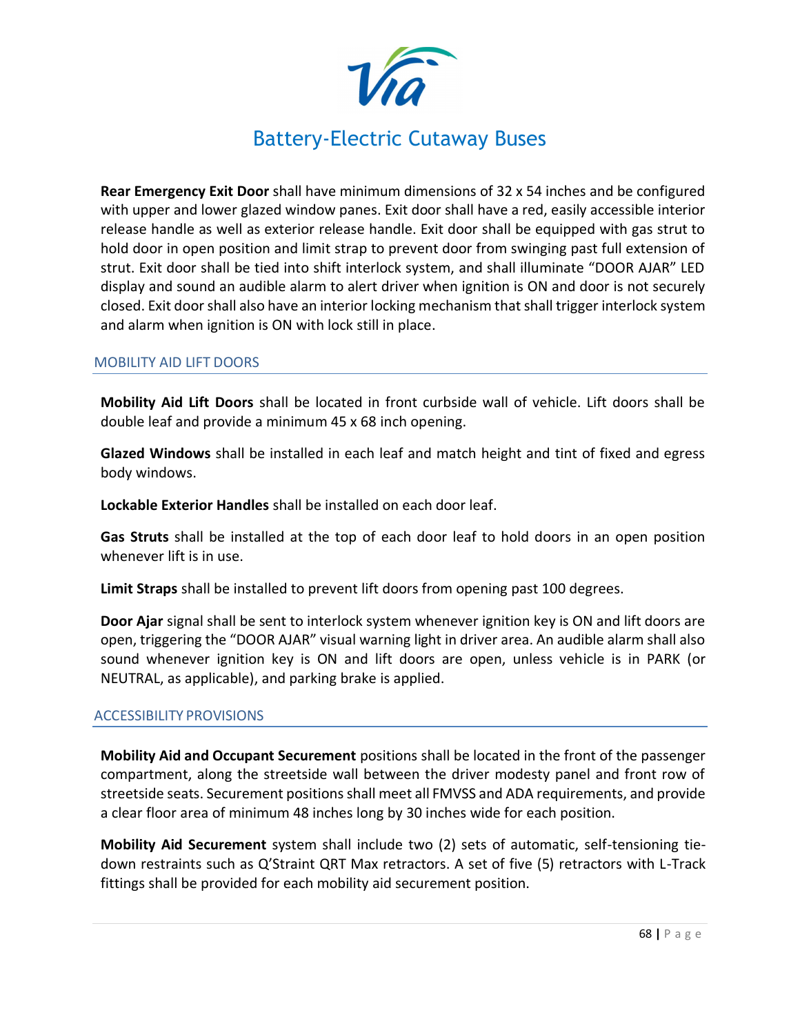**Rear Emergency Exit Door** shall have minimum dimensions of 32 x 54 inches and be configured with upper and lower glazed window panes. Exit door shall have a red, easily accessible interior release handle as well as exterior release handle. Exit door shall be equipped with gas strut to hold door in open position and limit strap to prevent door from swinging past full extension of strut. Exit door shall be tied into shift interlock system, and shall illuminate "DOOR AJAR" LED display and sound an audible alarm to alert driver when ignition is ON and door is not securely closed. Exit door shall also have an interior locking mechanism that shall trigger interlock system and alarm when ignition is ON with lock still in place.

## MOBILITY AID LIFT DOORS

**Mobility Aid Lift Doors** shall be located in front curbside wall of vehicle. Lift doors shall be double leaf and provide a minimum 45 x 68 inch opening.

**Glazed Windows** shall be installed in each leaf and match height and tint of fixed and egress body windows.

**Lockable Exterior Handles** shall be installed on each door leaf.

**Gas Struts** shall be installed at the top of each door leaf to hold doors in an open position whenever lift is in use.

**Limit Straps** shall be installed to prevent lift doors from opening past 100 degrees.

**Door Ajar** signal shall be sent to interlock system whenever ignition key is ON and lift doors are open, triggering the "DOOR AJAR" visual warning light in driver area. An audible alarm shall also sound whenever ignition key is ON and lift doors are open, unless vehicle is in PARK (or NEUTRAL, as applicable), and parking brake is applied.

## ACCESSIBILITY PROVISIONS

**Mobility Aid and Occupant Securement** positions shall be located in the front of the passenger compartment, along the streetside wall between the driver modesty panel and front row of streetside seats. Securement positions shall meet all FMVSS and ADA requirements, and provide a clear floor area of minimum 48 inches long by 30 inches wide for each position.

**Mobility Aid Securement** system shall include two (2) sets of automatic, self-tensioning tie-down restraints such as Q'Straint QRT Max retractors. A set of five (5) retractors with L-Track fittings shall be provided for each mobility aid securement position.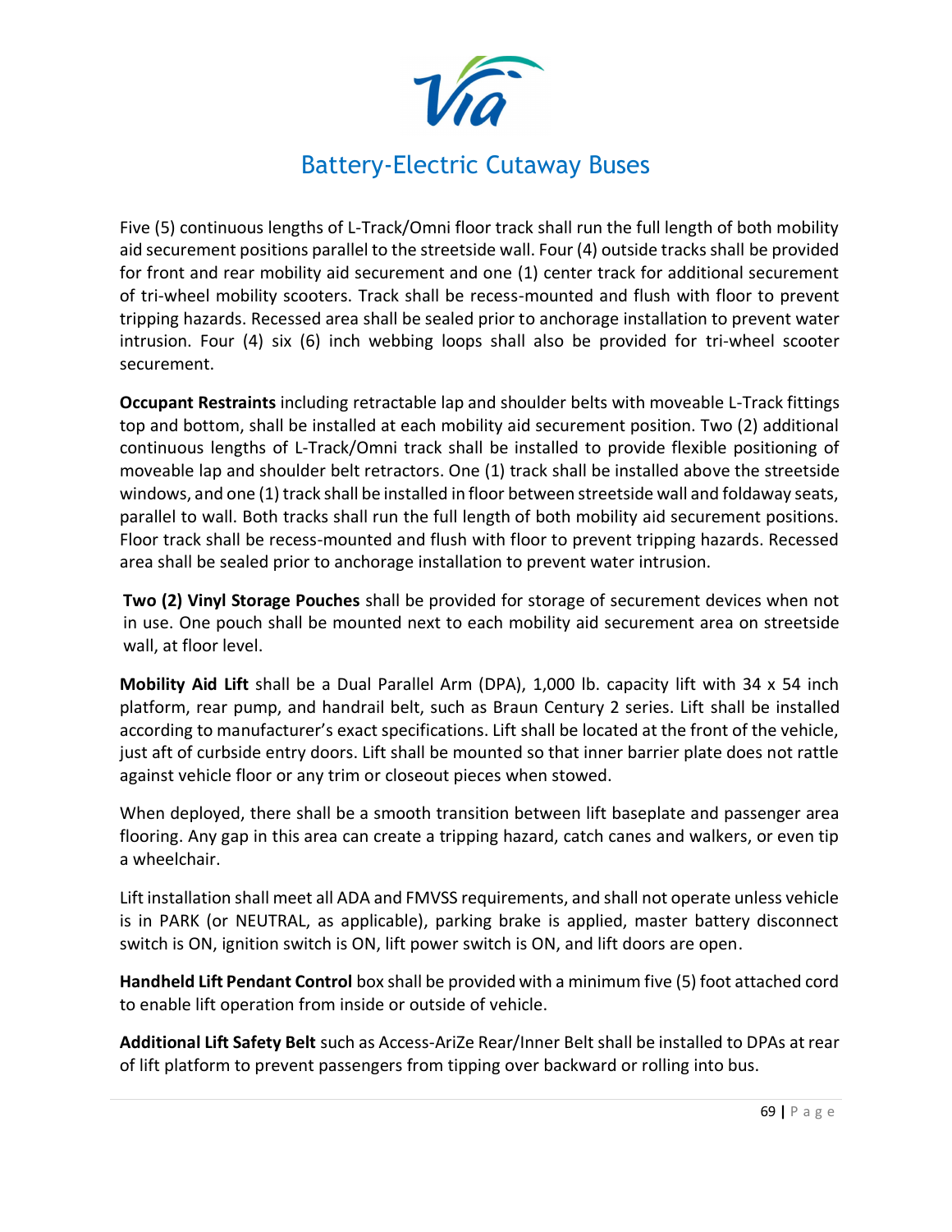Five (5) continuous lengths of L-Track/Omni floor track shall run the full length of both mobility aid securement positions parallel to the streetside wall. Four (4) outside tracks shall be provided for front and rear mobility aid securement and one (1) center track for additional securement of tri-wheel mobility scooters. Track shall be recess-mounted and flush with floor to prevent tripping hazards. Recessed area shall be sealed prior to anchorage installation to prevent water intrusion. Four (4) six (6) inch webbing loops shall also be provided for tri-wheel scooter securement.

**Occupant Restraints** including retractable lap and shoulder belts with moveable L-Track fittings top and bottom, shall be installed at each mobility aid securement position. Two (2) additional continuous lengths of L-Track/Omni track shall be installed to provide flexible positioning of moveable lap and shoulder belt retractors. One (1) track shall be installed above the streetside windows, and one (1) track shall be installed in floor between streetside wall and foldaway seats, parallel to wall. Both tracks shall run the full length of both mobility aid securement positions. Floor track shall be recess-mounted and flush with floor to prevent tripping hazards. Recessed area shall be sealed prior to anchorage installation to prevent water intrusion.

**Two (2) Vinyl Storage Pouches** shall be provided for storage of securement devices when not in use. One pouch shall be mounted next to each mobility aid securement area on streetside wall, at floor level.

**Mobility Aid Lift** shall be a Dual Parallel Arm (DPA), 1,000 lb. capacity lift with 34 x 54 inch platform, rear pump, and handrail belt, such as Braun Century 2 series. Lift shall be installed according to manufacturer's exact specifications. Lift shall be located at the front of the vehicle, just aft of curbside entry doors. Lift shall be mounted so that inner barrier plate does not rattle against vehicle floor or any trim or closeout pieces when stowed.

When deployed, there shall be a smooth transition between lift baseplate and passenger area flooring. Any gap in this area can create a tripping hazard, catch canes and walkers, or even tip a wheelchair.

Lift installation shall meet all ADA and FMVSS requirements, and shall not operate unless vehicle is in PARK (or NEUTRAL, as applicable), parking brake is applied, master battery disconnect switch is ON, ignition switch is ON, lift power switch is ON, and lift doors are open.

**Handheld Lift Pendant Control** box shall be provided with a minimum five (5) foot attached cord to enable lift operation from inside or outside of vehicle.

**Additional Lift Safety Belt** such as Access-AriZe Rear/Inner Belt shall be installed to DPAs at rear of lift platform to prevent passengers from tipping over backward or rolling into bus.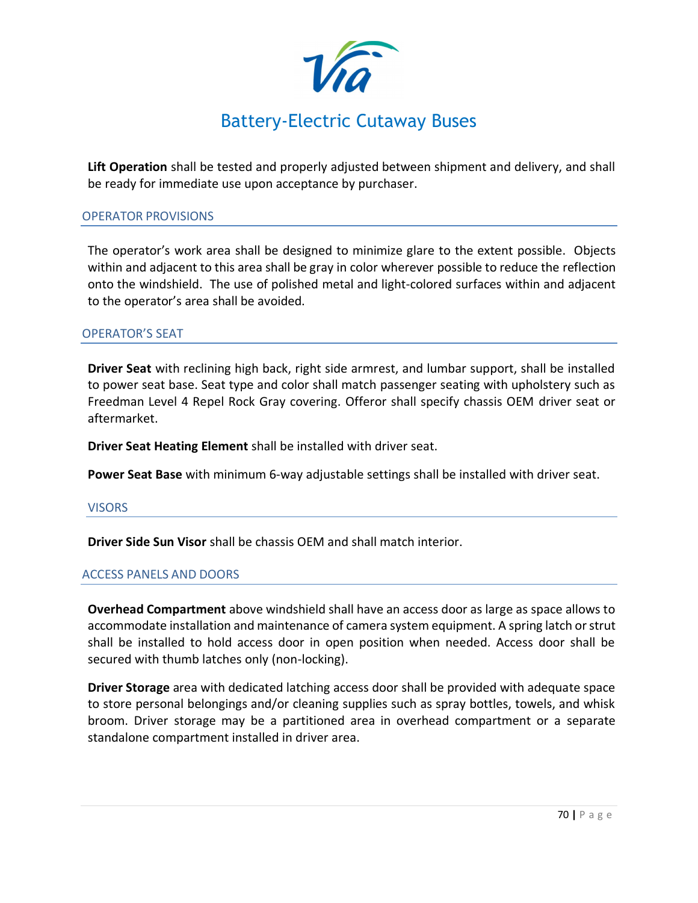**Lift Operation** shall be tested and properly adjusted between shipment and delivery, and shall be ready for immediate use upon acceptance by purchaser.

## OPERATOR PROVISIONS

The operator's work area shall be designed to minimize glare to the extent possible. Objects within and adjacent to this area shall be gray in color wherever possible to reduce the reflection onto the windshield. The use of polished metal and light-colored surfaces within and adjacent to the operator's area shall be avoided.

## OPERATOR'S SEAT

**Driver Seat** with reclining high back, right side armrest, and lumbar support, shall be installed to power seat base. Seat type and color shall match passenger seating with upholstery such as Freedman Level 4 Repel Rock Gray covering. Offeror shall specify chassis OEM driver seat or aftermarket.

**Driver Seat Heating Element** shall be installed with driver seat.

**Power Seat Base** with minimum 6-way adjustable settings shall be installed with driver seat.

## VISORS

**Driver Side Sun Visor** shall be chassis OEM and shall match interior.

## ACCESS PANELS AND DOORS

**Overhead Compartment** above windshield shall have an access door as large as space allows to accommodate installation and maintenance of camera system equipment. A spring latch or strut shall be installed to hold access door in open position when needed. Access door shall be secured with thumb latches only (non-locking).

**Driver Storage** area with dedicated latching access door shall be provided with adequate space to store personal belongings and/or cleaning supplies such as spray bottles, towels, and whisk broom. Driver storage may be a partitioned area in overhead compartment or a separate standalone compartment installed in driver area.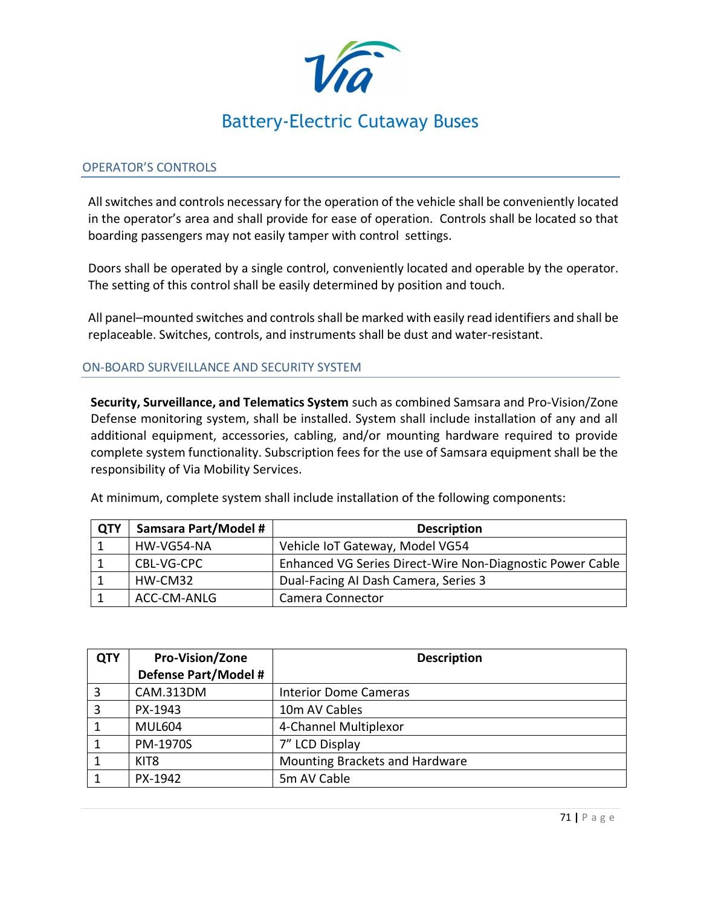## OPERATOR'S CONTROLS

All switches and controls necessary for the operation of the vehicle shall be conveniently located in the operator's area and shall provide for ease of operation. Controls shall be located so that boarding passengers may not easily tamper with control settings.

Doors shall be operated by a single control, conveniently located and operable by the operator. The setting of this control shall be easily determined by position and touch.

All panel–mounted switches and controls shall be marked with easily read identifiers and shall be replaceable. Switches, controls, and instruments shall be dust and water-resistant.

## ON-BOARD SURVEILLANCE AND SECURITY SYSTEM

**Security, Surveillance, and Telematics System** such as combined Samsara and Pro-Vision/Zone Defense monitoring system, shall be installed. System shall include installation of any and all additional equipment, accessories, cabling, and/or mounting hardware required to provide complete system functionality. Subscription fees for the use of Samsara equipment shall be the responsibility of Via Mobility Services.

At minimum, complete system shall include installation of the following components:

| QTY | Samsara Part/Model # | Description |
|---|---|---|
| 1 | HW-VG54-NA | Vehicle IoT Gateway, Model VG54 |
| 1 | CBL-VG-CPC | Enhanced VG Series Direct-Wire Non-Diagnostic Power Cable |
| 1 | HW-CM32 | Dual-Facing AI Dash Camera, Series 3 |
| 1 | ACC-CM-ANLG | Camera Connector |

| QTY | Pro-Vision/Zone Defense Part/Model # | Description |
|---|---|---|
| 3 | CAM.313DM | Interior Dome Cameras |
| 3 | PX-1943 | 10m AV Cables |
| 1 | MUL604 | 4-Channel Multiplexor |
| 1 | PM-1970S | 7" LCD Display |
| 1 | KIT8 | Mounting Brackets and Hardware |
| 1 | PX-1942 | 5m AV Cable |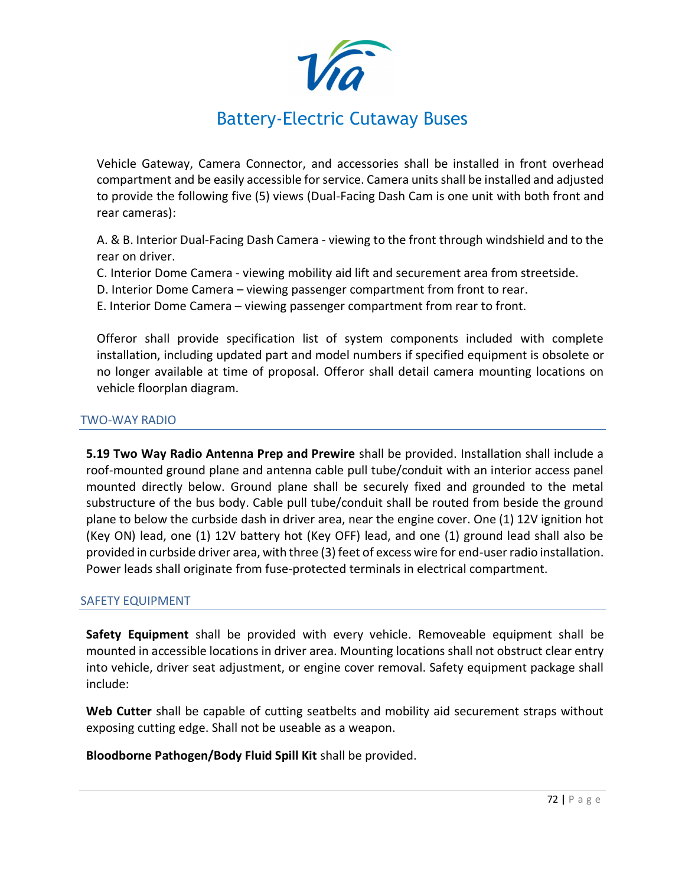Vehicle Gateway, Camera Connector, and accessories shall be installed in front overhead compartment and be easily accessible for service. Camera units shall be installed and adjusted to provide the following five (5) views (Dual-Facing Dash Cam is one unit with both front and rear cameras):

A. & B. Interior Dual-Facing Dash Camera - viewing to the front through windshield and to the rear on driver.
C. Interior Dome Camera - viewing mobility aid lift and securement area from streetside.
D. Interior Dome Camera – viewing passenger compartment from front to rear.
E. Interior Dome Camera – viewing passenger compartment from rear to front.

Offeror shall provide specification list of system components included with complete installation, including updated part and model numbers if specified equipment is obsolete or no longer available at time of proposal. Offeror shall detail camera mounting locations on vehicle floorplan diagram.

## TWO-WAY RADIO

**5.19 Two Way Radio Antenna Prep and Prewire** shall be provided. Installation shall include a roof-mounted ground plane and antenna cable pull tube/conduit with an interior access panel mounted directly below. Ground plane shall be securely fixed and grounded to the metal substructure of the bus body. Cable pull tube/conduit shall be routed from beside the ground plane to below the curbside dash in driver area, near the engine cover. One (1) 12V ignition hot (Key ON) lead, one (1) 12V battery hot (Key OFF) lead, and one (1) ground lead shall also be provided in curbside driver area, with three (3) feet of excess wire for end-user radio installation. Power leads shall originate from fuse-protected terminals in electrical compartment.

## SAFETY EQUIPMENT

**Safety Equipment** shall be provided with every vehicle. Removeable equipment shall be mounted in accessible locations in driver area. Mounting locations shall not obstruct clear entry into vehicle, driver seat adjustment, or engine cover removal. Safety equipment package shall include:

**Web Cutter** shall be capable of cutting seatbelts and mobility aid securement straps without exposing cutting edge. Shall not be useable as a weapon.

**Bloodborne Pathogen/Body Fluid Spill Kit** shall be provided.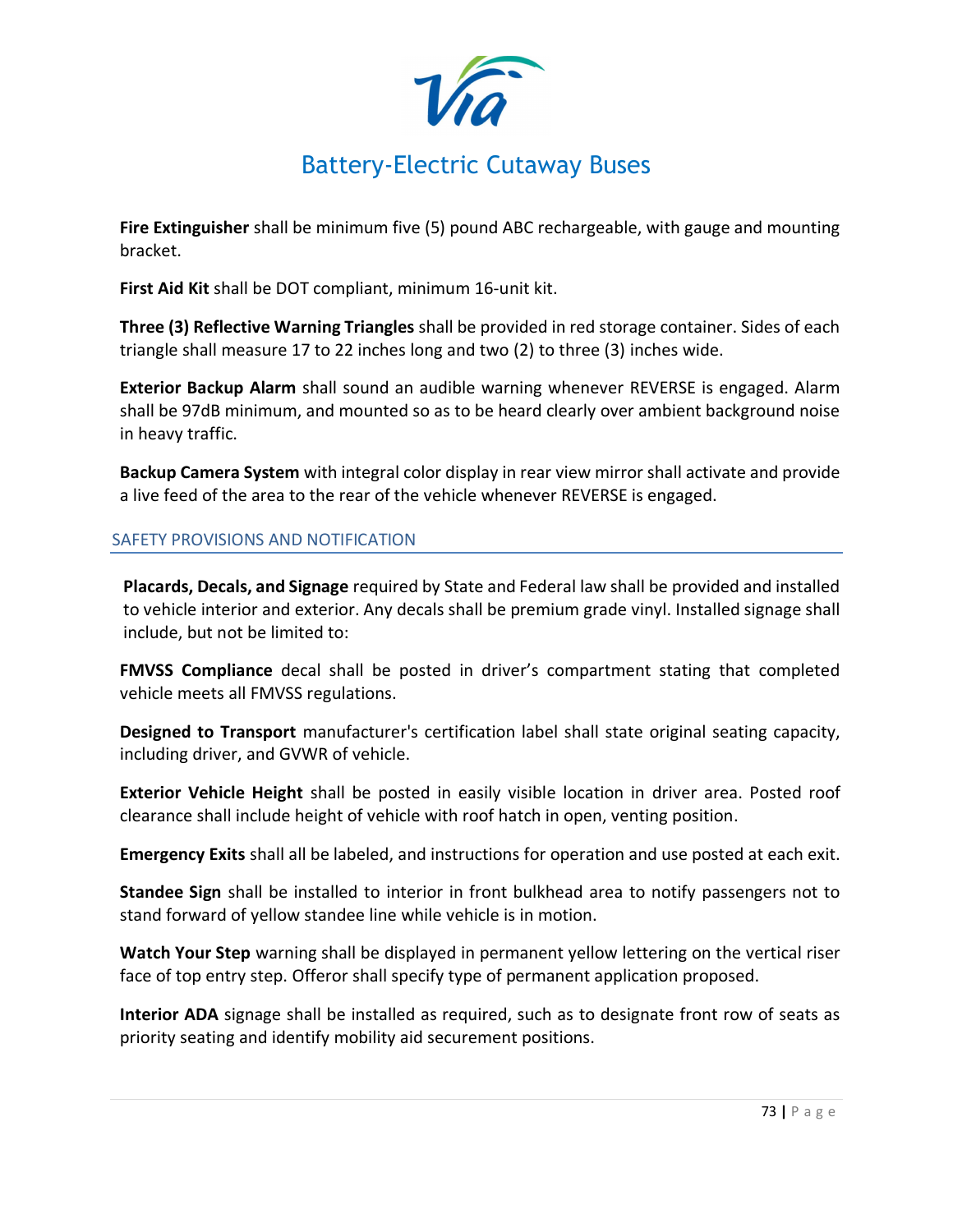**Fire Extinguisher** shall be minimum five (5) pound ABC rechargeable, with gauge and mounting bracket.

**First Aid Kit** shall be DOT compliant, minimum 16-unit kit.

**Three (3) Reflective Warning Triangles** shall be provided in red storage container. Sides of each triangle shall measure 17 to 22 inches long and two (2) to three (3) inches wide.

**Exterior Backup Alarm** shall sound an audible warning whenever REVERSE is engaged. Alarm shall be 97dB minimum, and mounted so as to be heard clearly over ambient background noise in heavy traffic.

**Backup Camera System** with integral color display in rear view mirror shall activate and provide a live feed of the area to the rear of the vehicle whenever REVERSE is engaged.

## SAFETY PROVISIONS AND NOTIFICATION

**Placards, Decals, and Signage** required by State and Federal law shall be provided and installed to vehicle interior and exterior. Any decals shall be premium grade vinyl. Installed signage shall include, but not be limited to:

**FMVSS Compliance** decal shall be posted in driver's compartment stating that completed vehicle meets all FMVSS regulations.

**Designed to Transport** manufacturer's certification label shall state original seating capacity, including driver, and GVWR of vehicle.

**Exterior Vehicle Height** shall be posted in easily visible location in driver area. Posted roof clearance shall include height of vehicle with roof hatch in open, venting position.

**Emergency Exits** shall all be labeled, and instructions for operation and use posted at each exit.

**Standee Sign** shall be installed to interior in front bulkhead area to notify passengers not to stand forward of yellow standee line while vehicle is in motion.

**Watch Your Step** warning shall be displayed in permanent yellow lettering on the vertical riser face of top entry step. Offeror shall specify type of permanent application proposed.

**Interior ADA** signage shall be installed as required, such as to designate front row of seats as priority seating and identify mobility aid securement positions.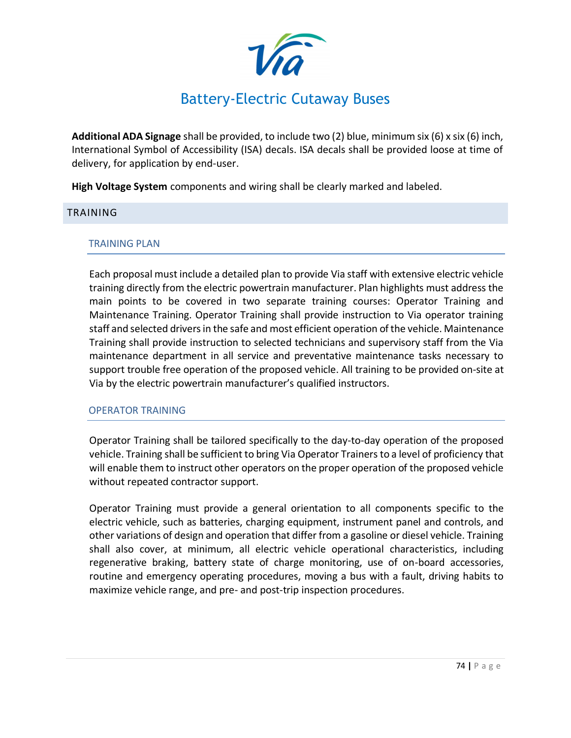**Additional ADA Signage** shall be provided, to include two (2) blue, minimum six (6) x six (6) inch, International Symbol of Accessibility (ISA) decals. ISA decals shall be provided loose at time of delivery, for application by end-user.

**High Voltage System** components and wiring shall be clearly marked and labeled.

## TRAINING

### TRAINING PLAN

Each proposal must include a detailed plan to provide Via staff with extensive electric vehicle training directly from the electric powertrain manufacturer. Plan highlights must address the main points to be covered in two separate training courses: Operator Training and Maintenance Training. Operator Training shall provide instruction to Via operator training staff and selected drivers in the safe and most efficient operation of the vehicle. Maintenance Training shall provide instruction to selected technicians and supervisory staff from the Via maintenance department in all service and preventative maintenance tasks necessary to support trouble free operation of the proposed vehicle. All training to be provided on-site at Via by the electric powertrain manufacturer's qualified instructors.

### OPERATOR TRAINING

Operator Training shall be tailored specifically to the day-to-day operation of the proposed vehicle. Training shall be sufficient to bring Via Operator Trainers to a level of proficiency that will enable them to instruct other operators on the proper operation of the proposed vehicle without repeated contractor support.

Operator Training must provide a general orientation to all components specific to the electric vehicle, such as batteries, charging equipment, instrument panel and controls, and other variations of design and operation that differ from a gasoline or diesel vehicle. Training shall also cover, at minimum, all electric vehicle operational characteristics, including regenerative braking, battery state of charge monitoring, use of on-board accessories, routine and emergency operating procedures, moving a bus with a fault, driving habits to maximize vehicle range, and pre- and post-trip inspection procedures.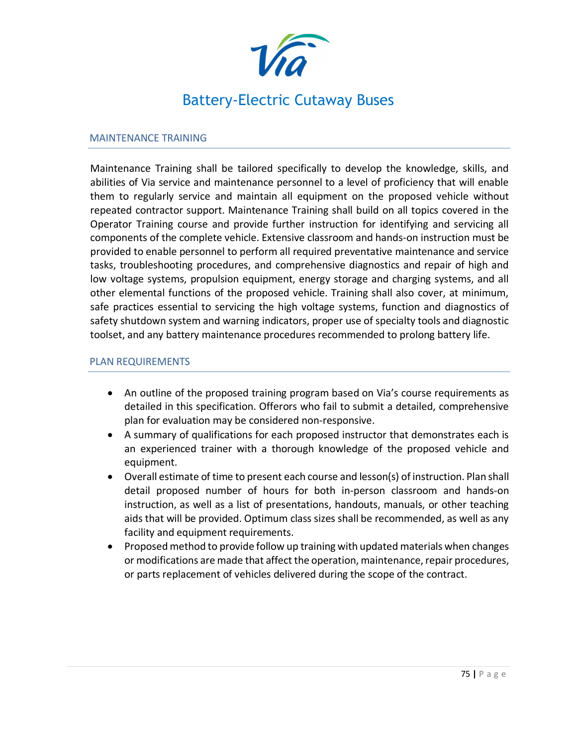## MAINTENANCE TRAINING

Maintenance Training shall be tailored specifically to develop the knowledge, skills, and abilities of Via service and maintenance personnel to a level of proficiency that will enable them to regularly service and maintain all equipment on the proposed vehicle without repeated contractor support. Maintenance Training shall build on all topics covered in the Operator Training course and provide further instruction for identifying and servicing all components of the complete vehicle. Extensive classroom and hands-on instruction must be provided to enable personnel to perform all required preventative maintenance and service tasks, troubleshooting procedures, and comprehensive diagnostics and repair of high and low voltage systems, propulsion equipment, energy storage and charging systems, and all other elemental functions of the proposed vehicle. Training shall also cover, at minimum, safe practices essential to servicing the high voltage systems, function and diagnostics of safety shutdown system and warning indicators, proper use of specialty tools and diagnostic toolset, and any battery maintenance procedures recommended to prolong battery life.

## PLAN REQUIREMENTS

- An outline of the proposed training program based on Via's course requirements as detailed in this specification. Offerors who fail to submit a detailed, comprehensive plan for evaluation may be considered non-responsive.
- A summary of qualifications for each proposed instructor that demonstrates each is an experienced trainer with a thorough knowledge of the proposed vehicle and equipment.
- Overall estimate of time to present each course and lesson(s) of instruction. Plan shall detail proposed number of hours for both in-person classroom and hands-on instruction, as well as a list of presentations, handouts, manuals, or other teaching aids that will be provided. Optimum class sizes shall be recommended, as well as any facility and equipment requirements.
- Proposed method to provide follow up training with updated materials when changes or modifications are made that affect the operation, maintenance, repair procedures, or parts replacement of vehicles delivered during the scope of the contract.